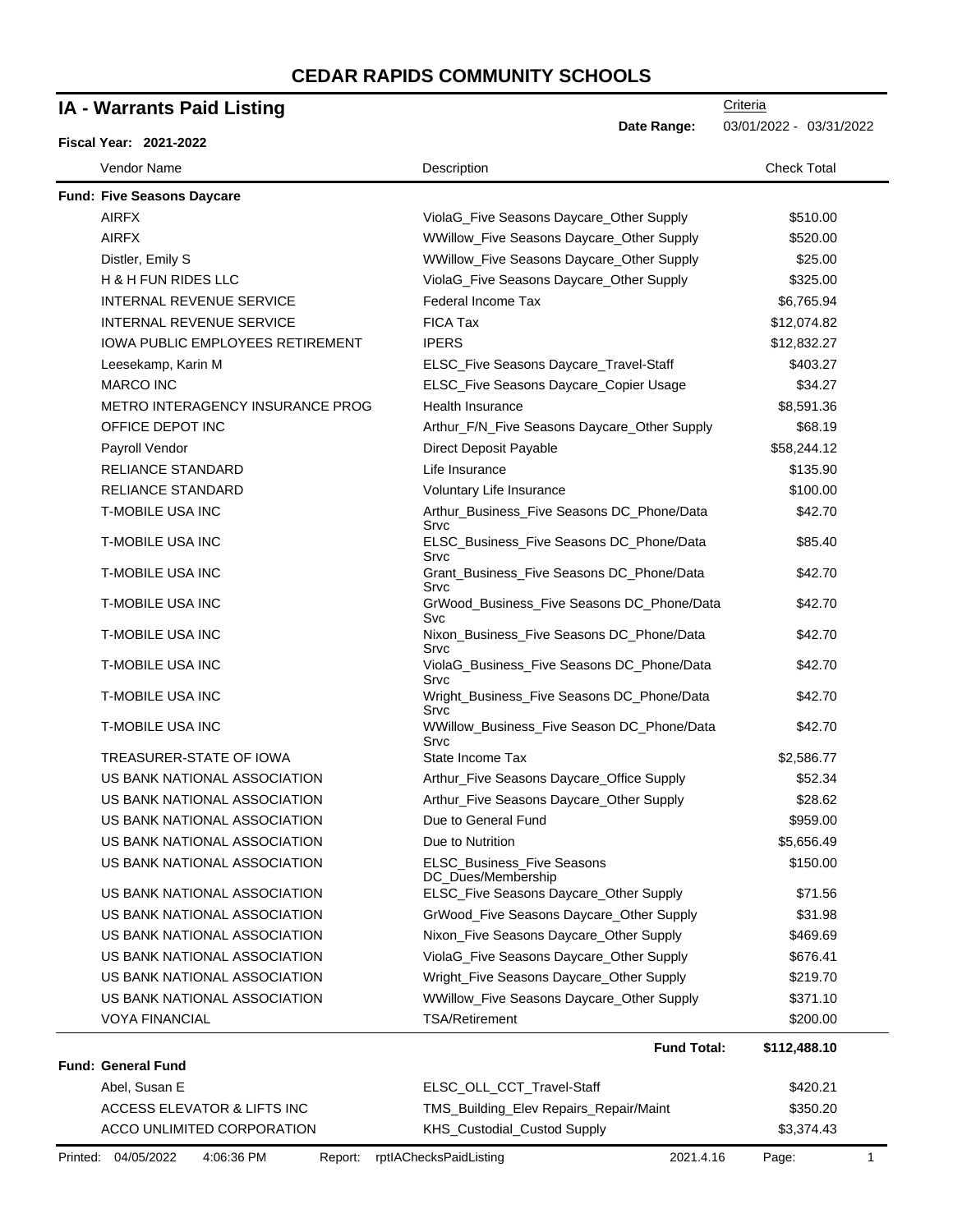# CEDAR RAPIDS COMMUNITY SCHOOLS

## IA - Warrants Paid Listing

**Fiscal Year: 2021-2022**

Criteria
**Date Range:** 03/01/2022 - 03/31/2022

| Vendor Name | Description | Check Total |
|---|---|---|
| **Fund: Five Seasons Daycare** | | |
| AIRFX | ViolaG_Five Seasons Daycare_Other Supply | $510.00 |
| AIRFX | WWillow_Five Seasons Daycare_Other Supply | $520.00 |
| Distler, Emily S | WWillow_Five Seasons Daycare_Other Supply | $25.00 |
| H & H FUN RIDES LLC | ViolaG_Five Seasons Daycare_Other Supply | $325.00 |
| INTERNAL REVENUE SERVICE | Federal Income Tax | $6,765.94 |
| INTERNAL REVENUE SERVICE | FICA Tax | $12,074.82 |
| IOWA PUBLIC EMPLOYEES RETIREMENT | IPERS | $12,832.27 |
| Leesekamp, Karin M | ELSC_Five Seasons Daycare_Travel-Staff | $403.27 |
| MARCO INC | ELSC_Five Seasons Daycare_Copier Usage | $34.27 |
| METRO INTERAGENCY INSURANCE PROG | Health Insurance | $8,591.36 |
| OFFICE DEPOT INC | Arthur_F/N_Five Seasons Daycare_Other Supply | $68.19 |
| Payroll Vendor | Direct Deposit Payable | $58,244.12 |
| RELIANCE STANDARD | Life Insurance | $135.90 |
| RELIANCE STANDARD | Voluntary Life Insurance | $100.00 |
| T-MOBILE USA INC | Arthur_Business_Five Seasons DC_Phone/Data Srvc | $42.70 |
| T-MOBILE USA INC | ELSC_Business_Five Seasons DC_Phone/Data Srvc | $85.40 |
| T-MOBILE USA INC | Grant_Business_Five Seasons DC_Phone/Data Srvc | $42.70 |
| T-MOBILE USA INC | GrWood_Business_Five Seasons DC_Phone/Data Svc | $42.70 |
| T-MOBILE USA INC | Nixon_Business_Five Seasons DC_Phone/Data Srvc | $42.70 |
| T-MOBILE USA INC | ViolaG_Business_Five Seasons DC_Phone/Data Srvc | $42.70 |
| T-MOBILE USA INC | Wright_Business_Five Seasons DC_Phone/Data Srvc | $42.70 |
| T-MOBILE USA INC | WWillow_Business_Five Season DC_Phone/Data Srvc | $42.70 |
| TREASURER-STATE OF IOWA | State Income Tax | $2,586.77 |
| US BANK NATIONAL ASSOCIATION | Arthur_Five Seasons Daycare_Office Supply | $52.34 |
| US BANK NATIONAL ASSOCIATION | Arthur_Five Seasons Daycare_Other Supply | $28.62 |
| US BANK NATIONAL ASSOCIATION | Due to General Fund | $959.00 |
| US BANK NATIONAL ASSOCIATION | Due to Nutrition | $5,656.49 |
| US BANK NATIONAL ASSOCIATION | ELSC_Business_Five Seasons DC_Dues/Membership | $150.00 |
| US BANK NATIONAL ASSOCIATION | ELSC_Five Seasons Daycare_Other Supply | $71.56 |
| US BANK NATIONAL ASSOCIATION | GrWood_Five Seasons Daycare_Other Supply | $31.98 |
| US BANK NATIONAL ASSOCIATION | Nixon_Five Seasons Daycare_Other Supply | $469.69 |
| US BANK NATIONAL ASSOCIATION | ViolaG_Five Seasons Daycare_Other Supply | $676.41 |
| US BANK NATIONAL ASSOCIATION | Wright_Five Seasons Daycare_Other Supply | $219.70 |
| US BANK NATIONAL ASSOCIATION | WWillow_Five Seasons Daycare_Other Supply | $371.10 |
| VOYA FINANCIAL | TSA/Retirement | $200.00 |
| | **Fund Total:** | **$112,488.10** |
| **Fund: General Fund** | | |
| Abel, Susan E | ELSC_OLL_CCT_Travel-Staff | $420.21 |
| ACCESS ELEVATOR & LIFTS INC | TMS_Building_Elev Repairs_Repair/Maint | $350.20 |
| ACCO UNLIMITED CORPORATION | KHS_Custodial_Custod Supply | $3,374.43 |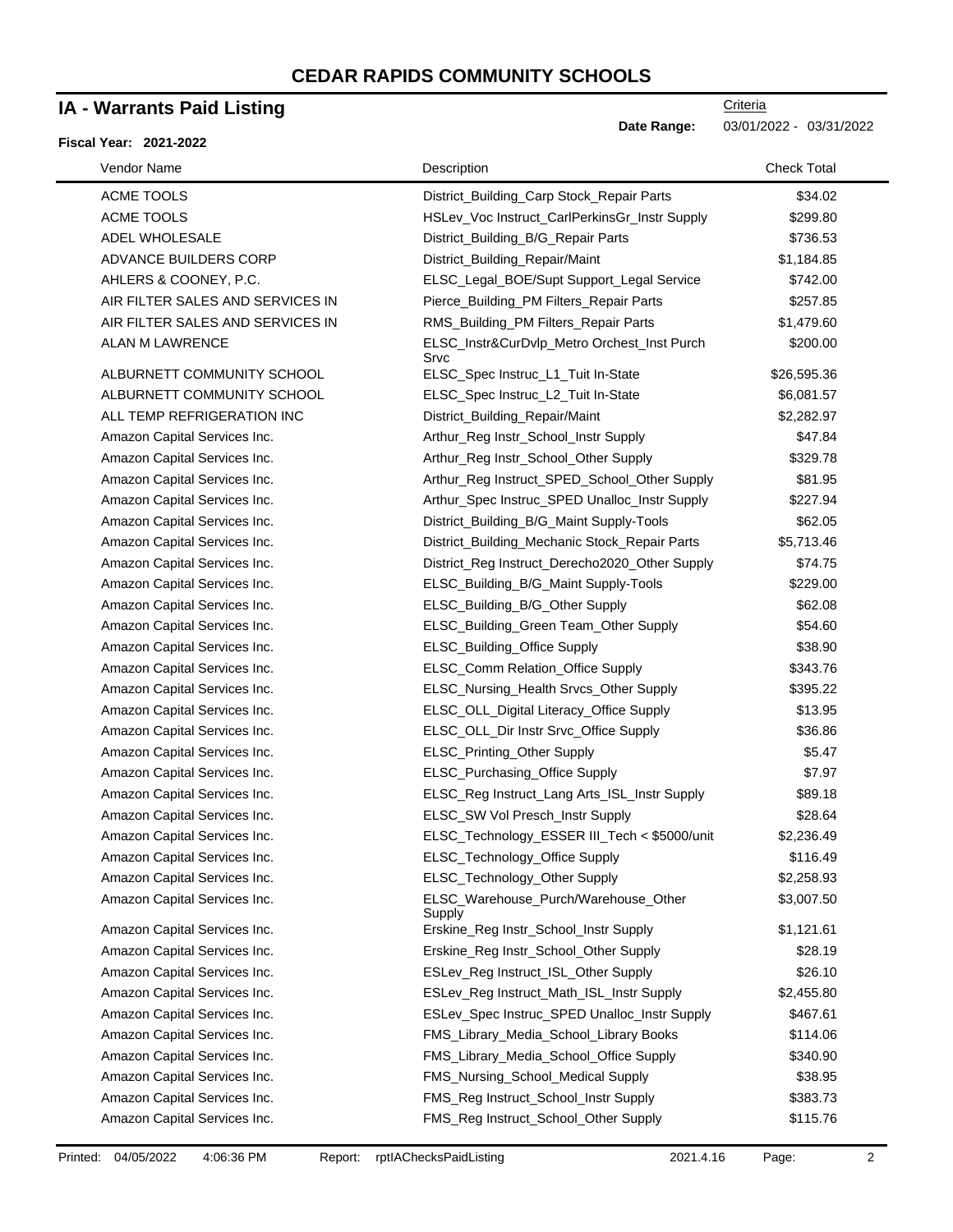# CEDAR RAPIDS COMMUNITY SCHOOLS

## IA - Warrants Paid Listing

Criteria

**Date Range:** 03/01/2022 - 03/31/2022

**Fiscal Year: 2021-2022**

| Vendor Name | Description | Check Total |
|---|---|---|
| ACME TOOLS | District_Building_Carp Stock_Repair Parts | $34.02 |
| ACME TOOLS | HSLev_Voc Instruct_CarlPerkinsGr_Instr Supply | $299.80 |
| ADEL WHOLESALE | District_Building_B/G_Repair Parts | $736.53 |
| ADVANCE BUILDERS CORP | District_Building_Repair/Maint | $1,184.85 |
| AHLERS & COONEY, P.C. | ELSC_Legal_BOE/Supt Support_Legal Service | $742.00 |
| AIR FILTER SALES AND SERVICES IN | Pierce_Building_PM Filters_Repair Parts | $257.85 |
| AIR FILTER SALES AND SERVICES IN | RMS_Building_PM Filters_Repair Parts | $1,479.60 |
| ALAN M LAWRENCE | ELSC_Instr&CurDvlp_Metro Orchest_Inst Purch Srvc | $200.00 |
| ALBURNETT COMMUNITY SCHOOL | ELSC_Spec Instruc_L1_Tuit In-State | $26,595.36 |
| ALBURNETT COMMUNITY SCHOOL | ELSC_Spec Instruc_L2_Tuit In-State | $6,081.57 |
| ALL TEMP REFRIGERATION INC | District_Building_Repair/Maint | $2,282.97 |
| Amazon Capital Services Inc. | Arthur_Reg Instr_School_Instr Supply | $47.84 |
| Amazon Capital Services Inc. | Arthur_Reg Instr_School_Other Supply | $329.78 |
| Amazon Capital Services Inc. | Arthur_Reg Instruct_SPED_School_Other Supply | $81.95 |
| Amazon Capital Services Inc. | Arthur_Spec Instruc_SPED Unalloc_Instr Supply | $227.94 |
| Amazon Capital Services Inc. | District_Building_B/G_Maint Supply-Tools | $62.05 |
| Amazon Capital Services Inc. | District_Building_Mechanic Stock_Repair Parts | $5,713.46 |
| Amazon Capital Services Inc. | District_Reg Instruct_Derecho2020_Other Supply | $74.75 |
| Amazon Capital Services Inc. | ELSC_Building_B/G_Maint Supply-Tools | $229.00 |
| Amazon Capital Services Inc. | ELSC_Building_B/G_Other Supply | $62.08 |
| Amazon Capital Services Inc. | ELSC_Building_Green Team_Other Supply | $54.60 |
| Amazon Capital Services Inc. | ELSC_Building_Office Supply | $38.90 |
| Amazon Capital Services Inc. | ELSC_Comm Relation_Office Supply | $343.76 |
| Amazon Capital Services Inc. | ELSC_Nursing_Health Srvcs_Other Supply | $395.22 |
| Amazon Capital Services Inc. | ELSC_OLL_Digital Literacy_Office Supply | $13.95 |
| Amazon Capital Services Inc. | ELSC_OLL_Dir Instr Srvc_Office Supply | $36.86 |
| Amazon Capital Services Inc. | ELSC_Printing_Other Supply | $5.47 |
| Amazon Capital Services Inc. | ELSC_Purchasing_Office Supply | $7.97 |
| Amazon Capital Services Inc. | ELSC_Reg Instruct_Lang Arts_ISL_Instr Supply | $89.18 |
| Amazon Capital Services Inc. | ELSC_SW Vol Presch_Instr Supply | $28.64 |
| Amazon Capital Services Inc. | ELSC_Technology_ESSER III_Tech < $5000/unit | $2,236.49 |
| Amazon Capital Services Inc. | ELSC_Technology_Office Supply | $116.49 |
| Amazon Capital Services Inc. | ELSC_Technology_Other Supply | $2,258.93 |
| Amazon Capital Services Inc. | ELSC_Warehouse_Purch/Warehouse_Other Supply | $3,007.50 |
| Amazon Capital Services Inc. | Erskine_Reg Instr_School_Instr Supply | $1,121.61 |
| Amazon Capital Services Inc. | Erskine_Reg Instr_School_Other Supply | $28.19 |
| Amazon Capital Services Inc. | ESLev_Reg Instruct_ISL_Other Supply | $26.10 |
| Amazon Capital Services Inc. | ESLev_Reg Instruct_Math_ISL_Instr Supply | $2,455.80 |
| Amazon Capital Services Inc. | ESLev_Spec Instruc_SPED Unalloc_Instr Supply | $467.61 |
| Amazon Capital Services Inc. | FMS_Library_Media_School_Library Books | $114.06 |
| Amazon Capital Services Inc. | FMS_Library_Media_School_Office Supply | $340.90 |
| Amazon Capital Services Inc. | FMS_Nursing_School_Medical Supply | $38.95 |
| Amazon Capital Services Inc. | FMS_Reg Instruct_School_Instr Supply | $383.73 |
| Amazon Capital Services Inc. | FMS_Reg Instruct_School_Other Supply | $115.76 |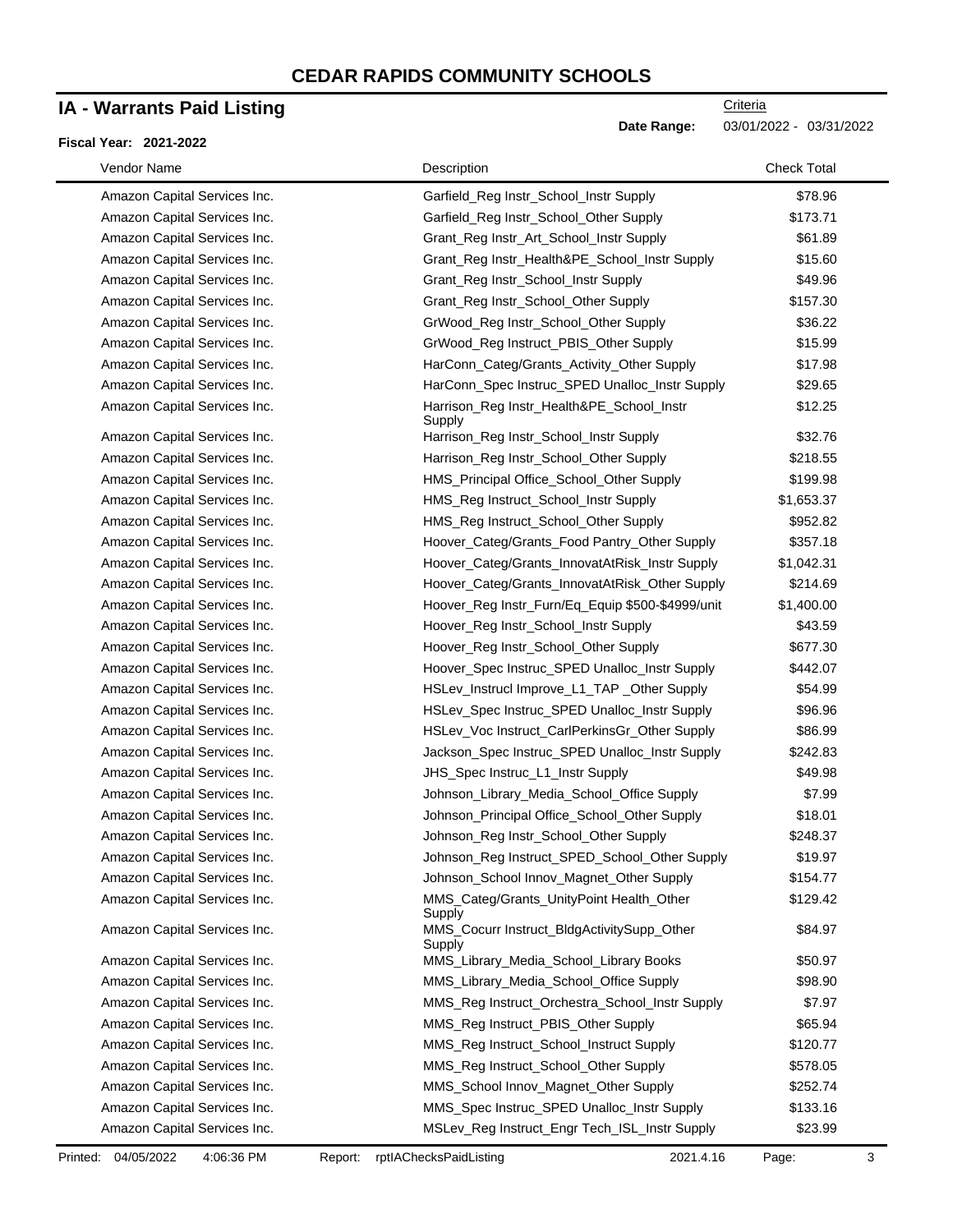# CEDAR RAPIDS COMMUNITY SCHOOLS

## IA - Warrants Paid Listing

Criteria

**Date Range:** 03/01/2022 - 03/31/2022

**Fiscal Year: 2021-2022**

| Vendor Name | Description | Check Total |
|---|---|---|
| Amazon Capital Services Inc. | Garfield_Reg Instr_School_Instr Supply | $78.96 |
| Amazon Capital Services Inc. | Garfield_Reg Instr_School_Other Supply | $173.71 |
| Amazon Capital Services Inc. | Grant_Reg Instr_Art_School_Instr Supply | $61.89 |
| Amazon Capital Services Inc. | Grant_Reg Instr_Health&PE_School_Instr Supply | $15.60 |
| Amazon Capital Services Inc. | Grant_Reg Instr_School_Instr Supply | $49.96 |
| Amazon Capital Services Inc. | Grant_Reg Instr_School_Other Supply | $157.30 |
| Amazon Capital Services Inc. | GrWood_Reg Instr_School_Other Supply | $36.22 |
| Amazon Capital Services Inc. | GrWood_Reg Instruct_PBIS_Other Supply | $15.99 |
| Amazon Capital Services Inc. | HarConn_Categ/Grants_Activity_Other Supply | $17.98 |
| Amazon Capital Services Inc. | HarConn_Spec Instruc_SPED Unalloc_Instr Supply | $29.65 |
| Amazon Capital Services Inc. | Harrison_Reg Instr_Health&PE_School_Instr Supply | $12.25 |
| Amazon Capital Services Inc. | Harrison_Reg Instr_School_Instr Supply | $32.76 |
| Amazon Capital Services Inc. | Harrison_Reg Instr_School_Other Supply | $218.55 |
| Amazon Capital Services Inc. | HMS_Principal Office_School_Other Supply | $199.98 |
| Amazon Capital Services Inc. | HMS_Reg Instruct_School_Instr Supply | $1,653.37 |
| Amazon Capital Services Inc. | HMS_Reg Instruct_School_Other Supply | $952.82 |
| Amazon Capital Services Inc. | Hoover_Categ/Grants_Food Pantry_Other Supply | $357.18 |
| Amazon Capital Services Inc. | Hoover_Categ/Grants_InnovatAtRisk_Instr Supply | $1,042.31 |
| Amazon Capital Services Inc. | Hoover_Categ/Grants_InnovatAtRisk_Other Supply | $214.69 |
| Amazon Capital Services Inc. | Hoover_Reg Instr_Furn/Eq_Equip $500-$4999/unit | $1,400.00 |
| Amazon Capital Services Inc. | Hoover_Reg Instr_School_Instr Supply | $43.59 |
| Amazon Capital Services Inc. | Hoover_Reg Instr_School_Other Supply | $677.30 |
| Amazon Capital Services Inc. | Hoover_Spec Instruc_SPED Unalloc_Instr Supply | $442.07 |
| Amazon Capital Services Inc. | HSLev_Instrucl Improve_L1_TAP _Other Supply | $54.99 |
| Amazon Capital Services Inc. | HSLev_Spec Instruc_SPED Unalloc_Instr Supply | $96.96 |
| Amazon Capital Services Inc. | HSLev_Voc Instruct_CarlPerkinsGr_Other Supply | $86.99 |
| Amazon Capital Services Inc. | Jackson_Spec Instruc_SPED Unalloc_Instr Supply | $242.83 |
| Amazon Capital Services Inc. | JHS_Spec Instruc_L1_Instr Supply | $49.98 |
| Amazon Capital Services Inc. | Johnson_Library_Media_School_Office Supply | $7.99 |
| Amazon Capital Services Inc. | Johnson_Principal Office_School_Other Supply | $18.01 |
| Amazon Capital Services Inc. | Johnson_Reg Instr_School_Other Supply | $248.37 |
| Amazon Capital Services Inc. | Johnson_Reg Instruct_SPED_School_Other Supply | $19.97 |
| Amazon Capital Services Inc. | Johnson_School Innov_Magnet_Other Supply | $154.77 |
| Amazon Capital Services Inc. | MMS_Categ/Grants_UnityPoint Health_Other Supply | $129.42 |
| Amazon Capital Services Inc. | MMS_Cocurr Instruct_BldgActivitySupp_Other Supply | $84.97 |
| Amazon Capital Services Inc. | MMS_Library_Media_School_Library Books | $50.97 |
| Amazon Capital Services Inc. | MMS_Library_Media_School_Office Supply | $98.90 |
| Amazon Capital Services Inc. | MMS_Reg Instruct_Orchestra_School_Instr Supply | $7.97 |
| Amazon Capital Services Inc. | MMS_Reg Instruct_PBIS_Other Supply | $65.94 |
| Amazon Capital Services Inc. | MMS_Reg Instruct_School_Instruct Supply | $120.77 |
| Amazon Capital Services Inc. | MMS_Reg Instruct_School_Other Supply | $578.05 |
| Amazon Capital Services Inc. | MMS_School Innov_Magnet_Other Supply | $252.74 |
| Amazon Capital Services Inc. | MMS_Spec Instruc_SPED Unalloc_Instr Supply | $133.16 |
| Amazon Capital Services Inc. | MSLev_Reg Instruct_Engr Tech_ISL_Instr Supply | $23.99 |

Printed: 04/05/2022 4:06:36 PM Report: rptIAChecksPaidListing 2021.4.16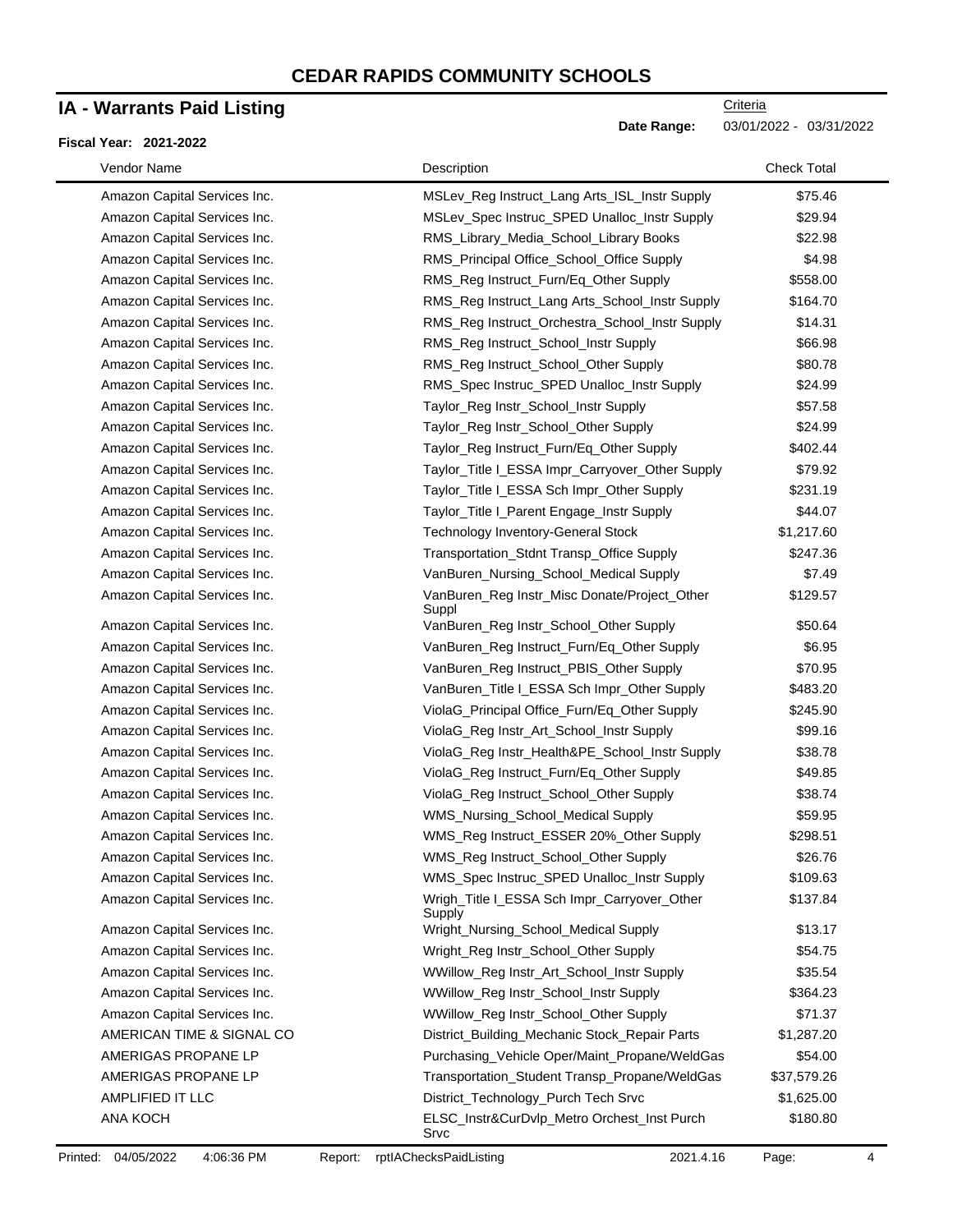# CEDAR RAPIDS COMMUNITY SCHOOLS

## IA - Warrants Paid Listing

**Fiscal Year: 2021-2022**

Criteria
**Date Range:** 03/01/2022 - 03/31/2022

| Vendor Name | Description | Check Total |
|---|---|---|
| Amazon Capital Services Inc. | MSLev_Reg Instruct_Lang Arts_ISL_Instr Supply | $75.46 |
| Amazon Capital Services Inc. | MSLev_Spec Instruc_SPED Unalloc_Instr Supply | $29.94 |
| Amazon Capital Services Inc. | RMS_Library_Media_School_Library Books | $22.98 |
| Amazon Capital Services Inc. | RMS_Principal Office_School_Office Supply | $4.98 |
| Amazon Capital Services Inc. | RMS_Reg Instruct_Furn/Eq_Other Supply | $558.00 |
| Amazon Capital Services Inc. | RMS_Reg Instruct_Lang Arts_School_Instr Supply | $164.70 |
| Amazon Capital Services Inc. | RMS_Reg Instruct_Orchestra_School_Instr Supply | $14.31 |
| Amazon Capital Services Inc. | RMS_Reg Instruct_School_Instr Supply | $66.98 |
| Amazon Capital Services Inc. | RMS_Reg Instruct_School_Other Supply | $80.78 |
| Amazon Capital Services Inc. | RMS_Spec Instruc_SPED Unalloc_Instr Supply | $24.99 |
| Amazon Capital Services Inc. | Taylor_Reg Instr_School_Instr Supply | $57.58 |
| Amazon Capital Services Inc. | Taylor_Reg Instr_School_Other Supply | $24.99 |
| Amazon Capital Services Inc. | Taylor_Reg Instruct_Furn/Eq_Other Supply | $402.44 |
| Amazon Capital Services Inc. | Taylor_Title I_ESSA Impr_Carryover_Other Supply | $79.92 |
| Amazon Capital Services Inc. | Taylor_Title I_ESSA Sch Impr_Other Supply | $231.19 |
| Amazon Capital Services Inc. | Taylor_Title I_Parent Engage_Instr Supply | $44.07 |
| Amazon Capital Services Inc. | Technology Inventory-General Stock | $1,217.60 |
| Amazon Capital Services Inc. | Transportation_Stdnt Transp_Office Supply | $247.36 |
| Amazon Capital Services Inc. | VanBuren_Nursing_School_Medical Supply | $7.49 |
| Amazon Capital Services Inc. | VanBuren_Reg Instr_Misc Donate/Project_Other Suppl | $129.57 |
| Amazon Capital Services Inc. | VanBuren_Reg Instr_School_Other Supply | $50.64 |
| Amazon Capital Services Inc. | VanBuren_Reg Instruct_Furn/Eq_Other Supply | $6.95 |
| Amazon Capital Services Inc. | VanBuren_Reg Instruct_PBIS_Other Supply | $70.95 |
| Amazon Capital Services Inc. | VanBuren_Title I_ESSA Sch Impr_Other Supply | $483.20 |
| Amazon Capital Services Inc. | ViolaG_Principal Office_Furn/Eq_Other Supply | $245.90 |
| Amazon Capital Services Inc. | ViolaG_Reg Instr_Art_School_Instr Supply | $99.16 |
| Amazon Capital Services Inc. | ViolaG_Reg Instr_Health&PE_School_Instr Supply | $38.78 |
| Amazon Capital Services Inc. | ViolaG_Reg Instruct_Furn/Eq_Other Supply | $49.85 |
| Amazon Capital Services Inc. | ViolaG_Reg Instruct_School_Other Supply | $38.74 |
| Amazon Capital Services Inc. | WMS_Nursing_School_Medical Supply | $59.95 |
| Amazon Capital Services Inc. | WMS_Reg Instruct_ESSER 20%_Other Supply | $298.51 |
| Amazon Capital Services Inc. | WMS_Reg Instruct_School_Other Supply | $26.76 |
| Amazon Capital Services Inc. | WMS_Spec Instruc_SPED Unalloc_Instr Supply | $109.63 |
| Amazon Capital Services Inc. | Wrigh_Title I_ESSA Sch Impr_Carryover_Other Supply | $137.84 |
| Amazon Capital Services Inc. | Wright_Nursing_School_Medical Supply | $13.17 |
| Amazon Capital Services Inc. | Wright_Reg Instr_School_Other Supply | $54.75 |
| Amazon Capital Services Inc. | WWillow_Reg Instr_Art_School_Instr Supply | $35.54 |
| Amazon Capital Services Inc. | WWillow_Reg Instr_School_Instr Supply | $364.23 |
| Amazon Capital Services Inc. | WWillow_Reg Instr_School_Other Supply | $71.37 |
| AMERICAN TIME & SIGNAL CO | District_Building_Mechanic Stock_Repair Parts | $1,287.20 |
| AMERIGAS PROPANE LP | Purchasing_Vehicle Oper/Maint_Propane/WeldGas | $54.00 |
| AMERIGAS PROPANE LP | Transportation_Student Transp_Propane/WeldGas | $37,579.26 |
| AMPLIFIED IT LLC | District_Technology_Purch Tech Srvc | $1,625.00 |
| ANA KOCH | ELSC_Instr&CurDvlp_Metro Orchest_Inst Purch Srvc | $180.80 |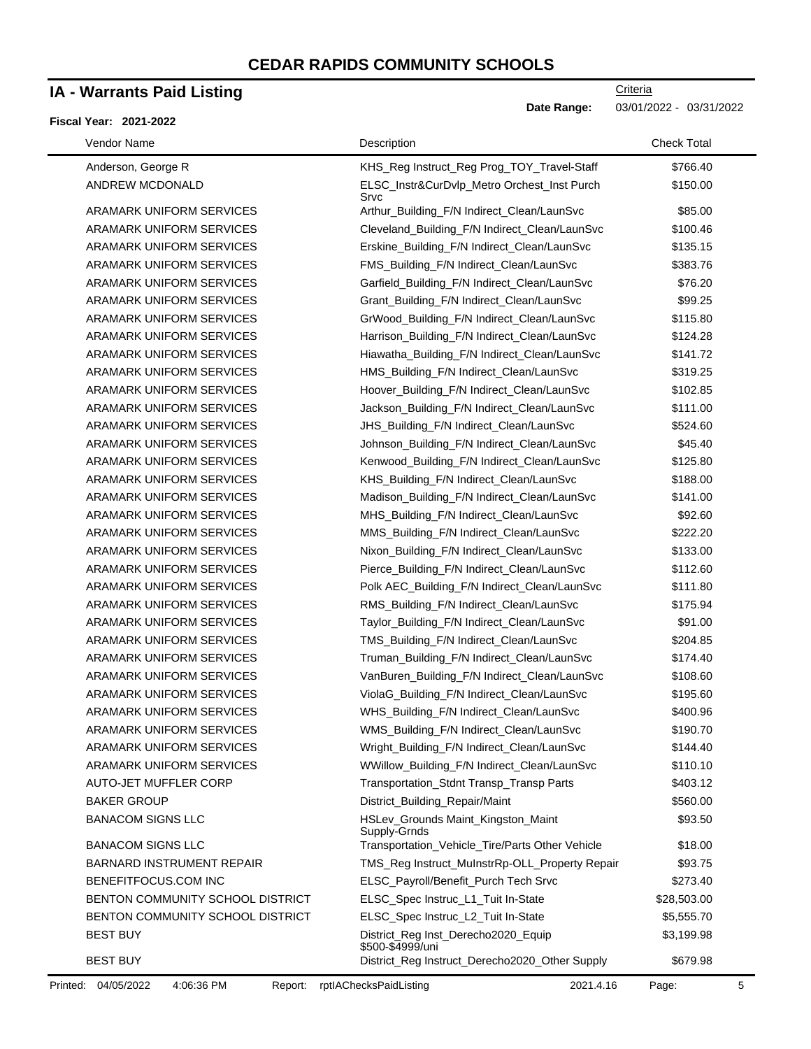# CEDAR RAPIDS COMMUNITY SCHOOLS

## IA - Warrants Paid Listing

Criteria

**Date Range:** 03/01/2022 - 03/31/2022

**Fiscal Year: 2021-2022**

| Vendor Name | Description | Check Total |
|---|---|---|
| Anderson, George R | KHS_Reg Instruct_Reg Prog_TOY_Travel-Staff | $766.40 |
| ANDREW MCDONALD | ELSC_Instr&CurDvlp_Metro Orchest_Inst Purch Srvc | $150.00 |
| ARAMARK UNIFORM SERVICES | Arthur_Building_F/N Indirect_Clean/LaunSvc | $85.00 |
| ARAMARK UNIFORM SERVICES | Cleveland_Building_F/N Indirect_Clean/LaunSvc | $100.46 |
| ARAMARK UNIFORM SERVICES | Erskine_Building_F/N Indirect_Clean/LaunSvc | $135.15 |
| ARAMARK UNIFORM SERVICES | FMS_Building_F/N Indirect_Clean/LaunSvc | $383.76 |
| ARAMARK UNIFORM SERVICES | Garfield_Building_F/N Indirect_Clean/LaunSvc | $76.20 |
| ARAMARK UNIFORM SERVICES | Grant_Building_F/N Indirect_Clean/LaunSvc | $99.25 |
| ARAMARK UNIFORM SERVICES | GrWood_Building_F/N Indirect_Clean/LaunSvc | $115.80 |
| ARAMARK UNIFORM SERVICES | Harrison_Building_F/N Indirect_Clean/LaunSvc | $124.28 |
| ARAMARK UNIFORM SERVICES | Hiawatha_Building_F/N Indirect_Clean/LaunSvc | $141.72 |
| ARAMARK UNIFORM SERVICES | HMS_Building_F/N Indirect_Clean/LaunSvc | $319.25 |
| ARAMARK UNIFORM SERVICES | Hoover_Building_F/N Indirect_Clean/LaunSvc | $102.85 |
| ARAMARK UNIFORM SERVICES | Jackson_Building_F/N Indirect_Clean/LaunSvc | $111.00 |
| ARAMARK UNIFORM SERVICES | JHS_Building_F/N Indirect_Clean/LaunSvc | $524.60 |
| ARAMARK UNIFORM SERVICES | Johnson_Building_F/N Indirect_Clean/LaunSvc | $45.40 |
| ARAMARK UNIFORM SERVICES | Kenwood_Building_F/N Indirect_Clean/LaunSvc | $125.80 |
| ARAMARK UNIFORM SERVICES | KHS_Building_F/N Indirect_Clean/LaunSvc | $188.00 |
| ARAMARK UNIFORM SERVICES | Madison_Building_F/N Indirect_Clean/LaunSvc | $141.00 |
| ARAMARK UNIFORM SERVICES | MHS_Building_F/N Indirect_Clean/LaunSvc | $92.60 |
| ARAMARK UNIFORM SERVICES | MMS_Building_F/N Indirect_Clean/LaunSvc | $222.20 |
| ARAMARK UNIFORM SERVICES | Nixon_Building_F/N Indirect_Clean/LaunSvc | $133.00 |
| ARAMARK UNIFORM SERVICES | Pierce_Building_F/N Indirect_Clean/LaunSvc | $112.60 |
| ARAMARK UNIFORM SERVICES | Polk AEC_Building_F/N Indirect_Clean/LaunSvc | $111.80 |
| ARAMARK UNIFORM SERVICES | RMS_Building_F/N Indirect_Clean/LaunSvc | $175.94 |
| ARAMARK UNIFORM SERVICES | Taylor_Building_F/N Indirect_Clean/LaunSvc | $91.00 |
| ARAMARK UNIFORM SERVICES | TMS_Building_F/N Indirect_Clean/LaunSvc | $204.85 |
| ARAMARK UNIFORM SERVICES | Truman_Building_F/N Indirect_Clean/LaunSvc | $174.40 |
| ARAMARK UNIFORM SERVICES | VanBuren_Building_F/N Indirect_Clean/LaunSvc | $108.60 |
| ARAMARK UNIFORM SERVICES | ViolaG_Building_F/N Indirect_Clean/LaunSvc | $195.60 |
| ARAMARK UNIFORM SERVICES | WHS_Building_F/N Indirect_Clean/LaunSvc | $400.96 |
| ARAMARK UNIFORM SERVICES | WMS_Building_F/N Indirect_Clean/LaunSvc | $190.70 |
| ARAMARK UNIFORM SERVICES | Wright_Building_F/N Indirect_Clean/LaunSvc | $144.40 |
| ARAMARK UNIFORM SERVICES | WWillow_Building_F/N Indirect_Clean/LaunSvc | $110.10 |
| AUTO-JET MUFFLER CORP | Transportation_Stdnt Transp_Transp Parts | $403.12 |
| BAKER GROUP | District_Building_Repair/Maint | $560.00 |
| BANACOM SIGNS LLC | HSLev_Grounds Maint_Kingston_Maint Supply-Grnds | $93.50 |
| BANACOM SIGNS LLC | Transportation_Vehicle_Tire/Parts Other Vehicle | $18.00 |
| BARNARD INSTRUMENT REPAIR | TMS_Reg Instruct_MuInstrRp-OLL_Property Repair | $93.75 |
| BENEFITFOCUS.COM INC | ELSC_Payroll/Benefit_Purch Tech Srvc | $273.40 |
| BENTON COMMUNITY SCHOOL DISTRICT | ELSC_Spec Instruc_L1_Tuit In-State | $28,503.00 |
| BENTON COMMUNITY SCHOOL DISTRICT | ELSC_Spec Instruc_L2_Tuit In-State | $5,555.70 |
| BEST BUY | District_Reg Inst_Derecho2020_Equip $500-$4999/uni | $3,199.98 |
| BEST BUY | District_Reg Instruct_Derecho2020_Other Supply | $679.98 |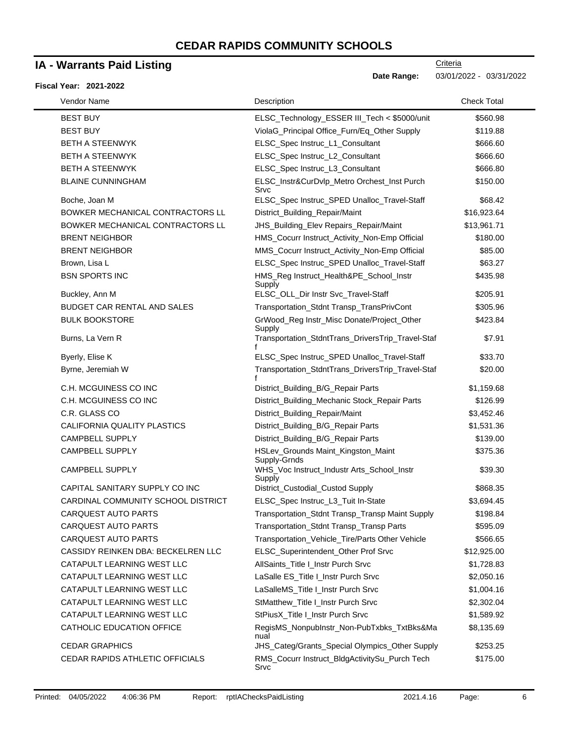# CEDAR RAPIDS COMMUNITY SCHOOLS

## IA - Warrants Paid Listing

Criteria

**Date Range:** 03/01/2022 - 03/31/2022

**Fiscal Year: 2021-2022**

| Vendor Name | Description | Check Total |
|---|---|---|
| BEST BUY | ELSC_Technology_ESSER III_Tech < $5000/unit | $560.98 |
| BEST BUY | ViolaG_Principal Office_Furn/Eq_Other Supply | $119.88 |
| BETH A STEENWYK | ELSC_Spec Instruc_L1_Consultant | $666.60 |
| BETH A STEENWYK | ELSC_Spec Instruc_L2_Consultant | $666.60 |
| BETH A STEENWYK | ELSC_Spec Instruc_L3_Consultant | $666.80 |
| BLAINE CUNNINGHAM | ELSC_Instr&CurDvlp_Metro Orchest_Inst Purch Srvc | $150.00 |
| Boche, Joan M | ELSC_Spec Instruc_SPED Unalloc_Travel-Staff | $68.42 |
| BOWKER MECHANICAL CONTRACTORS LL | District_Building_Repair/Maint | $16,923.64 |
| BOWKER MECHANICAL CONTRACTORS LL | JHS_Building_Elev Repairs_Repair/Maint | $13,961.71 |
| BRENT NEIGHBOR | HMS_Cocurr Instruct_Activity_Non-Emp Official | $180.00 |
| BRENT NEIGHBOR | MMS_Cocurr Instruct_Activity_Non-Emp Official | $85.00 |
| Brown, Lisa L | ELSC_Spec Instruc_SPED Unalloc_Travel-Staff | $63.27 |
| BSN SPORTS INC | HMS_Reg Instruct_Health&PE_School_Instr Supply | $435.98 |
| Buckley, Ann M | ELSC_OLL_Dir Instr Svc_Travel-Staff | $205.91 |
| BUDGET CAR RENTAL AND SALES | Transportation_Stdnt Transp_TransPrivCont | $305.96 |
| BULK BOOKSTORE | GrWood_Reg Instr_Misc Donate/Project_Other Supply | $423.84 |
| Burns, La Vern R | Transportation_StdntTrans_DriversTrip_Travel-Staff | $7.91 |
| Byerly, Elise K | ELSC_Spec Instruc_SPED Unalloc_Travel-Staff | $33.70 |
| Byrne, Jeremiah W | Transportation_StdntTrans_DriversTrip_Travel-Staff | $20.00 |
| C.H. MCGUINESS CO INC | District_Building_B/G_Repair Parts | $1,159.68 |
| C.H. MCGUINESS CO INC | District_Building_Mechanic Stock_Repair Parts | $126.99 |
| C.R. GLASS CO | District_Building_Repair/Maint | $3,452.46 |
| CALIFORNIA QUALITY PLASTICS | District_Building_B/G_Repair Parts | $1,531.36 |
| CAMPBELL SUPPLY | District_Building_B/G_Repair Parts | $139.00 |
| CAMPBELL SUPPLY | HSLev_Grounds Maint_Kingston_Maint Supply-Grnds | $375.36 |
| CAMPBELL SUPPLY | WHS_Voc Instruct_Industr Arts_School_Instr Supply | $39.30 |
| CAPITAL SANITARY SUPPLY CO INC | District_Custodial_Custod Supply | $868.35 |
| CARDINAL COMMUNITY SCHOOL DISTRICT | ELSC_Spec Instruc_L3_Tuit In-State | $3,694.45 |
| CARQUEST AUTO PARTS | Transportation_Stdnt Transp_Transp Maint Supply | $198.84 |
| CARQUEST AUTO PARTS | Transportation_Stdnt Transp_Transp Parts | $595.09 |
| CARQUEST AUTO PARTS | Transportation_Vehicle_Tire/Parts Other Vehicle | $566.65 |
| CASSIDY REINKEN DBA: BECKELREN LLC | ELSC_Superintendent_Other Prof Srvc | $12,925.00 |
| CATAPULT LEARNING WEST LLC | AllSaints_Title I_Instr Purch Srvc | $1,728.83 |
| CATAPULT LEARNING WEST LLC | LaSalle ES_Title I_Instr Purch Srvc | $2,050.16 |
| CATAPULT LEARNING WEST LLC | LaSalleMS_Title I_Instr Purch Srvc | $1,004.16 |
| CATAPULT LEARNING WEST LLC | StMatthew_Title I_Instr Purch Srvc | $2,302.04 |
| CATAPULT LEARNING WEST LLC | StPiusX_Title I_Instr Purch Srvc | $1,589.92 |
| CATHOLIC EDUCATION OFFICE | RegisMS_NonpubInstr_Non-PubTxbks_TxtBks&Manual | $8,135.69 |
| CEDAR GRAPHICS | JHS_Categ/Grants_Special Olympics_Other Supply | $253.25 |
| CEDAR RAPIDS ATHLETIC OFFICIALS | RMS_Cocurr Instruct_BldgActivitySu_Purch Tech Srvc | $175.00 |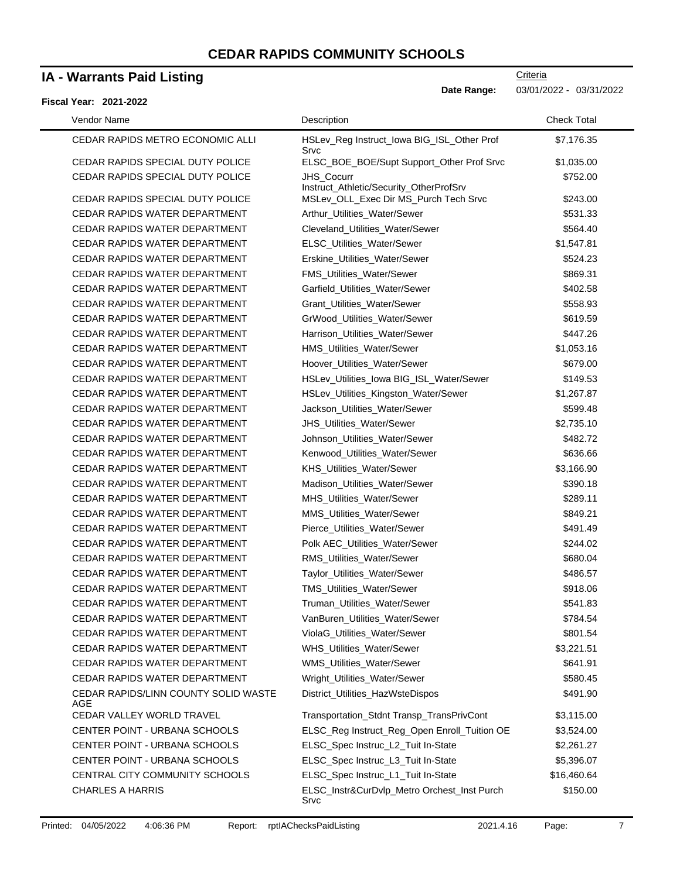# CEDAR RAPIDS COMMUNITY SCHOOLS

## IA - Warrants Paid Listing

Criteria

**Date Range:** 03/01/2022 - 03/31/2022

**Fiscal Year: 2021-2022**

| Vendor Name | Description | Check Total |
|---|---|---|
| CEDAR RAPIDS METRO ECONOMIC ALLI | HSLev_Reg Instruct_Iowa BIG_ISL_Other Prof Srvc | $7,176.35 |
| CEDAR RAPIDS SPECIAL DUTY POLICE | ELSC_BOE_BOE/Supt Support_Other Prof Srvc | $1,035.00 |
| CEDAR RAPIDS SPECIAL DUTY POLICE | JHS_Cocurr Instruct_Athletic/Security_OtherProfSrv | $752.00 |
| CEDAR RAPIDS SPECIAL DUTY POLICE | MSLev_OLL_Exec Dir MS_Purch Tech Srvc | $243.00 |
| CEDAR RAPIDS WATER DEPARTMENT | Arthur_Utilities_Water/Sewer | $531.33 |
| CEDAR RAPIDS WATER DEPARTMENT | Cleveland_Utilities_Water/Sewer | $564.40 |
| CEDAR RAPIDS WATER DEPARTMENT | ELSC_Utilities_Water/Sewer | $1,547.81 |
| CEDAR RAPIDS WATER DEPARTMENT | Erskine_Utilities_Water/Sewer | $524.23 |
| CEDAR RAPIDS WATER DEPARTMENT | FMS_Utilities_Water/Sewer | $869.31 |
| CEDAR RAPIDS WATER DEPARTMENT | Garfield_Utilities_Water/Sewer | $402.58 |
| CEDAR RAPIDS WATER DEPARTMENT | Grant_Utilities_Water/Sewer | $558.93 |
| CEDAR RAPIDS WATER DEPARTMENT | GrWood_Utilities_Water/Sewer | $619.59 |
| CEDAR RAPIDS WATER DEPARTMENT | Harrison_Utilities_Water/Sewer | $447.26 |
| CEDAR RAPIDS WATER DEPARTMENT | HMS_Utilities_Water/Sewer | $1,053.16 |
| CEDAR RAPIDS WATER DEPARTMENT | Hoover_Utilities_Water/Sewer | $679.00 |
| CEDAR RAPIDS WATER DEPARTMENT | HSLev_Utilities_Iowa BIG_ISL_Water/Sewer | $149.53 |
| CEDAR RAPIDS WATER DEPARTMENT | HSLev_Utilities_Kingston_Water/Sewer | $1,267.87 |
| CEDAR RAPIDS WATER DEPARTMENT | Jackson_Utilities_Water/Sewer | $599.48 |
| CEDAR RAPIDS WATER DEPARTMENT | JHS_Utilities_Water/Sewer | $2,735.10 |
| CEDAR RAPIDS WATER DEPARTMENT | Johnson_Utilities_Water/Sewer | $482.72 |
| CEDAR RAPIDS WATER DEPARTMENT | Kenwood_Utilities_Water/Sewer | $636.66 |
| CEDAR RAPIDS WATER DEPARTMENT | KHS_Utilities_Water/Sewer | $3,166.90 |
| CEDAR RAPIDS WATER DEPARTMENT | Madison_Utilities_Water/Sewer | $390.18 |
| CEDAR RAPIDS WATER DEPARTMENT | MHS_Utilities_Water/Sewer | $289.11 |
| CEDAR RAPIDS WATER DEPARTMENT | MMS_Utilities_Water/Sewer | $849.21 |
| CEDAR RAPIDS WATER DEPARTMENT | Pierce_Utilities_Water/Sewer | $491.49 |
| CEDAR RAPIDS WATER DEPARTMENT | Polk AEC_Utilities_Water/Sewer | $244.02 |
| CEDAR RAPIDS WATER DEPARTMENT | RMS_Utilities_Water/Sewer | $680.04 |
| CEDAR RAPIDS WATER DEPARTMENT | Taylor_Utilities_Water/Sewer | $486.57 |
| CEDAR RAPIDS WATER DEPARTMENT | TMS_Utilities_Water/Sewer | $918.06 |
| CEDAR RAPIDS WATER DEPARTMENT | Truman_Utilities_Water/Sewer | $541.83 |
| CEDAR RAPIDS WATER DEPARTMENT | VanBuren_Utilities_Water/Sewer | $784.54 |
| CEDAR RAPIDS WATER DEPARTMENT | ViolaG_Utilities_Water/Sewer | $801.54 |
| CEDAR RAPIDS WATER DEPARTMENT | WHS_Utilities_Water/Sewer | $3,221.51 |
| CEDAR RAPIDS WATER DEPARTMENT | WMS_Utilities_Water/Sewer | $641.91 |
| CEDAR RAPIDS WATER DEPARTMENT | Wright_Utilities_Water/Sewer | $580.45 |
| CEDAR RAPIDS/LINN COUNTY SOLID WASTE AGE | District_Utilities_HazWsteDispos | $491.90 |
| CEDAR VALLEY WORLD TRAVEL | Transportation_Stdnt Transp_TransPrivCont | $3,115.00 |
| CENTER POINT - URBANA SCHOOLS | ELSC_Reg Instruct_Reg_Open Enroll_Tuition OE | $3,524.00 |
| CENTER POINT - URBANA SCHOOLS | ELSC_Spec Instruc_L2_Tuit In-State | $2,261.27 |
| CENTER POINT - URBANA SCHOOLS | ELSC_Spec Instruc_L3_Tuit In-State | $5,396.07 |
| CENTRAL CITY COMMUNITY SCHOOLS | ELSC_Spec Instruc_L1_Tuit In-State | $16,460.64 |
| CHARLES A HARRIS | ELSC_Instr&CurDvlp_Metro Orchest_Inst Purch Srvc | $150.00 |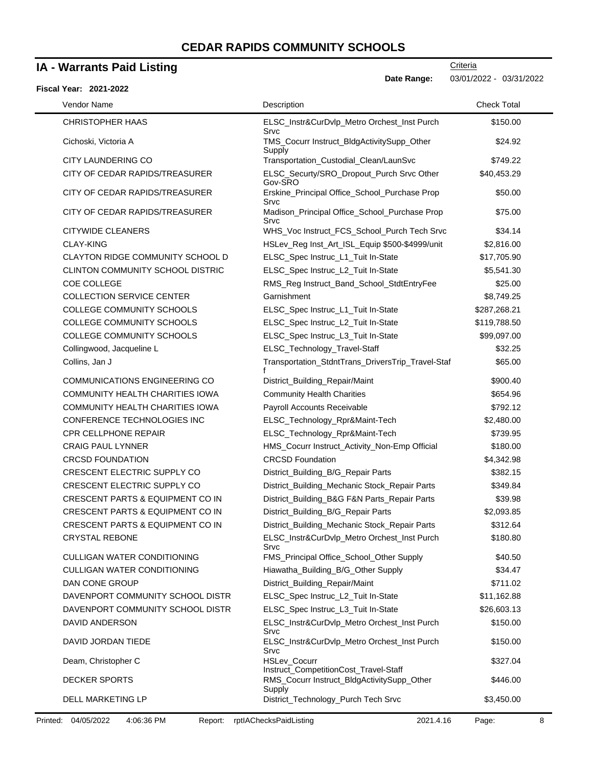# CEDAR RAPIDS COMMUNITY SCHOOLS

## IA - Warrants Paid Listing

Criteria

**Date Range:** 03/01/2022 - 03/31/2022

**Fiscal Year: 2021-2022**

| Vendor Name | Description | Check Total |
|---|---|---|
| CHRISTOPHER HAAS | ELSC_Instr&CurDvlp_Metro Orchest_Inst Purch Srvc | $150.00 |
| Cichoski, Victoria A | TMS_Cocurr Instruct_BldgActivitySupp_Other Supply | $24.92 |
| CITY LAUNDERING CO | Transportation_Custodial_Clean/LaunSvc | $749.22 |
| CITY OF CEDAR RAPIDS/TREASURER | ELSC_Securty/SRO_Dropout_Purch Srvc Other Gov-SRO | $40,453.29 |
| CITY OF CEDAR RAPIDS/TREASURER | Erskine_Principal Office_School_Purchase Prop Srvc | $50.00 |
| CITY OF CEDAR RAPIDS/TREASURER | Madison_Principal Office_School_Purchase Prop Srvc | $75.00 |
| CITYWIDE CLEANERS | WHS_Voc Instruct_FCS_School_Purch Tech Srvc | $34.14 |
| CLAY-KING | HSLev_Reg Inst_Art_ISL_Equip $500-$4999/unit | $2,816.00 |
| CLAYTON RIDGE COMMUNITY SCHOOL D | ELSC_Spec Instruc_L1_Tuit In-State | $17,705.90 |
| CLINTON COMMUNITY SCHOOL DISTRIC | ELSC_Spec Instruc_L2_Tuit In-State | $5,541.30 |
| COE COLLEGE | RMS_Reg Instruct_Band_School_StdtEntryFee | $25.00 |
| COLLECTION SERVICE CENTER | Garnishment | $8,749.25 |
| COLLEGE COMMUNITY SCHOOLS | ELSC_Spec Instruc_L1_Tuit In-State | $287,268.21 |
| COLLEGE COMMUNITY SCHOOLS | ELSC_Spec Instruc_L2_Tuit In-State | $119,788.50 |
| COLLEGE COMMUNITY SCHOOLS | ELSC_Spec Instruc_L3_Tuit In-State | $99,097.00 |
| Collingwood, Jacqueline L | ELSC_Technology_Travel-Staff | $32.25 |
| Collins, Jan J | Transportation_StdntTrans_DriversTrip_Travel-Staff | $65.00 |
| COMMUNICATIONS ENGINEERING CO | District_Building_Repair/Maint | $900.40 |
| COMMUNITY HEALTH CHARITIES IOWA | Community Health Charities | $654.96 |
| COMMUNITY HEALTH CHARITIES IOWA | Payroll Accounts Receivable | $792.12 |
| CONFERENCE TECHNOLOGIES INC | ELSC_Technology_Rpr&Maint-Tech | $2,480.00 |
| CPR CELLPHONE REPAIR | ELSC_Technology_Rpr&Maint-Tech | $739.95 |
| CRAIG PAUL LYNNER | HMS_Cocurr Instruct_Activity_Non-Emp Official | $180.00 |
| CRCSD FOUNDATION | CRCSD Foundation | $4,342.98 |
| CRESCENT ELECTRIC SUPPLY CO | District_Building_B/G_Repair Parts | $382.15 |
| CRESCENT ELECTRIC SUPPLY CO | District_Building_Mechanic Stock_Repair Parts | $349.84 |
| CRESCENT PARTS & EQUIPMENT CO IN | District_Building_B&G F&N Parts_Repair Parts | $39.98 |
| CRESCENT PARTS & EQUIPMENT CO IN | District_Building_B/G_Repair Parts | $2,093.85 |
| CRESCENT PARTS & EQUIPMENT CO IN | District_Building_Mechanic Stock_Repair Parts | $312.64 |
| CRYSTAL REBONE | ELSC_Instr&CurDvlp_Metro Orchest_Inst Purch Srvc | $180.80 |
| CULLIGAN WATER CONDITIONING | FMS_Principal Office_School_Other Supply | $40.50 |
| CULLIGAN WATER CONDITIONING | Hiawatha_Building_B/G_Other Supply | $34.47 |
| DAN CONE GROUP | District_Building_Repair/Maint | $711.02 |
| DAVENPORT COMMUNITY SCHOOL DISTR | ELSC_Spec Instruc_L2_Tuit In-State | $11,162.88 |
| DAVENPORT COMMUNITY SCHOOL DISTR | ELSC_Spec Instruc_L3_Tuit In-State | $26,603.13 |
| DAVID ANDERSON | ELSC_Instr&CurDvlp_Metro Orchest_Inst Purch Srvc | $150.00 |
| DAVID JORDAN TIEDE | ELSC_Instr&CurDvlp_Metro Orchest_Inst Purch Srvc | $150.00 |
| Deam, Christopher C | HSLev_Cocurr Instruct_CompetitionCost_Travel-Staff | $327.04 |
| DECKER SPORTS | RMS_Cocurr Instruct_BldgActivitySupp_Other Supply | $446.00 |
| DELL MARKETING LP | District_Technology_Purch Tech Srvc | $3,450.00 |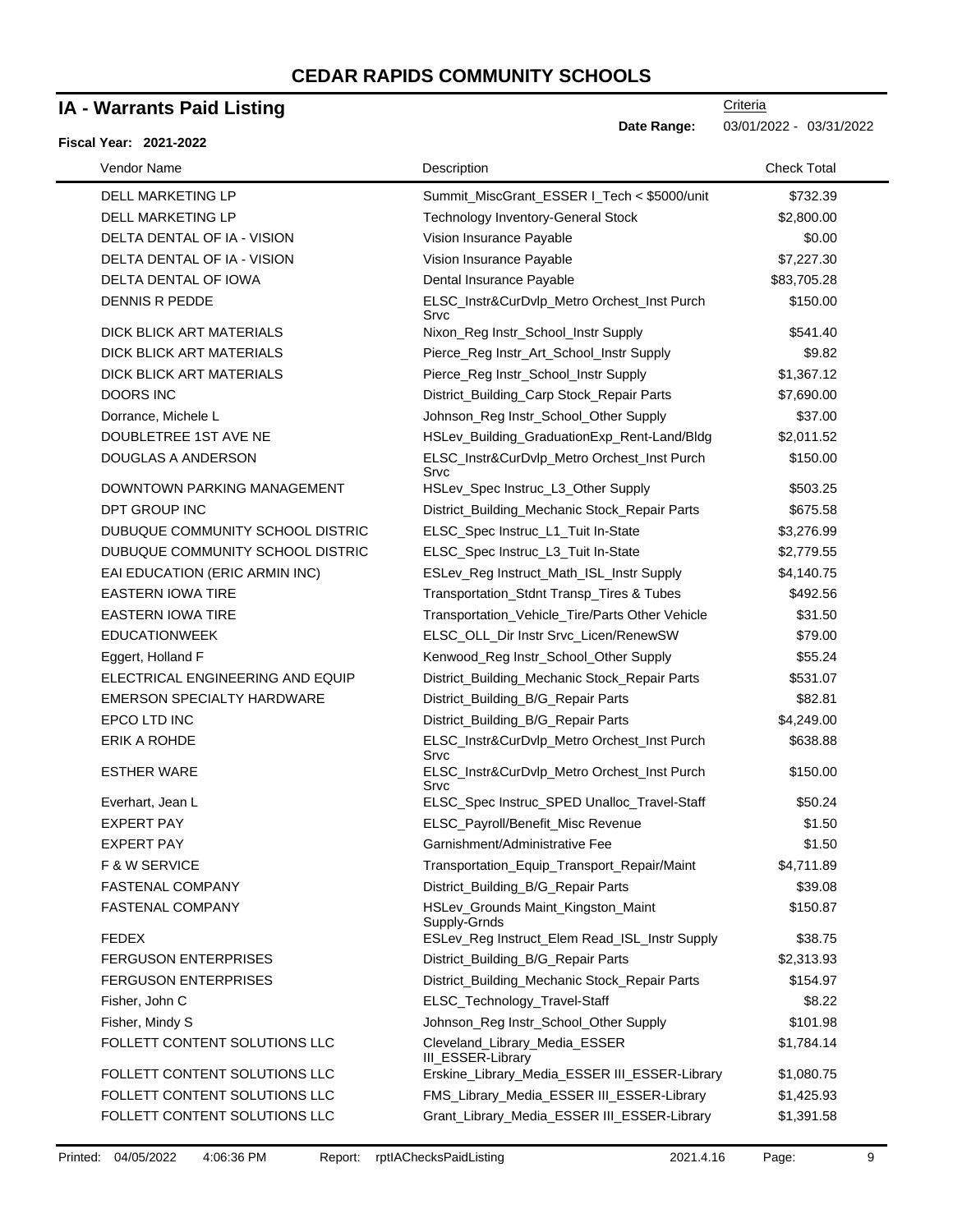# CEDAR RAPIDS COMMUNITY SCHOOLS

## IA - Warrants Paid Listing

Criteria

**Date Range:** 03/01/2022 - 03/31/2022

**Fiscal Year: 2021-2022**

| Vendor Name | Description | Check Total |
|---|---|---|
| DELL MARKETING LP | Summit_MiscGrant_ESSER I_Tech < $5000/unit | $732.39 |
| DELL MARKETING LP | Technology Inventory-General Stock | $2,800.00 |
| DELTA DENTAL OF IA - VISION | Vision Insurance Payable | $0.00 |
| DELTA DENTAL OF IA - VISION | Vision Insurance Payable | $7,227.30 |
| DELTA DENTAL OF IOWA | Dental Insurance Payable | $83,705.28 |
| DENNIS R PEDDE | ELSC_Instr&CurDvlp_Metro Orchest_Inst Purch Srvc | $150.00 |
| DICK BLICK ART MATERIALS | Nixon_Reg Instr_School_Instr Supply | $541.40 |
| DICK BLICK ART MATERIALS | Pierce_Reg Instr_Art_School_Instr Supply | $9.82 |
| DICK BLICK ART MATERIALS | Pierce_Reg Instr_School_Instr Supply | $1,367.12 |
| DOORS INC | District_Building_Carp Stock_Repair Parts | $7,690.00 |
| Dorrance, Michele L | Johnson_Reg Instr_School_Other Supply | $37.00 |
| DOUBLETREE 1ST AVE NE | HSLev_Building_GraduationExp_Rent-Land/Bldg | $2,011.52 |
| DOUGLAS A ANDERSON | ELSC_Instr&CurDvlp_Metro Orchest_Inst Purch Srvc | $150.00 |
| DOWNTOWN PARKING MANAGEMENT | HSLev_Spec Instruc_L3_Other Supply | $503.25 |
| DPT GROUP INC | District_Building_Mechanic Stock_Repair Parts | $675.58 |
| DUBUQUE COMMUNITY SCHOOL DISTRIC | ELSC_Spec Instruc_L1_Tuit In-State | $3,276.99 |
| DUBUQUE COMMUNITY SCHOOL DISTRIC | ELSC_Spec Instruc_L3_Tuit In-State | $2,779.55 |
| EAI EDUCATION (ERIC ARMIN INC) | ESLev_Reg Instruct_Math_ISL_Instr Supply | $4,140.75 |
| EASTERN IOWA TIRE | Transportation_Stdnt Transp_Tires & Tubes | $492.56 |
| EASTERN IOWA TIRE | Transportation_Vehicle_Tire/Parts Other Vehicle | $31.50 |
| EDUCATIONWEEK | ELSC_OLL_Dir Instr Srvc_Licen/RenewSW | $79.00 |
| Eggert, Holland F | Kenwood_Reg Instr_School_Other Supply | $55.24 |
| ELECTRICAL ENGINEERING AND EQUIP | District_Building_Mechanic Stock_Repair Parts | $531.07 |
| EMERSON SPECIALTY HARDWARE | District_Building_B/G_Repair Parts | $82.81 |
| EPCO LTD INC | District_Building_B/G_Repair Parts | $4,249.00 |
| ERIK A ROHDE | ELSC_Instr&CurDvlp_Metro Orchest_Inst Purch Srvc | $638.88 |
| ESTHER WARE | ELSC_Instr&CurDvlp_Metro Orchest_Inst Purch Srvc | $150.00 |
| Everhart, Jean L | ELSC_Spec Instruc_SPED Unalloc_Travel-Staff | $50.24 |
| EXPERT PAY | ELSC_Payroll/Benefit_Misc Revenue | $1.50 |
| EXPERT PAY | Garnishment/Administrative Fee | $1.50 |
| F & W SERVICE | Transportation_Equip_Transport_Repair/Maint | $4,711.89 |
| FASTENAL COMPANY | District_Building_B/G_Repair Parts | $39.08 |
| FASTENAL COMPANY | HSLev_Grounds Maint_Kingston_Maint Supply-Grnds | $150.87 |
| FEDEX | ESLev_Reg Instruct_Elem Read_ISL_Instr Supply | $38.75 |
| FERGUSON ENTERPRISES | District_Building_B/G_Repair Parts | $2,313.93 |
| FERGUSON ENTERPRISES | District_Building_Mechanic Stock_Repair Parts | $154.97 |
| Fisher, John C | ELSC_Technology_Travel-Staff | $8.22 |
| Fisher, Mindy S | Johnson_Reg Instr_School_Other Supply | $101.98 |
| FOLLETT CONTENT SOLUTIONS LLC | Cleveland_Library_Media_ESSER III_ESSER-Library | $1,784.14 |
| FOLLETT CONTENT SOLUTIONS LLC | Erskine_Library_Media_ESSER III_ESSER-Library | $1,080.75 |
| FOLLETT CONTENT SOLUTIONS LLC | FMS_Library_Media_ESSER III_ESSER-Library | $1,425.93 |
| FOLLETT CONTENT SOLUTIONS LLC | Grant_Library_Media_ESSER III_ESSER-Library | $1,391.58 |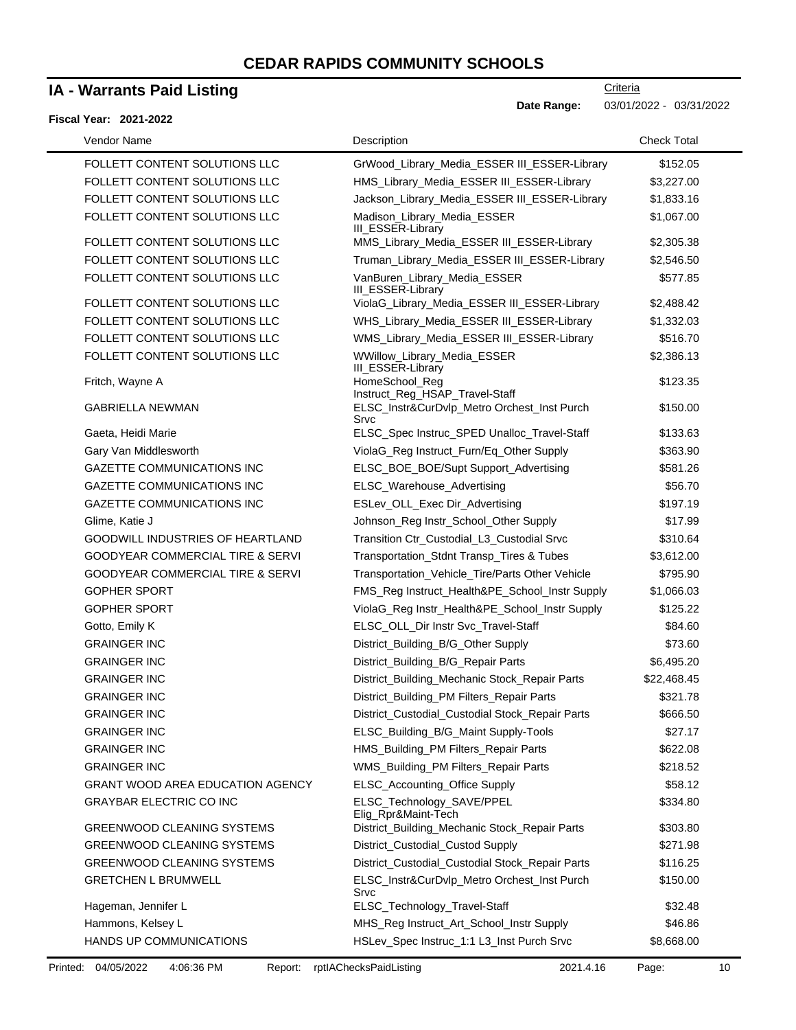# CEDAR RAPIDS COMMUNITY SCHOOLS

## IA - Warrants Paid Listing

Criteria

**Date Range:** 03/01/2022 - 03/31/2022

**Fiscal Year: 2021-2022**

| Vendor Name | Description | Check Total |
|---|---|---|
| FOLLETT CONTENT SOLUTIONS LLC | GrWood_Library_Media_ESSER III_ESSER-Library | $152.05 |
| FOLLETT CONTENT SOLUTIONS LLC | HMS_Library_Media_ESSER III_ESSER-Library | $3,227.00 |
| FOLLETT CONTENT SOLUTIONS LLC | Jackson_Library_Media_ESSER III_ESSER-Library | $1,833.16 |
| FOLLETT CONTENT SOLUTIONS LLC | Madison_Library_Media_ESSER III_ESSER-Library | $1,067.00 |
| FOLLETT CONTENT SOLUTIONS LLC | MMS_Library_Media_ESSER III_ESSER-Library | $2,305.38 |
| FOLLETT CONTENT SOLUTIONS LLC | Truman_Library_Media_ESSER III_ESSER-Library | $2,546.50 |
| FOLLETT CONTENT SOLUTIONS LLC | VanBuren_Library_Media_ESSER III_ESSER-Library | $577.85 |
| FOLLETT CONTENT SOLUTIONS LLC | ViolaG_Library_Media_ESSER III_ESSER-Library | $2,488.42 |
| FOLLETT CONTENT SOLUTIONS LLC | WHS_Library_Media_ESSER III_ESSER-Library | $1,332.03 |
| FOLLETT CONTENT SOLUTIONS LLC | WMS_Library_Media_ESSER III_ESSER-Library | $516.70 |
| FOLLETT CONTENT SOLUTIONS LLC | WWillow_Library_Media_ESSER III_ESSER-Library | $2,386.13 |
| Fritch, Wayne A | HomeSchool_Reg Instruct_Reg_HSAP_Travel-Staff | $123.35 |
| GABRIELLA NEWMAN | ELSC_Instr&CurDvlp_Metro Orchest_Inst Purch Srvc | $150.00 |
| Gaeta, Heidi Marie | ELSC_Spec Instruc_SPED Unalloc_Travel-Staff | $133.63 |
| Gary Van Middlesworth | ViolaG_Reg Instruct_Furn/Eq_Other Supply | $363.90 |
| GAZETTE COMMUNICATIONS INC | ELSC_BOE_BOE/Supt Support_Advertising | $581.26 |
| GAZETTE COMMUNICATIONS INC | ELSC_Warehouse_Advertising | $56.70 |
| GAZETTE COMMUNICATIONS INC | ESLev_OLL_Exec Dir_Advertising | $197.19 |
| Glime, Katie J | Johnson_Reg Instr_School_Other Supply | $17.99 |
| GOODWILL INDUSTRIES OF HEARTLAND | Transition Ctr_Custodial_L3_Custodial Srvc | $310.64 |
| GOODYEAR COMMERCIAL TIRE & SERVI | Transportation_Stdnt Transp_Tires & Tubes | $3,612.00 |
| GOODYEAR COMMERCIAL TIRE & SERVI | Transportation_Vehicle_Tire/Parts Other Vehicle | $795.90 |
| GOPHER SPORT | FMS_Reg Instruct_Health&PE_School_Instr Supply | $1,066.03 |
| GOPHER SPORT | ViolaG_Reg Instr_Health&PE_School_Instr Supply | $125.22 |
| Gotto, Emily K | ELSC_OLL_Dir Instr Svc_Travel-Staff | $84.60 |
| GRAINGER INC | District_Building_B/G_Other Supply | $73.60 |
| GRAINGER INC | District_Building_B/G_Repair Parts | $6,495.20 |
| GRAINGER INC | District_Building_Mechanic Stock_Repair Parts | $22,468.45 |
| GRAINGER INC | District_Building_PM Filters_Repair Parts | $321.78 |
| GRAINGER INC | District_Custodial_Custodial Stock_Repair Parts | $666.50 |
| GRAINGER INC | ELSC_Building_B/G_Maint Supply-Tools | $27.17 |
| GRAINGER INC | HMS_Building_PM Filters_Repair Parts | $622.08 |
| GRAINGER INC | WMS_Building_PM Filters_Repair Parts | $218.52 |
| GRANT WOOD AREA EDUCATION AGENCY | ELSC_Accounting_Office Supply | $58.12 |
| GRAYBAR ELECTRIC CO INC | ELSC_Technology_SAVE/PPEL Elig_Rpr&Maint-Tech | $334.80 |
| GREENWOOD CLEANING SYSTEMS | District_Building_Mechanic Stock_Repair Parts | $303.80 |
| GREENWOOD CLEANING SYSTEMS | District_Custodial_Custod Supply | $271.98 |
| GREENWOOD CLEANING SYSTEMS | District_Custodial_Custodial Stock_Repair Parts | $116.25 |
| GRETCHEN L BRUMWELL | ELSC_Instr&CurDvlp_Metro Orchest_Inst Purch Srvc | $150.00 |
| Hageman, Jennifer L | ELSC_Technology_Travel-Staff | $32.48 |
| Hammons, Kelsey L | MHS_Reg Instruct_Art_School_Instr Supply | $46.86 |
| HANDS UP COMMUNICATIONS | HSLev_Spec Instruc_1:1 L3_Inst Purch Srvc | $8,668.00 |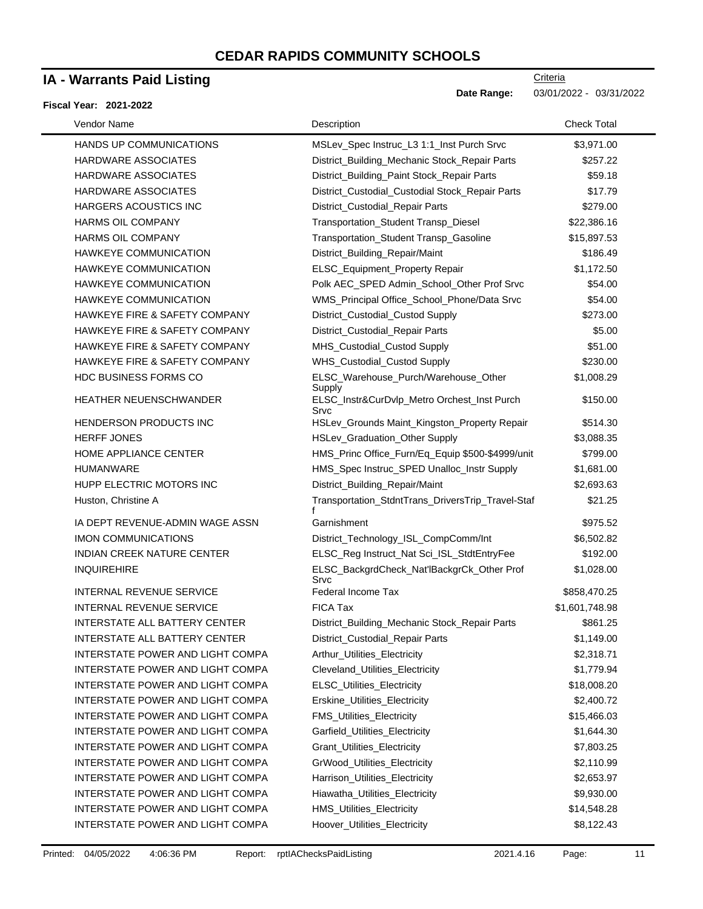# CEDAR RAPIDS COMMUNITY SCHOOLS

## IA - Warrants Paid Listing

Criteria

**Date Range:** 03/01/2022 - 03/31/2022

**Fiscal Year: 2021-2022**

| Vendor Name | Description | Check Total |
|---|---|---|
| HANDS UP COMMUNICATIONS | MSLev_Spec Instruc_L3 1:1_Inst Purch Srvc | $3,971.00 |
| HARDWARE ASSOCIATES | District_Building_Mechanic Stock_Repair Parts | $257.22 |
| HARDWARE ASSOCIATES | District_Building_Paint Stock_Repair Parts | $59.18 |
| HARDWARE ASSOCIATES | District_Custodial_Custodial Stock_Repair Parts | $17.79 |
| HARGERS ACOUSTICS INC | District_Custodial_Repair Parts | $279.00 |
| HARMS OIL COMPANY | Transportation_Student Transp_Diesel | $22,386.16 |
| HARMS OIL COMPANY | Transportation_Student Transp_Gasoline | $15,897.53 |
| HAWKEYE COMMUNICATION | District_Building_Repair/Maint | $186.49 |
| HAWKEYE COMMUNICATION | ELSC_Equipment_Property Repair | $1,172.50 |
| HAWKEYE COMMUNICATION | Polk AEC_SPED Admin_School_Other Prof Srvc | $54.00 |
| HAWKEYE COMMUNICATION | WMS_Principal Office_School_Phone/Data Srvc | $54.00 |
| HAWKEYE FIRE & SAFETY COMPANY | District_Custodial_Custod Supply | $273.00 |
| HAWKEYE FIRE & SAFETY COMPANY | District_Custodial_Repair Parts | $5.00 |
| HAWKEYE FIRE & SAFETY COMPANY | MHS_Custodial_Custod Supply | $51.00 |
| HAWKEYE FIRE & SAFETY COMPANY | WHS_Custodial_Custod Supply | $230.00 |
| HDC BUSINESS FORMS CO | ELSC_Warehouse_Purch/Warehouse_Other Supply | $1,008.29 |
| HEATHER NEUENSCHWANDER | ELSC_Instr&CurDvlp_Metro Orchest_Inst Purch Srvc | $150.00 |
| HENDERSON PRODUCTS INC | HSLev_Grounds Maint_Kingston_Property Repair | $514.30 |
| HERFF JONES | HSLev_Graduation_Other Supply | $3,088.35 |
| HOME APPLIANCE CENTER | HMS_Princ Office_Furn/Eq_Equip $500-$4999/unit | $799.00 |
| HUMANWARE | HMS_Spec Instruc_SPED Unalloc_Instr Supply | $1,681.00 |
| HUPP ELECTRIC MOTORS INC | District_Building_Repair/Maint | $2,693.63 |
| Huston, Christine A | Transportation_StdntTrans_DriversTrip_Travel-Staff | $21.25 |
| IA DEPT REVENUE-ADMIN WAGE ASSN | Garnishment | $975.52 |
| IMON COMMUNICATIONS | District_Technology_ISL_CompComm/Int | $6,502.82 |
| INDIAN CREEK NATURE CENTER | ELSC_Reg Instruct_Nat Sci_ISL_StdtEntryFee | $192.00 |
| INQUIREHIRE | ELSC_BackgrdCheck_Nat'lBackgrCk_Other Prof Srvc | $1,028.00 |
| INTERNAL REVENUE SERVICE | Federal Income Tax | $858,470.25 |
| INTERNAL REVENUE SERVICE | FICA Tax | $1,601,748.98 |
| INTERSTATE ALL BATTERY CENTER | District_Building_Mechanic Stock_Repair Parts | $861.25 |
| INTERSTATE ALL BATTERY CENTER | District_Custodial_Repair Parts | $1,149.00 |
| INTERSTATE POWER AND LIGHT COMPA | Arthur_Utilities_Electricity | $2,318.71 |
| INTERSTATE POWER AND LIGHT COMPA | Cleveland_Utilities_Electricity | $1,779.94 |
| INTERSTATE POWER AND LIGHT COMPA | ELSC_Utilities_Electricity | $18,008.20 |
| INTERSTATE POWER AND LIGHT COMPA | Erskine_Utilities_Electricity | $2,400.72 |
| INTERSTATE POWER AND LIGHT COMPA | FMS_Utilities_Electricity | $15,466.03 |
| INTERSTATE POWER AND LIGHT COMPA | Garfield_Utilities_Electricity | $1,644.30 |
| INTERSTATE POWER AND LIGHT COMPA | Grant_Utilities_Electricity | $7,803.25 |
| INTERSTATE POWER AND LIGHT COMPA | GrWood_Utilities_Electricity | $2,110.99 |
| INTERSTATE POWER AND LIGHT COMPA | Harrison_Utilities_Electricity | $2,653.97 |
| INTERSTATE POWER AND LIGHT COMPA | Hiawatha_Utilities_Electricity | $9,930.00 |
| INTERSTATE POWER AND LIGHT COMPA | HMS_Utilities_Electricity | $14,548.28 |
| INTERSTATE POWER AND LIGHT COMPA | Hoover_Utilities_Electricity | $8,122.43 |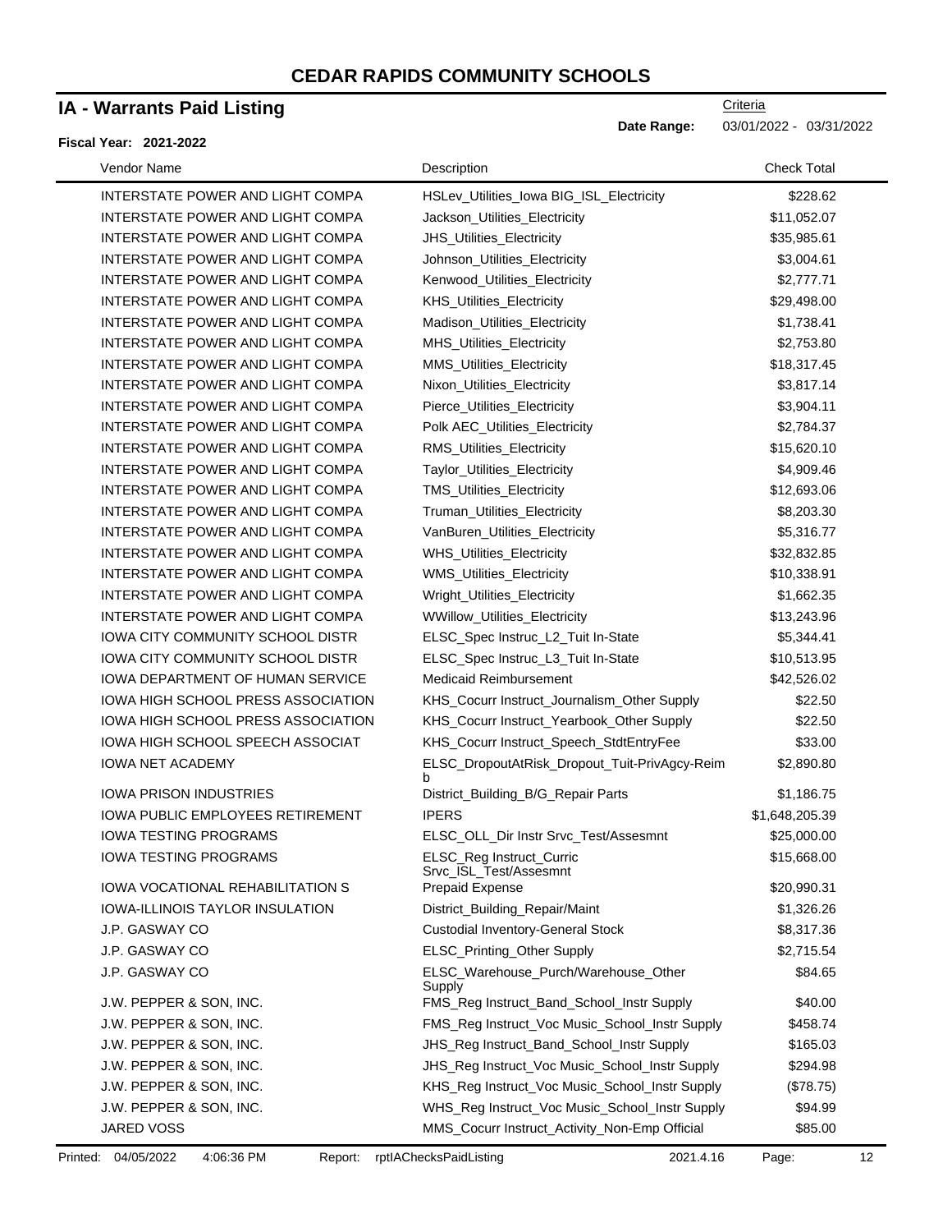# CEDAR RAPIDS COMMUNITY SCHOOLS

## IA - Warrants Paid Listing

Criteria

**Date Range:** 03/01/2022 - 03/31/2022

**Fiscal Year: 2021-2022**

| Vendor Name | Description | Check Total |
|---|---|---|
| INTERSTATE POWER AND LIGHT COMPA | HSLev_Utilities_Iowa BIG_ISL_Electricity | $228.62 |
| INTERSTATE POWER AND LIGHT COMPA | Jackson_Utilities_Electricity | $11,052.07 |
| INTERSTATE POWER AND LIGHT COMPA | JHS_Utilities_Electricity | $35,985.61 |
| INTERSTATE POWER AND LIGHT COMPA | Johnson_Utilities_Electricity | $3,004.61 |
| INTERSTATE POWER AND LIGHT COMPA | Kenwood_Utilities_Electricity | $2,777.71 |
| INTERSTATE POWER AND LIGHT COMPA | KHS_Utilities_Electricity | $29,498.00 |
| INTERSTATE POWER AND LIGHT COMPA | Madison_Utilities_Electricity | $1,738.41 |
| INTERSTATE POWER AND LIGHT COMPA | MHS_Utilities_Electricity | $2,753.80 |
| INTERSTATE POWER AND LIGHT COMPA | MMS_Utilities_Electricity | $18,317.45 |
| INTERSTATE POWER AND LIGHT COMPA | Nixon_Utilities_Electricity | $3,817.14 |
| INTERSTATE POWER AND LIGHT COMPA | Pierce_Utilities_Electricity | $3,904.11 |
| INTERSTATE POWER AND LIGHT COMPA | Polk AEC_Utilities_Electricity | $2,784.37 |
| INTERSTATE POWER AND LIGHT COMPA | RMS_Utilities_Electricity | $15,620.10 |
| INTERSTATE POWER AND LIGHT COMPA | Taylor_Utilities_Electricity | $4,909.46 |
| INTERSTATE POWER AND LIGHT COMPA | TMS_Utilities_Electricity | $12,693.06 |
| INTERSTATE POWER AND LIGHT COMPA | Truman_Utilities_Electricity | $8,203.30 |
| INTERSTATE POWER AND LIGHT COMPA | VanBuren_Utilities_Electricity | $5,316.77 |
| INTERSTATE POWER AND LIGHT COMPA | WHS_Utilities_Electricity | $32,832.85 |
| INTERSTATE POWER AND LIGHT COMPA | WMS_Utilities_Electricity | $10,338.91 |
| INTERSTATE POWER AND LIGHT COMPA | Wright_Utilities_Electricity | $1,662.35 |
| INTERSTATE POWER AND LIGHT COMPA | WWillow_Utilities_Electricity | $13,243.96 |
| IOWA CITY COMMUNITY SCHOOL DISTR | ELSC_Spec Instruc_L2_Tuit In-State | $5,344.41 |
| IOWA CITY COMMUNITY SCHOOL DISTR | ELSC_Spec Instruc_L3_Tuit In-State | $10,513.95 |
| IOWA DEPARTMENT OF HUMAN SERVICE | Medicaid Reimbursement | $42,526.02 |
| IOWA HIGH SCHOOL PRESS ASSOCIATION | KHS_Cocurr Instruct_Journalism_Other Supply | $22.50 |
| IOWA HIGH SCHOOL PRESS ASSOCIATION | KHS_Cocurr Instruct_Yearbook_Other Supply | $22.50 |
| IOWA HIGH SCHOOL SPEECH ASSOCIAT | KHS_Cocurr Instruct_Speech_StdtEntryFee | $33.00 |
| IOWA NET ACADEMY | ELSC_DropoutAtRisk_Dropout_Tuit-PrivAgcy-Reimb | $2,890.80 |
| IOWA PRISON INDUSTRIES | District_Building_B/G_Repair Parts | $1,186.75 |
| IOWA PUBLIC EMPLOYEES RETIREMENT | IPERS | $1,648,205.39 |
| IOWA TESTING PROGRAMS | ELSC_OLL_Dir Instr Srvc_Test/Assesmnt | $25,000.00 |
| IOWA TESTING PROGRAMS | ELSC_Reg Instruct_Curric Srvc_ISL_Test/Assesmnt | $15,668.00 |
| IOWA VOCATIONAL REHABILITATION S | Prepaid Expense | $20,990.31 |
| IOWA-ILLINOIS TAYLOR INSULATION | District_Building_Repair/Maint | $1,326.26 |
| J.P. GASWAY CO | Custodial Inventory-General Stock | $8,317.36 |
| J.P. GASWAY CO | ELSC_Printing_Other Supply | $2,715.54 |
| J.P. GASWAY CO | ELSC_Warehouse_Purch/Warehouse_Other Supply | $84.65 |
| J.W. PEPPER & SON, INC. | FMS_Reg Instruct_Band_School_Instr Supply | $40.00 |
| J.W. PEPPER & SON, INC. | FMS_Reg Instruct_Voc Music_School_Instr Supply | $458.74 |
| J.W. PEPPER & SON, INC. | JHS_Reg Instruct_Band_School_Instr Supply | $165.03 |
| J.W. PEPPER & SON, INC. | JHS_Reg Instruct_Voc Music_School_Instr Supply | $294.98 |
| J.W. PEPPER & SON, INC. | KHS_Reg Instruct_Voc Music_School_Instr Supply | ($78.75) |
| J.W. PEPPER & SON, INC. | WHS_Reg Instruct_Voc Music_School_Instr Supply | $94.99 |
| JARED VOSS | MMS_Cocurr Instruct_Activity_Non-Emp Official | $85.00 |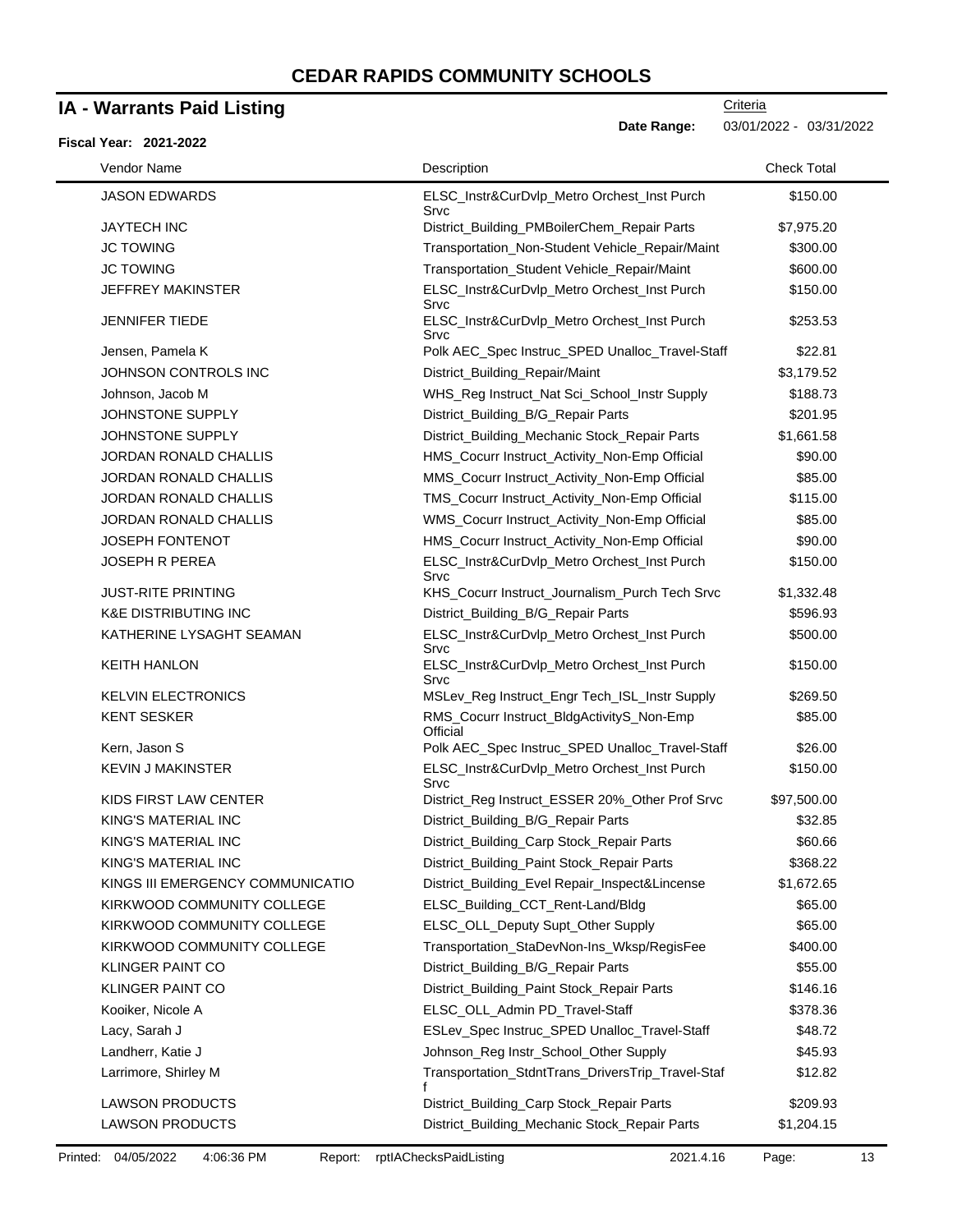# CEDAR RAPIDS COMMUNITY SCHOOLS

## IA - Warrants Paid Listing

Criteria

**Date Range:** 03/01/2022 - 03/31/2022

**Fiscal Year: 2021-2022**

| Vendor Name | Description | Check Total |
|---|---|---|
| JASON EDWARDS | ELSC_Instr&CurDvlp_Metro Orchest_Inst Purch Srvc | $150.00 |
| JAYTECH INC | District_Building_PMBoilerChem_Repair Parts | $7,975.20 |
| JC TOWING | Transportation_Non-Student Vehicle_Repair/Maint | $300.00 |
| JC TOWING | Transportation_Student Vehicle_Repair/Maint | $600.00 |
| JEFFREY MAKINSTER | ELSC_Instr&CurDvlp_Metro Orchest_Inst Purch Srvc | $150.00 |
| JENNIFER TIEDE | ELSC_Instr&CurDvlp_Metro Orchest_Inst Purch Srvc | $253.53 |
| Jensen, Pamela K | Polk AEC_Spec Instruc_SPED Unalloc_Travel-Staff | $22.81 |
| JOHNSON CONTROLS INC | District_Building_Repair/Maint | $3,179.52 |
| Johnson, Jacob M | WHS_Reg Instruct_Nat Sci_School_Instr Supply | $188.73 |
| JOHNSTONE SUPPLY | District_Building_B/G_Repair Parts | $201.95 |
| JOHNSTONE SUPPLY | District_Building_Mechanic Stock_Repair Parts | $1,661.58 |
| JORDAN RONALD CHALLIS | HMS_Cocurr Instruct_Activity_Non-Emp Official | $90.00 |
| JORDAN RONALD CHALLIS | MMS_Cocurr Instruct_Activity_Non-Emp Official | $85.00 |
| JORDAN RONALD CHALLIS | TMS_Cocurr Instruct_Activity_Non-Emp Official | $115.00 |
| JORDAN RONALD CHALLIS | WMS_Cocurr Instruct_Activity_Non-Emp Official | $85.00 |
| JOSEPH FONTENOT | HMS_Cocurr Instruct_Activity_Non-Emp Official | $90.00 |
| JOSEPH R PEREA | ELSC_Instr&CurDvlp_Metro Orchest_Inst Purch Srvc | $150.00 |
| JUST-RITE PRINTING | KHS_Cocurr Instruct_Journalism_Purch Tech Srvc | $1,332.48 |
| K&E DISTRIBUTING INC | District_Building_B/G_Repair Parts | $596.93 |
| KATHERINE LYSAGHT SEAMAN | ELSC_Instr&CurDvlp_Metro Orchest_Inst Purch Srvc | $500.00 |
| KEITH HANLON | ELSC_Instr&CurDvlp_Metro Orchest_Inst Purch Srvc | $150.00 |
| KELVIN ELECTRONICS | MSLev_Reg Instruct_Engr Tech_ISL_Instr Supply | $269.50 |
| KENT SESKER | RMS_Cocurr Instruct_BldgActivityS_Non-Emp Official | $85.00 |
| Kern, Jason S | Polk AEC_Spec Instruc_SPED Unalloc_Travel-Staff | $26.00 |
| KEVIN J MAKINSTER | ELSC_Instr&CurDvlp_Metro Orchest_Inst Purch Srvc | $150.00 |
| KIDS FIRST LAW CENTER | District_Reg Instruct_ESSER 20%_Other Prof Srvc | $97,500.00 |
| KING'S MATERIAL INC | District_Building_B/G_Repair Parts | $32.85 |
| KING'S MATERIAL INC | District_Building_Carp Stock_Repair Parts | $60.66 |
| KING'S MATERIAL INC | District_Building_Paint Stock_Repair Parts | $368.22 |
| KINGS III EMERGENCY COMMUNICATIO | District_Building_Evel Repair_Inspect&Lincense | $1,672.65 |
| KIRKWOOD COMMUNITY COLLEGE | ELSC_Building_CCT_Rent-Land/Bldg | $65.00 |
| KIRKWOOD COMMUNITY COLLEGE | ELSC_OLL_Deputy Supt_Other Supply | $65.00 |
| KIRKWOOD COMMUNITY COLLEGE | Transportation_StaDevNon-Ins_Wksp/RegisFee | $400.00 |
| KLINGER PAINT CO | District_Building_B/G_Repair Parts | $55.00 |
| KLINGER PAINT CO | District_Building_Paint Stock_Repair Parts | $146.16 |
| Kooiker, Nicole A | ELSC_OLL_Admin PD_Travel-Staff | $378.36 |
| Lacy, Sarah J | ESLev_Spec Instruc_SPED Unalloc_Travel-Staff | $48.72 |
| Landherr, Katie J | Johnson_Reg Instr_School_Other Supply | $45.93 |
| Larrimore, Shirley M | Transportation_StdntTrans_DriversTrip_Travel-Staff | $12.82 |
| LAWSON PRODUCTS | District_Building_Carp Stock_Repair Parts | $209.93 |
| LAWSON PRODUCTS | District_Building_Mechanic Stock_Repair Parts | $1,204.15 |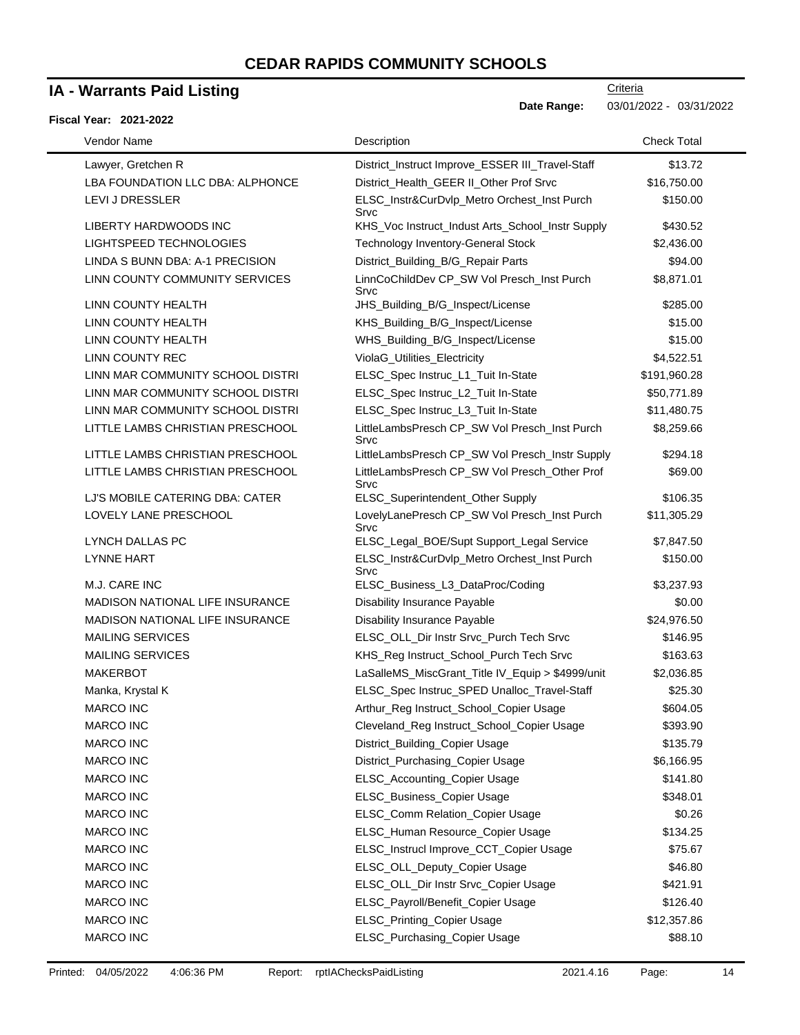# CEDAR RAPIDS COMMUNITY SCHOOLS

## IA - Warrants Paid Listing

Criteria

**Date Range:** 03/01/2022 - 03/31/2022

**Fiscal Year: 2021-2022**

| Vendor Name | Description | Check Total |
|---|---|---|
| Lawyer, Gretchen R | District_Instruct Improve_ESSER III_Travel-Staff | $13.72 |
| LBA FOUNDATION LLC DBA: ALPHONCE | District_Health_GEER II_Other Prof Srvc | $16,750.00 |
| LEVI J DRESSLER | ELSC_Instr&CurDvlp_Metro Orchest_Inst Purch Srvc | $150.00 |
| LIBERTY HARDWOODS INC | KHS_Voc Instruct_Indust Arts_School_Instr Supply | $430.52 |
| LIGHTSPEED TECHNOLOGIES | Technology Inventory-General Stock | $2,436.00 |
| LINDA S BUNN DBA: A-1 PRECISION | District_Building_B/G_Repair Parts | $94.00 |
| LINN COUNTY COMMUNITY SERVICES | LinnCoChildDev CP_SW Vol Presch_Inst Purch Srvc | $8,871.01 |
| LINN COUNTY HEALTH | JHS_Building_B/G_Inspect/License | $285.00 |
| LINN COUNTY HEALTH | KHS_Building_B/G_Inspect/License | $15.00 |
| LINN COUNTY HEALTH | WHS_Building_B/G_Inspect/License | $15.00 |
| LINN COUNTY REC | ViolaG_Utilities_Electricity | $4,522.51 |
| LINN MAR COMMUNITY SCHOOL DISTRI | ELSC_Spec Instruc_L1_Tuit In-State | $191,960.28 |
| LINN MAR COMMUNITY SCHOOL DISTRI | ELSC_Spec Instruc_L2_Tuit In-State | $50,771.89 |
| LINN MAR COMMUNITY SCHOOL DISTRI | ELSC_Spec Instruc_L3_Tuit In-State | $11,480.75 |
| LITTLE LAMBS CHRISTIAN PRESCHOOL | LittleLambsPresch CP_SW Vol Presch_Inst Purch Srvc | $8,259.66 |
| LITTLE LAMBS CHRISTIAN PRESCHOOL | LittleLambsPresch CP_SW Vol Presch_Instr Supply | $294.18 |
| LITTLE LAMBS CHRISTIAN PRESCHOOL | LittleLambsPresch CP_SW Vol Presch_Other Prof Srvc | $69.00 |
| LJ'S MOBILE CATERING DBA: CATER | ELSC_Superintendent_Other Supply | $106.35 |
| LOVELY LANE PRESCHOOL | LovelyLanePresch CP_SW Vol Presch_Inst Purch Srvc | $11,305.29 |
| LYNCH DALLAS PC | ELSC_Legal_BOE/Supt Support_Legal Service | $7,847.50 |
| LYNNE HART | ELSC_Instr&CurDvlp_Metro Orchest_Inst Purch Srvc | $150.00 |
| M.J. CARE INC | ELSC_Business_L3_DataProc/Coding | $3,237.93 |
| MADISON NATIONAL LIFE INSURANCE | Disability Insurance Payable | $0.00 |
| MADISON NATIONAL LIFE INSURANCE | Disability Insurance Payable | $24,976.50 |
| MAILING SERVICES | ELSC_OLL_Dir Instr Srvc_Purch Tech Srvc | $146.95 |
| MAILING SERVICES | KHS_Reg Instruct_School_Purch Tech Srvc | $163.63 |
| MAKERBOT | LaSalleMS_MiscGrant_Title IV_Equip > $4999/unit | $2,036.85 |
| Manka, Krystal K | ELSC_Spec Instruc_SPED Unalloc_Travel-Staff | $25.30 |
| MARCO INC | Arthur_Reg Instruct_School_Copier Usage | $604.05 |
| MARCO INC | Cleveland_Reg Instruct_School_Copier Usage | $393.90 |
| MARCO INC | District_Building_Copier Usage | $135.79 |
| MARCO INC | District_Purchasing_Copier Usage | $6,166.95 |
| MARCO INC | ELSC_Accounting_Copier Usage | $141.80 |
| MARCO INC | ELSC_Business_Copier Usage | $348.01 |
| MARCO INC | ELSC_Comm Relation_Copier Usage | $0.26 |
| MARCO INC | ELSC_Human Resource_Copier Usage | $134.25 |
| MARCO INC | ELSC_Instrucl Improve_CCT_Copier Usage | $75.67 |
| MARCO INC | ELSC_OLL_Deputy_Copier Usage | $46.80 |
| MARCO INC | ELSC_OLL_Dir Instr Srvc_Copier Usage | $421.91 |
| MARCO INC | ELSC_Payroll/Benefit_Copier Usage | $126.40 |
| MARCO INC | ELSC_Printing_Copier Usage | $12,357.86 |
| MARCO INC | ELSC_Purchasing_Copier Usage | $88.10 |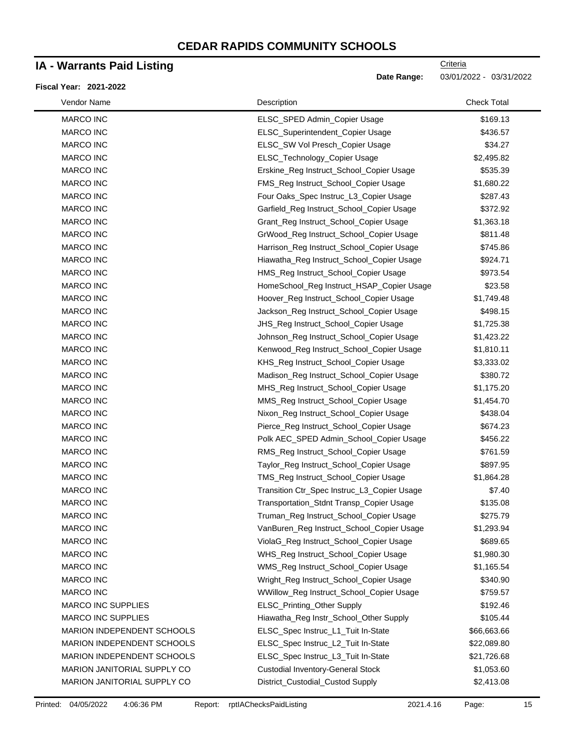# CEDAR RAPIDS COMMUNITY SCHOOLS

## IA - Warrants Paid Listing

**Fiscal Year: 2021-2022**

Criteria

**Date Range:** 03/01/2022 - 03/31/2022

| Vendor Name | Description | Check Total |
|---|---|---|
| MARCO INC | ELSC_SPED Admin_Copier Usage | $169.13 |
| MARCO INC | ELSC_Superintendent_Copier Usage | $436.57 |
| MARCO INC | ELSC_SW Vol Presch_Copier Usage | $34.27 |
| MARCO INC | ELSC_Technology_Copier Usage | $2,495.82 |
| MARCO INC | Erskine_Reg Instruct_School_Copier Usage | $535.39 |
| MARCO INC | FMS_Reg Instruct_School_Copier Usage | $1,680.22 |
| MARCO INC | Four Oaks_Spec Instruc_L3_Copier Usage | $287.43 |
| MARCO INC | Garfield_Reg Instruct_School_Copier Usage | $372.92 |
| MARCO INC | Grant_Reg Instruct_School_Copier Usage | $1,363.18 |
| MARCO INC | GrWood_Reg Instruct_School_Copier Usage | $811.48 |
| MARCO INC | Harrison_Reg Instruct_School_Copier Usage | $745.86 |
| MARCO INC | Hiawatha_Reg Instruct_School_Copier Usage | $924.71 |
| MARCO INC | HMS_Reg Instruct_School_Copier Usage | $973.54 |
| MARCO INC | HomeSchool_Reg Instruct_HSAP_Copier Usage | $23.58 |
| MARCO INC | Hoover_Reg Instruct_School_Copier Usage | $1,749.48 |
| MARCO INC | Jackson_Reg Instruct_School_Copier Usage | $498.15 |
| MARCO INC | JHS_Reg Instruct_School_Copier Usage | $1,725.38 |
| MARCO INC | Johnson_Reg Instruct_School_Copier Usage | $1,423.22 |
| MARCO INC | Kenwood_Reg Instruct_School_Copier Usage | $1,810.11 |
| MARCO INC | KHS_Reg Instruct_School_Copier Usage | $3,333.02 |
| MARCO INC | Madison_Reg Instruct_School_Copier Usage | $380.72 |
| MARCO INC | MHS_Reg Instruct_School_Copier Usage | $1,175.20 |
| MARCO INC | MMS_Reg Instruct_School_Copier Usage | $1,454.70 |
| MARCO INC | Nixon_Reg Instruct_School_Copier Usage | $438.04 |
| MARCO INC | Pierce_Reg Instruct_School_Copier Usage | $674.23 |
| MARCO INC | Polk AEC_SPED Admin_School_Copier Usage | $456.22 |
| MARCO INC | RMS_Reg Instruct_School_Copier Usage | $761.59 |
| MARCO INC | Taylor_Reg Instruct_School_Copier Usage | $897.95 |
| MARCO INC | TMS_Reg Instruct_School_Copier Usage | $1,864.28 |
| MARCO INC | Transition Ctr_Spec Instruc_L3_Copier Usage | $7.40 |
| MARCO INC | Transportation_Stdnt Transp_Copier Usage | $135.08 |
| MARCO INC | Truman_Reg Instruct_School_Copier Usage | $275.79 |
| MARCO INC | VanBuren_Reg Instruct_School_Copier Usage | $1,293.94 |
| MARCO INC | ViolaG_Reg Instruct_School_Copier Usage | $689.65 |
| MARCO INC | WHS_Reg Instruct_School_Copier Usage | $1,980.30 |
| MARCO INC | WMS_Reg Instruct_School_Copier Usage | $1,165.54 |
| MARCO INC | Wright_Reg Instruct_School_Copier Usage | $340.90 |
| MARCO INC | WWillow_Reg Instruct_School_Copier Usage | $759.57 |
| MARCO INC SUPPLIES | ELSC_Printing_Other Supply | $192.46 |
| MARCO INC SUPPLIES | Hiawatha_Reg Instr_School_Other Supply | $105.44 |
| MARION INDEPENDENT SCHOOLS | ELSC_Spec Instruc_L1_Tuit In-State | $66,663.66 |
| MARION INDEPENDENT SCHOOLS | ELSC_Spec Instruc_L2_Tuit In-State | $22,089.80 |
| MARION INDEPENDENT SCHOOLS | ELSC_Spec Instruc_L3_Tuit In-State | $21,726.68 |
| MARION JANITORIAL SUPPLY CO | Custodial Inventory-General Stock | $1,053.60 |
| MARION JANITORIAL SUPPLY CO | District_Custodial_Custod Supply | $2,413.08 |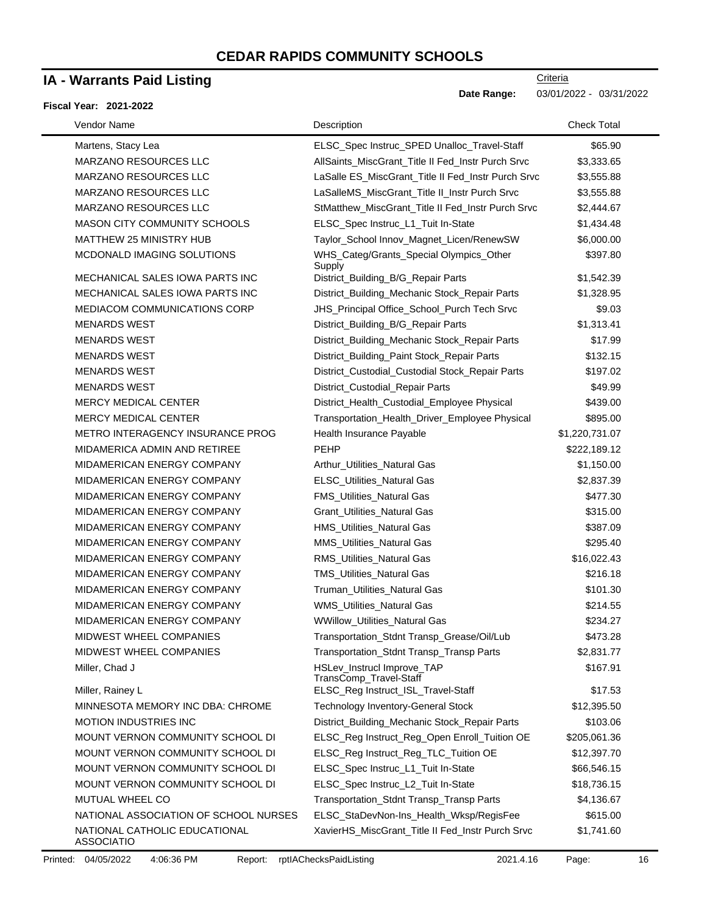# CEDAR RAPIDS COMMUNITY SCHOOLS

## IA - Warrants Paid Listing

Criteria

**Date Range:** 03/01/2022 - 03/31/2022

**Fiscal Year: 2021-2022**

| Vendor Name | Description | Check Total |
|---|---|---|
| Martens, Stacy Lea | ELSC_Spec Instruc_SPED Unalloc_Travel-Staff | $65.90 |
| MARZANO RESOURCES LLC | AllSaints_MiscGrant_Title II Fed_Instr Purch Srvc | $3,333.65 |
| MARZANO RESOURCES LLC | LaSalle ES_MiscGrant_Title II Fed_Instr Purch Srvc | $3,555.88 |
| MARZANO RESOURCES LLC | LaSalleMS_MiscGrant_Title II_Instr Purch Srvc | $3,555.88 |
| MARZANO RESOURCES LLC | StMatthew_MiscGrant_Title II Fed_Instr Purch Srvc | $2,444.67 |
| MASON CITY COMMUNITY SCHOOLS | ELSC_Spec Instruc_L1_Tuit In-State | $1,434.48 |
| MATTHEW 25 MINISTRY HUB | Taylor_School Innov_Magnet_Licen/RenewSW | $6,000.00 |
| MCDONALD IMAGING SOLUTIONS | WHS_Categ/Grants_Special Olympics_Other Supply | $397.80 |
| MECHANICAL SALES IOWA PARTS INC | District_Building_B/G_Repair Parts | $1,542.39 |
| MECHANICAL SALES IOWA PARTS INC | District_Building_Mechanic Stock_Repair Parts | $1,328.95 |
| MEDIACOM COMMUNICATIONS CORP | JHS_Principal Office_School_Purch Tech Srvc | $9.03 |
| MENARDS WEST | District_Building_B/G_Repair Parts | $1,313.41 |
| MENARDS WEST | District_Building_Mechanic Stock_Repair Parts | $17.99 |
| MENARDS WEST | District_Building_Paint Stock_Repair Parts | $132.15 |
| MENARDS WEST | District_Custodial_Custodial Stock_Repair Parts | $197.02 |
| MENARDS WEST | District_Custodial_Repair Parts | $49.99 |
| MERCY MEDICAL CENTER | District_Health_Custodial_Employee Physical | $439.00 |
| MERCY MEDICAL CENTER | Transportation_Health_Driver_Employee Physical | $895.00 |
| METRO INTERAGENCY INSURANCE PROG | Health Insurance Payable | $1,220,731.07 |
| MIDAMERICA ADMIN AND RETIREE | PEHP | $222,189.12 |
| MIDAMERICAN ENERGY COMPANY | Arthur_Utilities_Natural Gas | $1,150.00 |
| MIDAMERICAN ENERGY COMPANY | ELSC_Utilities_Natural Gas | $2,837.39 |
| MIDAMERICAN ENERGY COMPANY | FMS_Utilities_Natural Gas | $477.30 |
| MIDAMERICAN ENERGY COMPANY | Grant_Utilities_Natural Gas | $315.00 |
| MIDAMERICAN ENERGY COMPANY | HMS_Utilities_Natural Gas | $387.09 |
| MIDAMERICAN ENERGY COMPANY | MMS_Utilities_Natural Gas | $295.40 |
| MIDAMERICAN ENERGY COMPANY | RMS_Utilities_Natural Gas | $16,022.43 |
| MIDAMERICAN ENERGY COMPANY | TMS_Utilities_Natural Gas | $216.18 |
| MIDAMERICAN ENERGY COMPANY | Truman_Utilities_Natural Gas | $101.30 |
| MIDAMERICAN ENERGY COMPANY | WMS_Utilities_Natural Gas | $214.55 |
| MIDAMERICAN ENERGY COMPANY | WWillow_Utilities_Natural Gas | $234.27 |
| MIDWEST WHEEL COMPANIES | Transportation_Stdnt Transp_Grease/Oil/Lub | $473.28 |
| MIDWEST WHEEL COMPANIES | Transportation_Stdnt Transp_Transp Parts | $2,831.77 |
| Miller, Chad J | HSLev_Instrucl Improve_TAP TransComp_Travel-Staff | $167.91 |
| Miller, Rainey L | ELSC_Reg Instruct_ISL_Travel-Staff | $17.53 |
| MINNESOTA MEMORY INC DBA: CHROME | Technology Inventory-General Stock | $12,395.50 |
| MOTION INDUSTRIES INC | District_Building_Mechanic Stock_Repair Parts | $103.06 |
| MOUNT VERNON COMMUNITY SCHOOL DI | ELSC_Reg Instruct_Reg_Open Enroll_Tuition OE | $205,061.36 |
| MOUNT VERNON COMMUNITY SCHOOL DI | ELSC_Reg Instruct_Reg_TLC_Tuition OE | $12,397.70 |
| MOUNT VERNON COMMUNITY SCHOOL DI | ELSC_Spec Instruc_L1_Tuit In-State | $66,546.15 |
| MOUNT VERNON COMMUNITY SCHOOL DI | ELSC_Spec Instruc_L2_Tuit In-State | $18,736.15 |
| MUTUAL WHEEL CO | Transportation_Stdnt Transp_Transp Parts | $4,136.67 |
| NATIONAL ASSOCIATION OF SCHOOL NURSES | ELSC_StaDevNon-Ins_Health_Wksp/RegisFee | $615.00 |
| NATIONAL CATHOLIC EDUCATIONAL ASSOCIATIO | XavierHS_MiscGrant_Title II Fed_Instr Purch Srvc | $1,741.60 |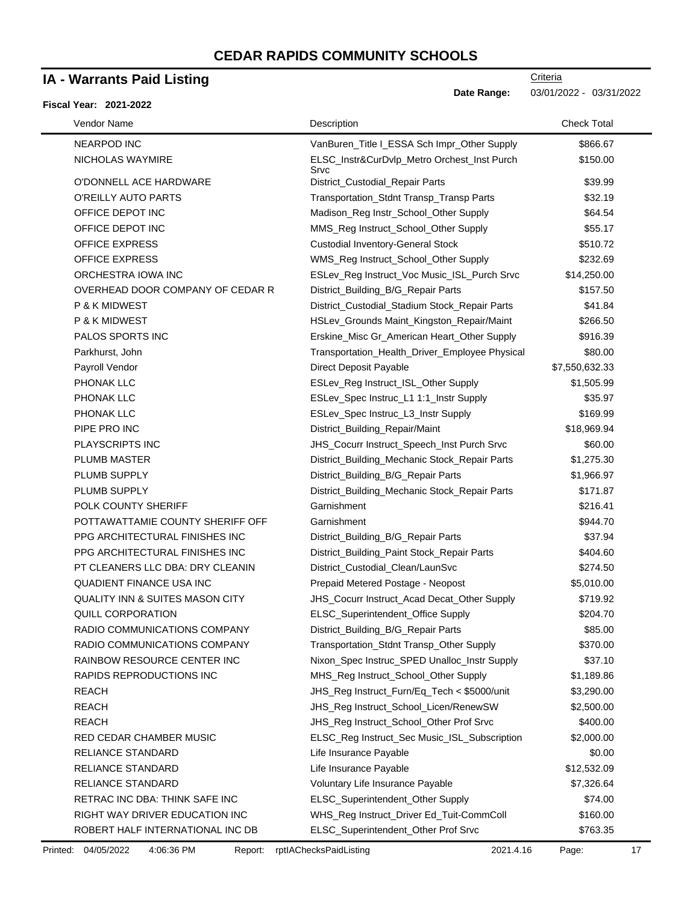# CEDAR RAPIDS COMMUNITY SCHOOLS

## IA - Warrants Paid Listing

Criteria

**Date Range:** 03/01/2022 - 03/31/2022

**Fiscal Year: 2021-2022**

| Vendor Name | Description | Check Total |
|---|---|---|
| NEARPOD INC | VanBuren_Title I_ESSA Sch Impr_Other Supply | $866.67 |
| NICHOLAS WAYMIRE | ELSC_Instr&CurDvlp_Metro Orchest_Inst Purch Srvc | $150.00 |
| O'DONNELL ACE HARDWARE | District_Custodial_Repair Parts | $39.99 |
| O'REILLY AUTO PARTS | Transportation_Stdnt Transp_Transp Parts | $32.19 |
| OFFICE DEPOT INC | Madison_Reg Instr_School_Other Supply | $64.54 |
| OFFICE DEPOT INC | MMS_Reg Instruct_School_Other Supply | $55.17 |
| OFFICE EXPRESS | Custodial Inventory-General Stock | $510.72 |
| OFFICE EXPRESS | WMS_Reg Instruct_School_Other Supply | $232.69 |
| ORCHESTRA IOWA INC | ESLev_Reg Instruct_Voc Music_ISL_Purch Srvc | $14,250.00 |
| OVERHEAD DOOR COMPANY OF CEDAR R | District_Building_B/G_Repair Parts | $157.50 |
| P & K MIDWEST | District_Custodial_Stadium Stock_Repair Parts | $41.84 |
| P & K MIDWEST | HSLev_Grounds Maint_Kingston_Repair/Maint | $266.50 |
| PALOS SPORTS INC | Erskine_Misc Gr_American Heart_Other Supply | $916.39 |
| Parkhurst, John | Transportation_Health_Driver_Employee Physical | $80.00 |
| Payroll Vendor | Direct Deposit Payable | $7,550,632.33 |
| PHONAK LLC | ESLev_Reg Instruct_ISL_Other Supply | $1,505.99 |
| PHONAK LLC | ESLev_Spec Instruc_L1 1:1_Instr Supply | $35.97 |
| PHONAK LLC | ESLev_Spec Instruc_L3_Instr Supply | $169.99 |
| PIPE PRO INC | District_Building_Repair/Maint | $18,969.94 |
| PLAYSCRIPTS INC | JHS_Cocurr Instruct_Speech_Inst Purch Srvc | $60.00 |
| PLUMB MASTER | District_Building_Mechanic Stock_Repair Parts | $1,275.30 |
| PLUMB SUPPLY | District_Building_B/G_Repair Parts | $1,966.97 |
| PLUMB SUPPLY | District_Building_Mechanic Stock_Repair Parts | $171.87 |
| POLK COUNTY SHERIFF | Garnishment | $216.41 |
| POTTAWATTAMIE COUNTY SHERIFF OFF | Garnishment | $944.70 |
| PPG ARCHITECTURAL FINISHES INC | District_Building_B/G_Repair Parts | $37.94 |
| PPG ARCHITECTURAL FINISHES INC | District_Building_Paint Stock_Repair Parts | $404.60 |
| PT CLEANERS LLC DBA: DRY CLEANIN | District_Custodial_Clean/LaunSvc | $274.50 |
| QUADIENT FINANCE USA INC | Prepaid Metered Postage - Neopost | $5,010.00 |
| QUALITY INN & SUITES MASON CITY | JHS_Cocurr Instruct_Acad Decat_Other Supply | $719.92 |
| QUILL CORPORATION | ELSC_Superintendent_Office Supply | $204.70 |
| RADIO COMMUNICATIONS COMPANY | District_Building_B/G_Repair Parts | $85.00 |
| RADIO COMMUNICATIONS COMPANY | Transportation_Stdnt Transp_Other Supply | $370.00 |
| RAINBOW RESOURCE CENTER INC | Nixon_Spec Instruc_SPED Unalloc_Instr Supply | $37.10 |
| RAPIDS REPRODUCTIONS INC | MHS_Reg Instruct_School_Other Supply | $1,189.86 |
| REACH | JHS_Reg Instruct_Furn/Eq_Tech < $5000/unit | $3,290.00 |
| REACH | JHS_Reg Instruct_School_Licen/RenewSW | $2,500.00 |
| REACH | JHS_Reg Instruct_School_Other Prof Srvc | $400.00 |
| RED CEDAR CHAMBER MUSIC | ELSC_Reg Instruct_Sec Music_ISL_Subscription | $2,000.00 |
| RELIANCE STANDARD | Life Insurance Payable | $0.00 |
| RELIANCE STANDARD | Life Insurance Payable | $12,532.09 |
| RELIANCE STANDARD | Voluntary Life Insurance Payable | $7,326.64 |
| RETRAC INC DBA: THINK SAFE INC | ELSC_Superintendent_Other Supply | $74.00 |
| RIGHT WAY DRIVER EDUCATION INC | WHS_Reg Instruct_Driver Ed_Tuit-CommColl | $160.00 |
| ROBERT HALF INTERNATIONAL INC DB | ELSC_Superintendent_Other Prof Srvc | $763.35 |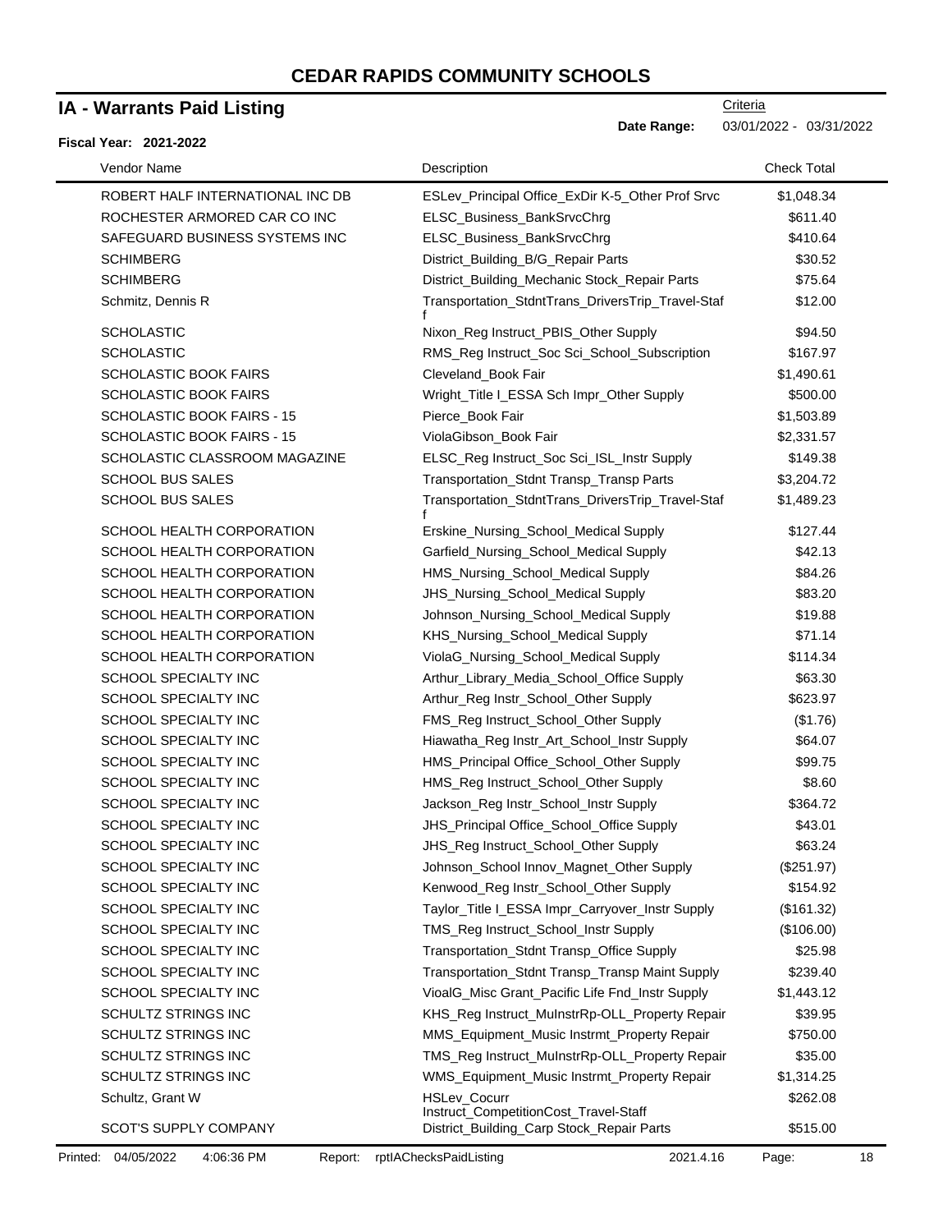# CEDAR RAPIDS COMMUNITY SCHOOLS

## IA - Warrants Paid Listing

Criteria

**Date Range:** 03/01/2022 - 03/31/2022

**Fiscal Year: 2021-2022**

| Vendor Name | Description | Check Total |
|---|---|---|
| ROBERT HALF INTERNATIONAL INC DB | ESLev_Principal Office_ExDir K-5_Other Prof Srvc | $1,048.34 |
| ROCHESTER ARMORED CAR CO INC | ELSC_Business_BankSrvcChrg | $611.40 |
| SAFEGUARD BUSINESS SYSTEMS INC | ELSC_Business_BankSrvcChrg | $410.64 |
| SCHIMBERG | District_Building_B/G_Repair Parts | $30.52 |
| SCHIMBERG | District_Building_Mechanic Stock_Repair Parts | $75.64 |
| Schmitz, Dennis R | Transportation_StdntTrans_DriversTrip_Travel-Staff | $12.00 |
| SCHOLASTIC | Nixon_Reg Instruct_PBIS_Other Supply | $94.50 |
| SCHOLASTIC | RMS_Reg Instruct_Soc Sci_School_Subscription | $167.97 |
| SCHOLASTIC BOOK FAIRS | Cleveland_Book Fair | $1,490.61 |
| SCHOLASTIC BOOK FAIRS | Wright_Title I_ESSA Sch Impr_Other Supply | $500.00 |
| SCHOLASTIC BOOK FAIRS - 15 | Pierce_Book Fair | $1,503.89 |
| SCHOLASTIC BOOK FAIRS - 15 | ViolaGibson_Book Fair | $2,331.57 |
| SCHOLASTIC CLASSROOM MAGAZINE | ELSC_Reg Instruct_Soc Sci_ISL_Instr Supply | $149.38 |
| SCHOOL BUS SALES | Transportation_Stdnt Transp_Transp Parts | $3,204.72 |
| SCHOOL BUS SALES | Transportation_StdntTrans_DriversTrip_Travel-Staff | $1,489.23 |
| SCHOOL HEALTH CORPORATION | Erskine_Nursing_School_Medical Supply | $127.44 |
| SCHOOL HEALTH CORPORATION | Garfield_Nursing_School_Medical Supply | $42.13 |
| SCHOOL HEALTH CORPORATION | HMS_Nursing_School_Medical Supply | $84.26 |
| SCHOOL HEALTH CORPORATION | JHS_Nursing_School_Medical Supply | $83.20 |
| SCHOOL HEALTH CORPORATION | Johnson_Nursing_School_Medical Supply | $19.88 |
| SCHOOL HEALTH CORPORATION | KHS_Nursing_School_Medical Supply | $71.14 |
| SCHOOL HEALTH CORPORATION | ViolaG_Nursing_School_Medical Supply | $114.34 |
| SCHOOL SPECIALTY INC | Arthur_Library_Media_School_Office Supply | $63.30 |
| SCHOOL SPECIALTY INC | Arthur_Reg Instr_School_Other Supply | $623.97 |
| SCHOOL SPECIALTY INC | FMS_Reg Instruct_School_Other Supply | ($1.76) |
| SCHOOL SPECIALTY INC | Hiawatha_Reg Instr_Art_School_Instr Supply | $64.07 |
| SCHOOL SPECIALTY INC | HMS_Principal Office_School_Other Supply | $99.75 |
| SCHOOL SPECIALTY INC | HMS_Reg Instruct_School_Other Supply | $8.60 |
| SCHOOL SPECIALTY INC | Jackson_Reg Instr_School_Instr Supply | $364.72 |
| SCHOOL SPECIALTY INC | JHS_Principal Office_School_Office Supply | $43.01 |
| SCHOOL SPECIALTY INC | JHS_Reg Instruct_School_Other Supply | $63.24 |
| SCHOOL SPECIALTY INC | Johnson_School Innov_Magnet_Other Supply | ($251.97) |
| SCHOOL SPECIALTY INC | Kenwood_Reg Instr_School_Other Supply | $154.92 |
| SCHOOL SPECIALTY INC | Taylor_Title I_ESSA Impr_Carryover_Instr Supply | ($161.32) |
| SCHOOL SPECIALTY INC | TMS_Reg Instruct_School_Instr Supply | ($106.00) |
| SCHOOL SPECIALTY INC | Transportation_Stdnt Transp_Office Supply | $25.98 |
| SCHOOL SPECIALTY INC | Transportation_Stdnt Transp_Transp Maint Supply | $239.40 |
| SCHOOL SPECIALTY INC | VioalG_Misc Grant_Pacific Life Fnd_Instr Supply | $1,443.12 |
| SCHULTZ STRINGS INC | KHS_Reg Instruct_MuInstrRp-OLL_Property Repair | $39.95 |
| SCHULTZ STRINGS INC | MMS_Equipment_Music Instrmt_Property Repair | $750.00 |
| SCHULTZ STRINGS INC | TMS_Reg Instruct_MuInstrRp-OLL_Property Repair | $35.00 |
| SCHULTZ STRINGS INC | WMS_Equipment_Music Instrmt_Property Repair | $1,314.25 |
| Schultz, Grant W | HSLev_Cocurr Instruct_CompetitionCost_Travel-Staff | $262.08 |
| SCOT'S SUPPLY COMPANY | District_Building_Carp Stock_Repair Parts | $515.00 |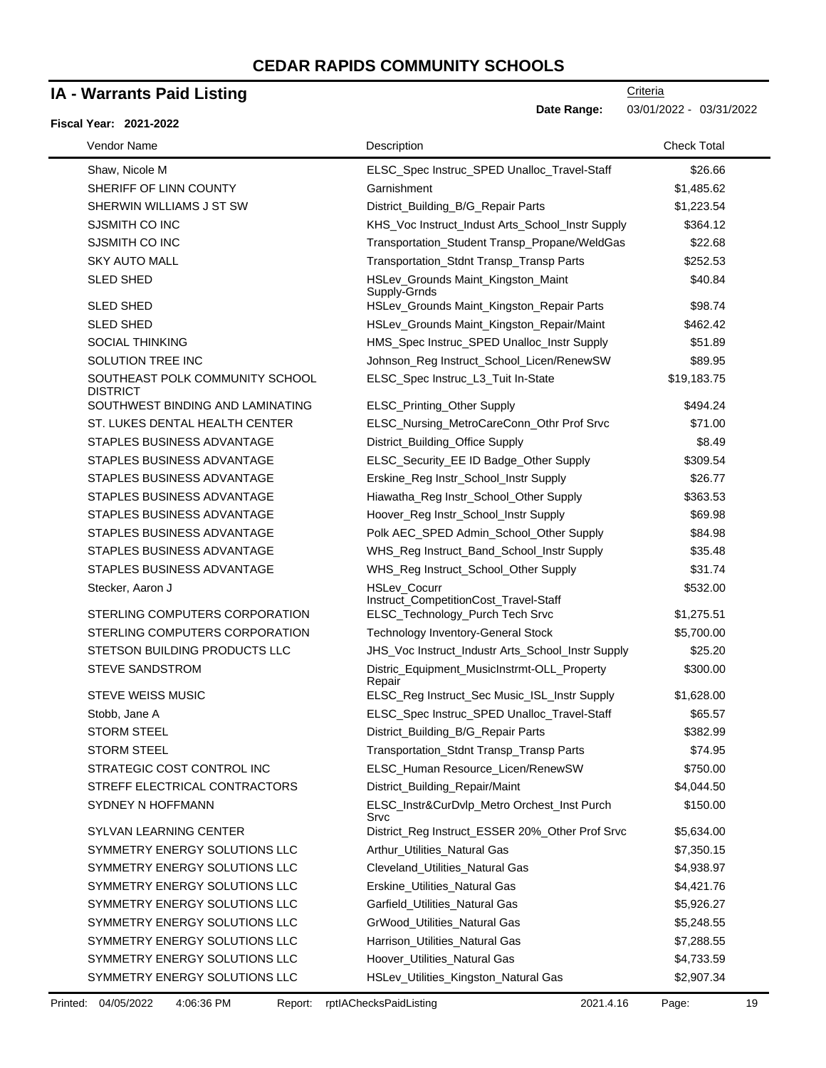# CEDAR RAPIDS COMMUNITY SCHOOLS

## IA - Warrants Paid Listing

Criteria

**Date Range:** 03/01/2022 - 03/31/2022

**Fiscal Year: 2021-2022**

| Vendor Name | Description | Check Total |
|---|---|---|
| Shaw, Nicole M | ELSC_Spec Instruc_SPED Unalloc_Travel-Staff | $26.66 |
| SHERIFF OF LINN COUNTY | Garnishment | $1,485.62 |
| SHERWIN WILLIAMS J ST SW | District_Building_B/G_Repair Parts | $1,223.54 |
| SJSMITH CO INC | KHS_Voc Instruct_Indust Arts_School_Instr Supply | $364.12 |
| SJSMITH CO INC | Transportation_Student Transp_Propane/WeldGas | $22.68 |
| SKY AUTO MALL | Transportation_Stdnt Transp_Transp Parts | $252.53 |
| SLED SHED | HSLev_Grounds Maint_Kingston_Maint Supply-Grnds | $40.84 |
| SLED SHED | HSLev_Grounds Maint_Kingston_Repair Parts | $98.74 |
| SLED SHED | HSLev_Grounds Maint_Kingston_Repair/Maint | $462.42 |
| SOCIAL THINKING | HMS_Spec Instruc_SPED Unalloc_Instr Supply | $51.89 |
| SOLUTION TREE INC | Johnson_Reg Instruct_School_Licen/RenewSW | $89.95 |
| SOUTHEAST POLK COMMUNITY SCHOOL DISTRICT | ELSC_Spec Instruc_L3_Tuit In-State | $19,183.75 |
| SOUTHWEST BINDING AND LAMINATING | ELSC_Printing_Other Supply | $494.24 |
| ST. LUKES DENTAL HEALTH CENTER | ELSC_Nursing_MetroCareConn_Othr Prof Srvc | $71.00 |
| STAPLES BUSINESS ADVANTAGE | District_Building_Office Supply | $8.49 |
| STAPLES BUSINESS ADVANTAGE | ELSC_Security_EE ID Badge_Other Supply | $309.54 |
| STAPLES BUSINESS ADVANTAGE | Erskine_Reg Instr_School_Instr Supply | $26.77 |
| STAPLES BUSINESS ADVANTAGE | Hiawatha_Reg Instr_School_Other Supply | $363.53 |
| STAPLES BUSINESS ADVANTAGE | Hoover_Reg Instr_School_Instr Supply | $69.98 |
| STAPLES BUSINESS ADVANTAGE | Polk AEC_SPED Admin_School_Other Supply | $84.98 |
| STAPLES BUSINESS ADVANTAGE | WHS_Reg Instruct_Band_School_Instr Supply | $35.48 |
| STAPLES BUSINESS ADVANTAGE | WHS_Reg Instruct_School_Other Supply | $31.74 |
| Stecker, Aaron J | HSLev_Cocurr Instruct_CompetitionCost_Travel-Staff | $532.00 |
| STERLING COMPUTERS CORPORATION | ELSC_Technology_Purch Tech Srvc | $1,275.51 |
| STERLING COMPUTERS CORPORATION | Technology Inventory-General Stock | $5,700.00 |
| STETSON BUILDING PRODUCTS LLC | JHS_Voc Instruct_Industr Arts_School_Instr Supply | $25.20 |
| STEVE SANDSTROM | Distric_Equipment_MusicInstrmt-OLL_Property Repair | $300.00 |
| STEVE WEISS MUSIC | ELSC_Reg Instruct_Sec Music_ISL_Instr Supply | $1,628.00 |
| Stobb, Jane A | ELSC_Spec Instruc_SPED Unalloc_Travel-Staff | $65.57 |
| STORM STEEL | District_Building_B/G_Repair Parts | $382.99 |
| STORM STEEL | Transportation_Stdnt Transp_Transp Parts | $74.95 |
| STRATEGIC COST CONTROL INC | ELSC_Human Resource_Licen/RenewSW | $750.00 |
| STREFF ELECTRICAL CONTRACTORS | District_Building_Repair/Maint | $4,044.50 |
| SYDNEY N HOFFMANN | ELSC_Instr&CurDvlp_Metro Orchest_Inst Purch Srvc | $150.00 |
| SYLVAN LEARNING CENTER | District_Reg Instruct_ESSER 20%_Other Prof Srvc | $5,634.00 |
| SYMMETRY ENERGY SOLUTIONS LLC | Arthur_Utilities_Natural Gas | $7,350.15 |
| SYMMETRY ENERGY SOLUTIONS LLC | Cleveland_Utilities_Natural Gas | $4,938.97 |
| SYMMETRY ENERGY SOLUTIONS LLC | Erskine_Utilities_Natural Gas | $4,421.76 |
| SYMMETRY ENERGY SOLUTIONS LLC | Garfield_Utilities_Natural Gas | $5,926.27 |
| SYMMETRY ENERGY SOLUTIONS LLC | GrWood_Utilities_Natural Gas | $5,248.55 |
| SYMMETRY ENERGY SOLUTIONS LLC | Harrison_Utilities_Natural Gas | $7,288.55 |
| SYMMETRY ENERGY SOLUTIONS LLC | Hoover_Utilities_Natural Gas | $4,733.59 |
| SYMMETRY ENERGY SOLUTIONS LLC | HSLev_Utilities_Kingston_Natural Gas | $2,907.34 |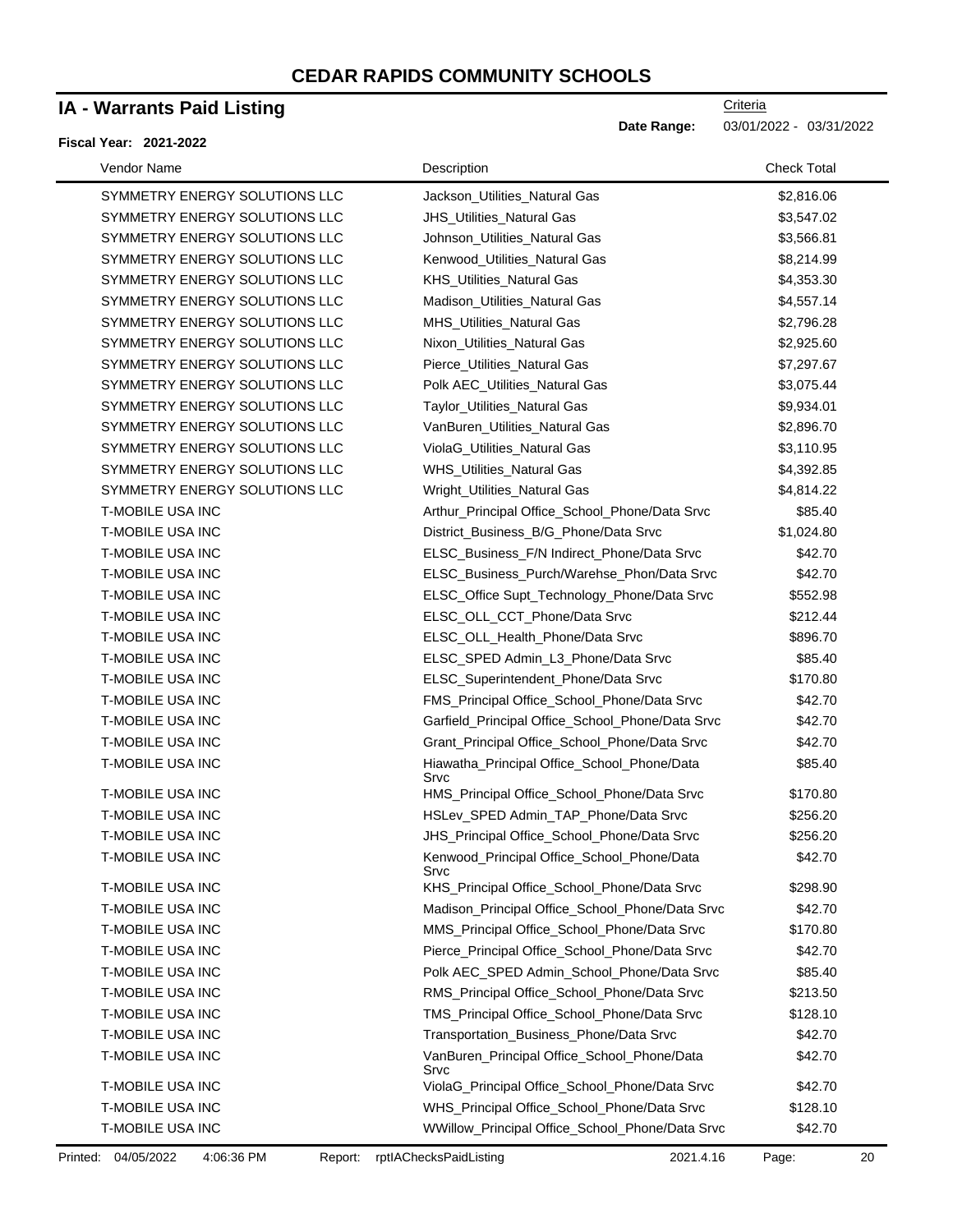# CEDAR RAPIDS COMMUNITY SCHOOLS

## IA - Warrants Paid Listing

**Fiscal Year: 2021-2022**

Criteria

**Date Range:** 03/01/2022 - 03/31/2022

| Vendor Name | Description | Check Total |
|---|---|---|
| SYMMETRY ENERGY SOLUTIONS LLC | Jackson_Utilities_Natural Gas | $2,816.06 |
| SYMMETRY ENERGY SOLUTIONS LLC | JHS_Utilities_Natural Gas | $3,547.02 |
| SYMMETRY ENERGY SOLUTIONS LLC | Johnson_Utilities_Natural Gas | $3,566.81 |
| SYMMETRY ENERGY SOLUTIONS LLC | Kenwood_Utilities_Natural Gas | $8,214.99 |
| SYMMETRY ENERGY SOLUTIONS LLC | KHS_Utilities_Natural Gas | $4,353.30 |
| SYMMETRY ENERGY SOLUTIONS LLC | Madison_Utilities_Natural Gas | $4,557.14 |
| SYMMETRY ENERGY SOLUTIONS LLC | MHS_Utilities_Natural Gas | $2,796.28 |
| SYMMETRY ENERGY SOLUTIONS LLC | Nixon_Utilities_Natural Gas | $2,925.60 |
| SYMMETRY ENERGY SOLUTIONS LLC | Pierce_Utilities_Natural Gas | $7,297.67 |
| SYMMETRY ENERGY SOLUTIONS LLC | Polk AEC_Utilities_Natural Gas | $3,075.44 |
| SYMMETRY ENERGY SOLUTIONS LLC | Taylor_Utilities_Natural Gas | $9,934.01 |
| SYMMETRY ENERGY SOLUTIONS LLC | VanBuren_Utilities_Natural Gas | $2,896.70 |
| SYMMETRY ENERGY SOLUTIONS LLC | ViolaG_Utilities_Natural Gas | $3,110.95 |
| SYMMETRY ENERGY SOLUTIONS LLC | WHS_Utilities_Natural Gas | $4,392.85 |
| SYMMETRY ENERGY SOLUTIONS LLC | Wright_Utilities_Natural Gas | $4,814.22 |
| T-MOBILE USA INC | Arthur_Principal Office_School_Phone/Data Srvc | $85.40 |
| T-MOBILE USA INC | District_Business_B/G_Phone/Data Srvc | $1,024.80 |
| T-MOBILE USA INC | ELSC_Business_F/N Indirect_Phone/Data Srvc | $42.70 |
| T-MOBILE USA INC | ELSC_Business_Purch/Warehse_Phon/Data Srvc | $42.70 |
| T-MOBILE USA INC | ELSC_Office Supt_Technology_Phone/Data Srvc | $552.98 |
| T-MOBILE USA INC | ELSC_OLL_CCT_Phone/Data Srvc | $212.44 |
| T-MOBILE USA INC | ELSC_OLL_Health_Phone/Data Srvc | $896.70 |
| T-MOBILE USA INC | ELSC_SPED Admin_L3_Phone/Data Srvc | $85.40 |
| T-MOBILE USA INC | ELSC_Superintendent_Phone/Data Srvc | $170.80 |
| T-MOBILE USA INC | FMS_Principal Office_School_Phone/Data Srvc | $42.70 |
| T-MOBILE USA INC | Garfield_Principal Office_School_Phone/Data Srvc | $42.70 |
| T-MOBILE USA INC | Grant_Principal Office_School_Phone/Data Srvc | $42.70 |
| T-MOBILE USA INC | Hiawatha_Principal Office_School_Phone/Data Srvc | $85.40 |
| T-MOBILE USA INC | HMS_Principal Office_School_Phone/Data Srvc | $170.80 |
| T-MOBILE USA INC | HSLev_SPED Admin_TAP_Phone/Data Srvc | $256.20 |
| T-MOBILE USA INC | JHS_Principal Office_School_Phone/Data Srvc | $256.20 |
| T-MOBILE USA INC | Kenwood_Principal Office_School_Phone/Data Srvc | $42.70 |
| T-MOBILE USA INC | KHS_Principal Office_School_Phone/Data Srvc | $298.90 |
| T-MOBILE USA INC | Madison_Principal Office_School_Phone/Data Srvc | $42.70 |
| T-MOBILE USA INC | MMS_Principal Office_School_Phone/Data Srvc | $170.80 |
| T-MOBILE USA INC | Pierce_Principal Office_School_Phone/Data Srvc | $42.70 |
| T-MOBILE USA INC | Polk AEC_SPED Admin_School_Phone/Data Srvc | $85.40 |
| T-MOBILE USA INC | RMS_Principal Office_School_Phone/Data Srvc | $213.50 |
| T-MOBILE USA INC | TMS_Principal Office_School_Phone/Data Srvc | $128.10 |
| T-MOBILE USA INC | Transportation_Business_Phone/Data Srvc | $42.70 |
| T-MOBILE USA INC | VanBuren_Principal Office_School_Phone/Data Srvc | $42.70 |
| T-MOBILE USA INC | ViolaG_Principal Office_School_Phone/Data Srvc | $42.70 |
| T-MOBILE USA INC | WHS_Principal Office_School_Phone/Data Srvc | $128.10 |
| T-MOBILE USA INC | WWillow_Principal Office_School_Phone/Data Srvc | $42.70 |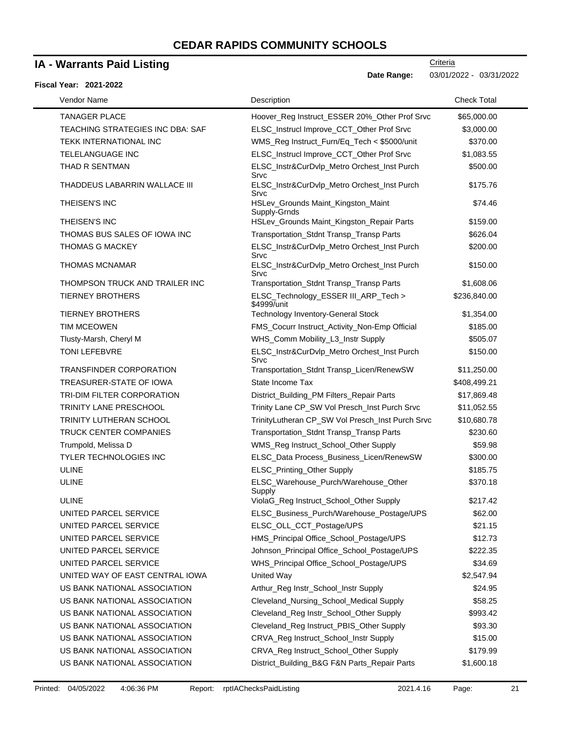# CEDAR RAPIDS COMMUNITY SCHOOLS

## IA - Warrants Paid Listing

Criteria

**Date Range:** 03/01/2022 - 03/31/2022

**Fiscal Year: 2021-2022**

| Vendor Name | Description | Check Total |
|---|---|---|
| TANAGER PLACE | Hoover_Reg Instruct_ESSER 20%_Other Prof Srvc | $65,000.00 |
| TEACHING STRATEGIES INC DBA: SAF | ELSC_Instrucl Improve_CCT_Other Prof Srvc | $3,000.00 |
| TEKK INTERNATIONAL INC | WMS_Reg Instruct_Furn/Eq_Tech < $5000/unit | $370.00 |
| TELELANGUAGE INC | ELSC_Instrucl Improve_CCT_Other Prof Srvc | $1,083.55 |
| THAD R SENTMAN | ELSC_Instr&CurDvlp_Metro Orchest_Inst Purch Srvc | $500.00 |
| THADDEUS LABARRIN WALLACE III | ELSC_Instr&CurDvlp_Metro Orchest_Inst Purch Srvc | $175.76 |
| THEISEN'S INC | HSLev_Grounds Maint_Kingston_Maint Supply-Grnds | $74.46 |
| THEISEN'S INC | HSLev_Grounds Maint_Kingston_Repair Parts | $159.00 |
| THOMAS BUS SALES OF IOWA INC | Transportation_Stdnt Transp_Transp Parts | $626.04 |
| THOMAS G MACKEY | ELSC_Instr&CurDvlp_Metro Orchest_Inst Purch Srvc | $200.00 |
| THOMAS MCNAMAR | ELSC_Instr&CurDvlp_Metro Orchest_Inst Purch Srvc | $150.00 |
| THOMPSON TRUCK AND TRAILER INC | Transportation_Stdnt Transp_Transp Parts | $1,608.06 |
| TIERNEY BROTHERS | ELSC_Technology_ESSER III_ARP_Tech > $4999/unit | $236,840.00 |
| TIERNEY BROTHERS | Technology Inventory-General Stock | $1,354.00 |
| TIM MCEOWEN | FMS_Cocurr Instruct_Activity_Non-Emp Official | $185.00 |
| Tlusty-Marsh, Cheryl M | WHS_Comm Mobility_L3_Instr Supply | $505.07 |
| TONI LEFEBVRE | ELSC_Instr&CurDvlp_Metro Orchest_Inst Purch Srvc | $150.00 |
| TRANSFINDER CORPORATION | Transportation_Stdnt Transp_Licen/RenewSW | $11,250.00 |
| TREASURER-STATE OF IOWA | State Income Tax | $408,499.21 |
| TRI-DIM FILTER CORPORATION | District_Building_PM Filters_Repair Parts | $17,869.48 |
| TRINITY LANE PRESCHOOL | Trinity Lane CP_SW Vol Presch_Inst Purch Srvc | $11,052.55 |
| TRINITY LUTHERAN SCHOOL | TrinityLutheran CP_SW Vol Presch_Inst Purch Srvc | $10,680.78 |
| TRUCK CENTER COMPANIES | Transportation_Stdnt Transp_Transp Parts | $230.60 |
| Trumpold, Melissa D | WMS_Reg Instruct_School_Other Supply | $59.98 |
| TYLER TECHNOLOGIES INC | ELSC_Data Process_Business_Licen/RenewSW | $300.00 |
| ULINE | ELSC_Printing_Other Supply | $185.75 |
| ULINE | ELSC_Warehouse_Purch/Warehouse_Other Supply | $370.18 |
| ULINE | ViolaG_Reg Instruct_School_Other Supply | $217.42 |
| UNITED PARCEL SERVICE | ELSC_Business_Purch/Warehouse_Postage/UPS | $62.00 |
| UNITED PARCEL SERVICE | ELSC_OLL_CCT_Postage/UPS | $21.15 |
| UNITED PARCEL SERVICE | HMS_Principal Office_School_Postage/UPS | $12.73 |
| UNITED PARCEL SERVICE | Johnson_Principal Office_School_Postage/UPS | $222.35 |
| UNITED PARCEL SERVICE | WHS_Principal Office_School_Postage/UPS | $34.69 |
| UNITED WAY OF EAST CENTRAL IOWA | United Way | $2,547.94 |
| US BANK NATIONAL ASSOCIATION | Arthur_Reg Instr_School_Instr Supply | $24.95 |
| US BANK NATIONAL ASSOCIATION | Cleveland_Nursing_School_Medical Supply | $58.25 |
| US BANK NATIONAL ASSOCIATION | Cleveland_Reg Instr_School_Other Supply | $993.42 |
| US BANK NATIONAL ASSOCIATION | Cleveland_Reg Instruct_PBIS_Other Supply | $93.30 |
| US BANK NATIONAL ASSOCIATION | CRVA_Reg Instruct_School_Instr Supply | $15.00 |
| US BANK NATIONAL ASSOCIATION | CRVA_Reg Instruct_School_Other Supply | $179.99 |
| US BANK NATIONAL ASSOCIATION | District_Building_B&G F&N Parts_Repair Parts | $1,600.18 |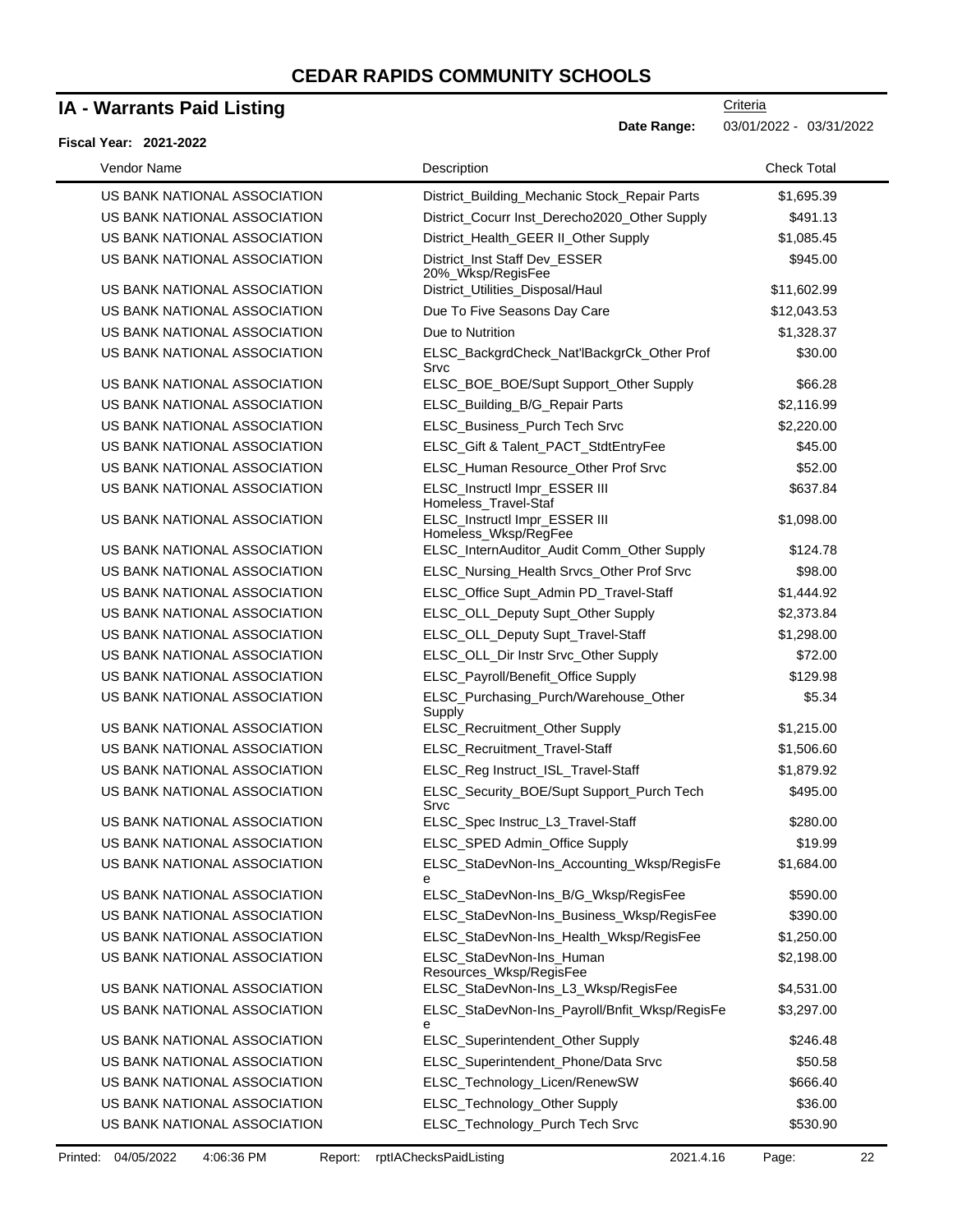# CEDAR RAPIDS COMMUNITY SCHOOLS

## IA - Warrants Paid Listing

**Fiscal Year: 2021-2022**

Criteria

**Date Range:** 03/01/2022 - 03/31/2022

| Vendor Name | Description | Check Total |
|---|---|---|
| US BANK NATIONAL ASSOCIATION | District_Building_Mechanic Stock_Repair Parts | $1,695.39 |
| US BANK NATIONAL ASSOCIATION | District_Cocurr Inst_Derecho2020_Other Supply | $491.13 |
| US BANK NATIONAL ASSOCIATION | District_Health_GEER II_Other Supply | $1,085.45 |
| US BANK NATIONAL ASSOCIATION | District_Inst Staff Dev_ESSER 20%_Wksp/RegisFee | $945.00 |
| US BANK NATIONAL ASSOCIATION | District_Utilities_Disposal/Haul | $11,602.99 |
| US BANK NATIONAL ASSOCIATION | Due To Five Seasons Day Care | $12,043.53 |
| US BANK NATIONAL ASSOCIATION | Due to Nutrition | $1,328.37 |
| US BANK NATIONAL ASSOCIATION | ELSC_BackgrdCheck_Nat'lBackgrCk_Other Prof Srvc | $30.00 |
| US BANK NATIONAL ASSOCIATION | ELSC_BOE_BOE/Supt Support_Other Supply | $66.28 |
| US BANK NATIONAL ASSOCIATION | ELSC_Building_B/G_Repair Parts | $2,116.99 |
| US BANK NATIONAL ASSOCIATION | ELSC_Business_Purch Tech Srvc | $2,220.00 |
| US BANK NATIONAL ASSOCIATION | ELSC_Gift & Talent_PACT_StdtEntryFee | $45.00 |
| US BANK NATIONAL ASSOCIATION | ELSC_Human Resource_Other Prof Srvc | $52.00 |
| US BANK NATIONAL ASSOCIATION | ELSC_Instructl Impr_ESSER III Homeless_Travel-Staf | $637.84 |
| US BANK NATIONAL ASSOCIATION | ELSC_Instructl Impr_ESSER III Homeless_Wksp/RegFee | $1,098.00 |
| US BANK NATIONAL ASSOCIATION | ELSC_InternAuditor_Audit Comm_Other Supply | $124.78 |
| US BANK NATIONAL ASSOCIATION | ELSC_Nursing_Health Srvcs_Other Prof Srvc | $98.00 |
| US BANK NATIONAL ASSOCIATION | ELSC_Office Supt_Admin PD_Travel-Staff | $1,444.92 |
| US BANK NATIONAL ASSOCIATION | ELSC_OLL_Deputy Supt_Other Supply | $2,373.84 |
| US BANK NATIONAL ASSOCIATION | ELSC_OLL_Deputy Supt_Travel-Staff | $1,298.00 |
| US BANK NATIONAL ASSOCIATION | ELSC_OLL_Dir Instr Srvc_Other Supply | $72.00 |
| US BANK NATIONAL ASSOCIATION | ELSC_Payroll/Benefit_Office Supply | $129.98 |
| US BANK NATIONAL ASSOCIATION | ELSC_Purchasing_Purch/Warehouse_Other Supply | $5.34 |
| US BANK NATIONAL ASSOCIATION | ELSC_Recruitment_Other Supply | $1,215.00 |
| US BANK NATIONAL ASSOCIATION | ELSC_Recruitment_Travel-Staff | $1,506.60 |
| US BANK NATIONAL ASSOCIATION | ELSC_Reg Instruct_ISL_Travel-Staff | $1,879.92 |
| US BANK NATIONAL ASSOCIATION | ELSC_Security_BOE/Supt Support_Purch Tech Srvc | $495.00 |
| US BANK NATIONAL ASSOCIATION | ELSC_Spec Instruc_L3_Travel-Staff | $280.00 |
| US BANK NATIONAL ASSOCIATION | ELSC_SPED Admin_Office Supply | $19.99 |
| US BANK NATIONAL ASSOCIATION | ELSC_StaDevNon-Ins_Accounting_Wksp/RegisFee | $1,684.00 |
| US BANK NATIONAL ASSOCIATION | ELSC_StaDevNon-Ins_B/G_Wksp/RegisFee | $590.00 |
| US BANK NATIONAL ASSOCIATION | ELSC_StaDevNon-Ins_Business_Wksp/RegisFee | $390.00 |
| US BANK NATIONAL ASSOCIATION | ELSC_StaDevNon-Ins_Health_Wksp/RegisFee | $1,250.00 |
| US BANK NATIONAL ASSOCIATION | ELSC_StaDevNon-Ins_Human Resources_Wksp/RegisFee | $2,198.00 |
| US BANK NATIONAL ASSOCIATION | ELSC_StaDevNon-Ins_L3_Wksp/RegisFee | $4,531.00 |
| US BANK NATIONAL ASSOCIATION | ELSC_StaDevNon-Ins_Payroll/Bnfit_Wksp/RegisFee | $3,297.00 |
| US BANK NATIONAL ASSOCIATION | ELSC_Superintendent_Other Supply | $246.48 |
| US BANK NATIONAL ASSOCIATION | ELSC_Superintendent_Phone/Data Srvc | $50.58 |
| US BANK NATIONAL ASSOCIATION | ELSC_Technology_Licen/RenewSW | $666.40 |
| US BANK NATIONAL ASSOCIATION | ELSC_Technology_Other Supply | $36.00 |
| US BANK NATIONAL ASSOCIATION | ELSC_Technology_Purch Tech Srvc | $530.90 |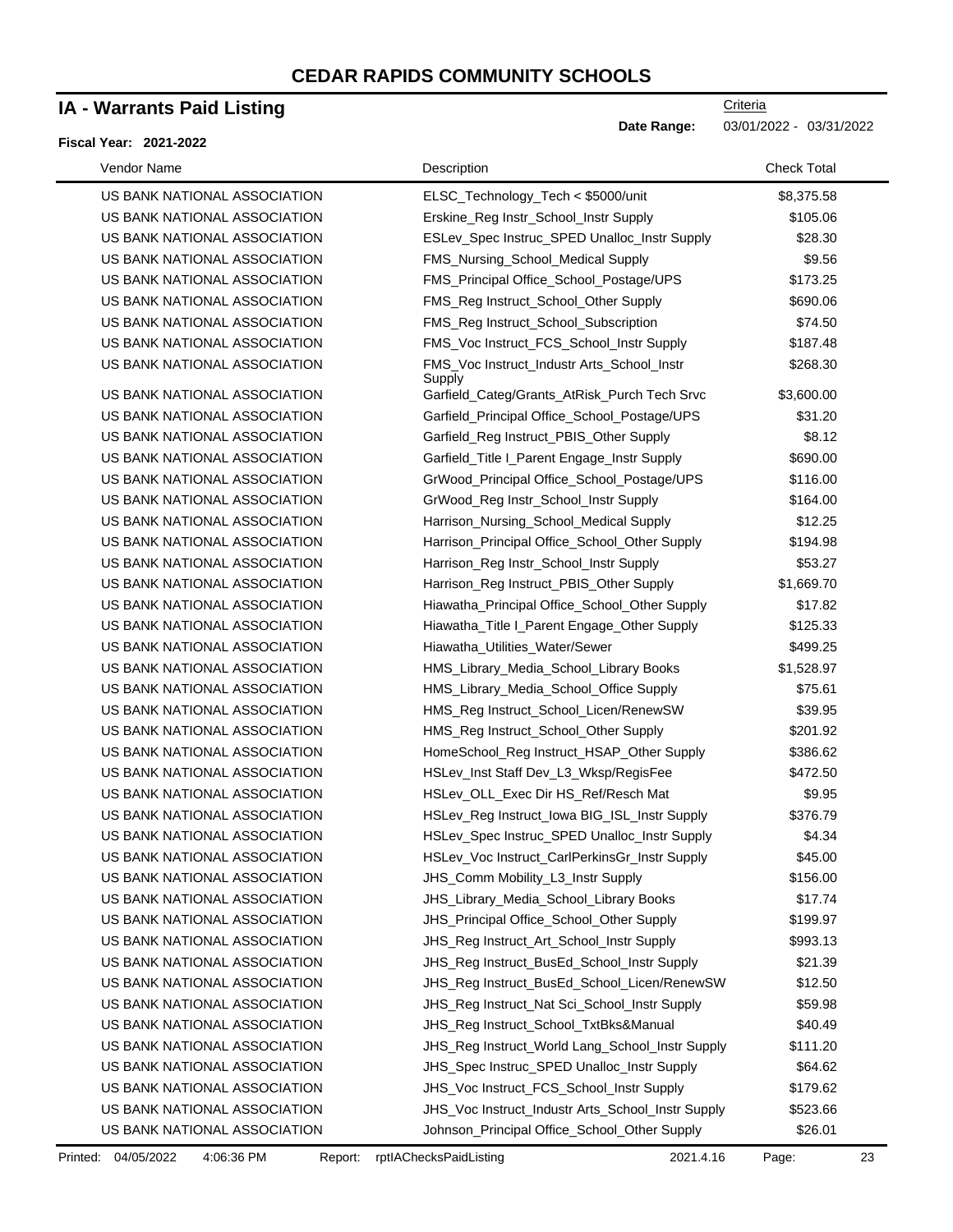# CEDAR RAPIDS COMMUNITY SCHOOLS

## IA - Warrants Paid Listing

Criteria

**Date Range:** 03/01/2022 - 03/31/2022

**Fiscal Year: 2021-2022**

| Vendor Name | Description | Check Total |
|---|---|---|
| US BANK NATIONAL ASSOCIATION | ELSC_Technology_Tech < $5000/unit | $8,375.58 |
| US BANK NATIONAL ASSOCIATION | Erskine_Reg Instr_School_Instr Supply | $105.06 |
| US BANK NATIONAL ASSOCIATION | ESLev_Spec Instruc_SPED Unalloc_Instr Supply | $28.30 |
| US BANK NATIONAL ASSOCIATION | FMS_Nursing_School_Medical Supply | $9.56 |
| US BANK NATIONAL ASSOCIATION | FMS_Principal Office_School_Postage/UPS | $173.25 |
| US BANK NATIONAL ASSOCIATION | FMS_Reg Instruct_School_Other Supply | $690.06 |
| US BANK NATIONAL ASSOCIATION | FMS_Reg Instruct_School_Subscription | $74.50 |
| US BANK NATIONAL ASSOCIATION | FMS_Voc Instruct_FCS_School_Instr Supply | $187.48 |
| US BANK NATIONAL ASSOCIATION | FMS_Voc Instruct_Industr Arts_School_Instr Supply | $268.30 |
| US BANK NATIONAL ASSOCIATION | Garfield_Categ/Grants_AtRisk_Purch Tech Srvc | $3,600.00 |
| US BANK NATIONAL ASSOCIATION | Garfield_Principal Office_School_Postage/UPS | $31.20 |
| US BANK NATIONAL ASSOCIATION | Garfield_Reg Instruct_PBIS_Other Supply | $8.12 |
| US BANK NATIONAL ASSOCIATION | Garfield_Title I_Parent Engage_Instr Supply | $690.00 |
| US BANK NATIONAL ASSOCIATION | GrWood_Principal Office_School_Postage/UPS | $116.00 |
| US BANK NATIONAL ASSOCIATION | GrWood_Reg Instr_School_Instr Supply | $164.00 |
| US BANK NATIONAL ASSOCIATION | Harrison_Nursing_School_Medical Supply | $12.25 |
| US BANK NATIONAL ASSOCIATION | Harrison_Principal Office_School_Other Supply | $194.98 |
| US BANK NATIONAL ASSOCIATION | Harrison_Reg Instr_School_Instr Supply | $53.27 |
| US BANK NATIONAL ASSOCIATION | Harrison_Reg Instruct_PBIS_Other Supply | $1,669.70 |
| US BANK NATIONAL ASSOCIATION | Hiawatha_Principal Office_School_Other Supply | $17.82 |
| US BANK NATIONAL ASSOCIATION | Hiawatha_Title I_Parent Engage_Other Supply | $125.33 |
| US BANK NATIONAL ASSOCIATION | Hiawatha_Utilities_Water/Sewer | $499.25 |
| US BANK NATIONAL ASSOCIATION | HMS_Library_Media_School_Library Books | $1,528.97 |
| US BANK NATIONAL ASSOCIATION | HMS_Library_Media_School_Office Supply | $75.61 |
| US BANK NATIONAL ASSOCIATION | HMS_Reg Instruct_School_Licen/RenewSW | $39.95 |
| US BANK NATIONAL ASSOCIATION | HMS_Reg Instruct_School_Other Supply | $201.92 |
| US BANK NATIONAL ASSOCIATION | HomeSchool_Reg Instruct_HSAP_Other Supply | $386.62 |
| US BANK NATIONAL ASSOCIATION | HSLev_Inst Staff Dev_L3_Wksp/RegisFee | $472.50 |
| US BANK NATIONAL ASSOCIATION | HSLev_OLL_Exec Dir HS_Ref/Resch Mat | $9.95 |
| US BANK NATIONAL ASSOCIATION | HSLev_Reg Instruct_Iowa BIG_ISL_Instr Supply | $376.79 |
| US BANK NATIONAL ASSOCIATION | HSLev_Spec Instruc_SPED Unalloc_Instr Supply | $4.34 |
| US BANK NATIONAL ASSOCIATION | HSLev_Voc Instruct_CarlPerkinsGr_Instr Supply | $45.00 |
| US BANK NATIONAL ASSOCIATION | JHS_Comm Mobility_L3_Instr Supply | $156.00 |
| US BANK NATIONAL ASSOCIATION | JHS_Library_Media_School_Library Books | $17.74 |
| US BANK NATIONAL ASSOCIATION | JHS_Principal Office_School_Other Supply | $199.97 |
| US BANK NATIONAL ASSOCIATION | JHS_Reg Instruct_Art_School_Instr Supply | $993.13 |
| US BANK NATIONAL ASSOCIATION | JHS_Reg Instruct_BusEd_School_Instr Supply | $21.39 |
| US BANK NATIONAL ASSOCIATION | JHS_Reg Instruct_BusEd_School_Licen/RenewSW | $12.50 |
| US BANK NATIONAL ASSOCIATION | JHS_Reg Instruct_Nat Sci_School_Instr Supply | $59.98 |
| US BANK NATIONAL ASSOCIATION | JHS_Reg Instruct_School_TxtBks&Manual | $40.49 |
| US BANK NATIONAL ASSOCIATION | JHS_Reg Instruct_World Lang_School_Instr Supply | $111.20 |
| US BANK NATIONAL ASSOCIATION | JHS_Spec Instruc_SPED Unalloc_Instr Supply | $64.62 |
| US BANK NATIONAL ASSOCIATION | JHS_Voc Instruct_FCS_School_Instr Supply | $179.62 |
| US BANK NATIONAL ASSOCIATION | JHS_Voc Instruct_Industr Arts_School_Instr Supply | $523.66 |
| US BANK NATIONAL ASSOCIATION | Johnson_Principal Office_School_Other Supply | $26.01 |

Printed: 04/05/2022 4:06:36 PM Report: rptIAChecksPaidListing 2021.4.16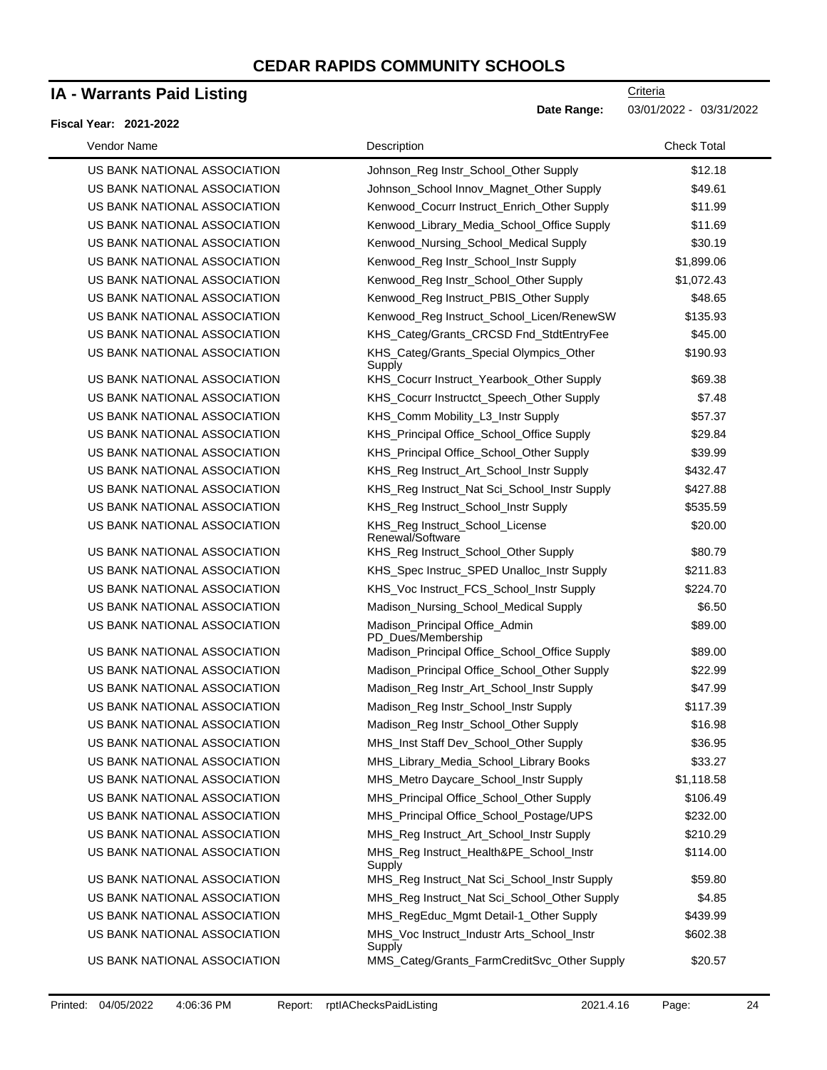# CEDAR RAPIDS COMMUNITY SCHOOLS

## IA - Warrants Paid Listing

**Fiscal Year: 2021-2022**

Criteria

**Date Range:** 03/01/2022 - 03/31/2022

| Vendor Name | Description | Check Total |
|---|---|---|
| US BANK NATIONAL ASSOCIATION | Johnson_Reg Instr_School_Other Supply | $12.18 |
| US BANK NATIONAL ASSOCIATION | Johnson_School Innov_Magnet_Other Supply | $49.61 |
| US BANK NATIONAL ASSOCIATION | Kenwood_Cocurr Instruct_Enrich_Other Supply | $11.99 |
| US BANK NATIONAL ASSOCIATION | Kenwood_Library_Media_School_Office Supply | $11.69 |
| US BANK NATIONAL ASSOCIATION | Kenwood_Nursing_School_Medical Supply | $30.19 |
| US BANK NATIONAL ASSOCIATION | Kenwood_Reg Instr_School_Instr Supply | $1,899.06 |
| US BANK NATIONAL ASSOCIATION | Kenwood_Reg Instr_School_Other Supply | $1,072.43 |
| US BANK NATIONAL ASSOCIATION | Kenwood_Reg Instruct_PBIS_Other Supply | $48.65 |
| US BANK NATIONAL ASSOCIATION | Kenwood_Reg Instruct_School_Licen/RenewSW | $135.93 |
| US BANK NATIONAL ASSOCIATION | KHS_Categ/Grants_CRCSD Fnd_StdtEntryFee | $45.00 |
| US BANK NATIONAL ASSOCIATION | KHS_Categ/Grants_Special Olympics_Other Supply | $190.93 |
| US BANK NATIONAL ASSOCIATION | KHS_Cocurr Instruct_Yearbook_Other Supply | $69.38 |
| US BANK NATIONAL ASSOCIATION | KHS_Cocurr Instructct_Speech_Other Supply | $7.48 |
| US BANK NATIONAL ASSOCIATION | KHS_Comm Mobility_L3_Instr Supply | $57.37 |
| US BANK NATIONAL ASSOCIATION | KHS_Principal Office_School_Office Supply | $29.84 |
| US BANK NATIONAL ASSOCIATION | KHS_Principal Office_School_Other Supply | $39.99 |
| US BANK NATIONAL ASSOCIATION | KHS_Reg Instruct_Art_School_Instr Supply | $432.47 |
| US BANK NATIONAL ASSOCIATION | KHS_Reg Instruct_Nat Sci_School_Instr Supply | $427.88 |
| US BANK NATIONAL ASSOCIATION | KHS_Reg Instruct_School_Instr Supply | $535.59 |
| US BANK NATIONAL ASSOCIATION | KHS_Reg Instruct_School_License Renewal/Software | $20.00 |
| US BANK NATIONAL ASSOCIATION | KHS_Reg Instruct_School_Other Supply | $80.79 |
| US BANK NATIONAL ASSOCIATION | KHS_Spec Instruc_SPED Unalloc_Instr Supply | $211.83 |
| US BANK NATIONAL ASSOCIATION | KHS_Voc Instruct_FCS_School_Instr Supply | $224.70 |
| US BANK NATIONAL ASSOCIATION | Madison_Nursing_School_Medical Supply | $6.50 |
| US BANK NATIONAL ASSOCIATION | Madison_Principal Office_Admin PD_Dues/Membership | $89.00 |
| US BANK NATIONAL ASSOCIATION | Madison_Principal Office_School_Office Supply | $89.00 |
| US BANK NATIONAL ASSOCIATION | Madison_Principal Office_School_Other Supply | $22.99 |
| US BANK NATIONAL ASSOCIATION | Madison_Reg Instr_Art_School_Instr Supply | $47.99 |
| US BANK NATIONAL ASSOCIATION | Madison_Reg Instr_School_Instr Supply | $117.39 |
| US BANK NATIONAL ASSOCIATION | Madison_Reg Instr_School_Other Supply | $16.98 |
| US BANK NATIONAL ASSOCIATION | MHS_Inst Staff Dev_School_Other Supply | $36.95 |
| US BANK NATIONAL ASSOCIATION | MHS_Library_Media_School_Library Books | $33.27 |
| US BANK NATIONAL ASSOCIATION | MHS_Metro Daycare_School_Instr Supply | $1,118.58 |
| US BANK NATIONAL ASSOCIATION | MHS_Principal Office_School_Other Supply | $106.49 |
| US BANK NATIONAL ASSOCIATION | MHS_Principal Office_School_Postage/UPS | $232.00 |
| US BANK NATIONAL ASSOCIATION | MHS_Reg Instruct_Art_School_Instr Supply | $210.29 |
| US BANK NATIONAL ASSOCIATION | MHS_Reg Instruct_Health&PE_School_Instr Supply | $114.00 |
| US BANK NATIONAL ASSOCIATION | MHS_Reg Instruct_Nat Sci_School_Instr Supply | $59.80 |
| US BANK NATIONAL ASSOCIATION | MHS_Reg Instruct_Nat Sci_School_Other Supply | $4.85 |
| US BANK NATIONAL ASSOCIATION | MHS_RegEduc_Mgmt Detail-1_Other Supply | $439.99 |
| US BANK NATIONAL ASSOCIATION | MHS_Voc Instruct_Industr Arts_School_Instr Supply | $602.38 |
| US BANK NATIONAL ASSOCIATION | MMS_Categ/Grants_FarmCreditSvc_Other Supply | $20.57 |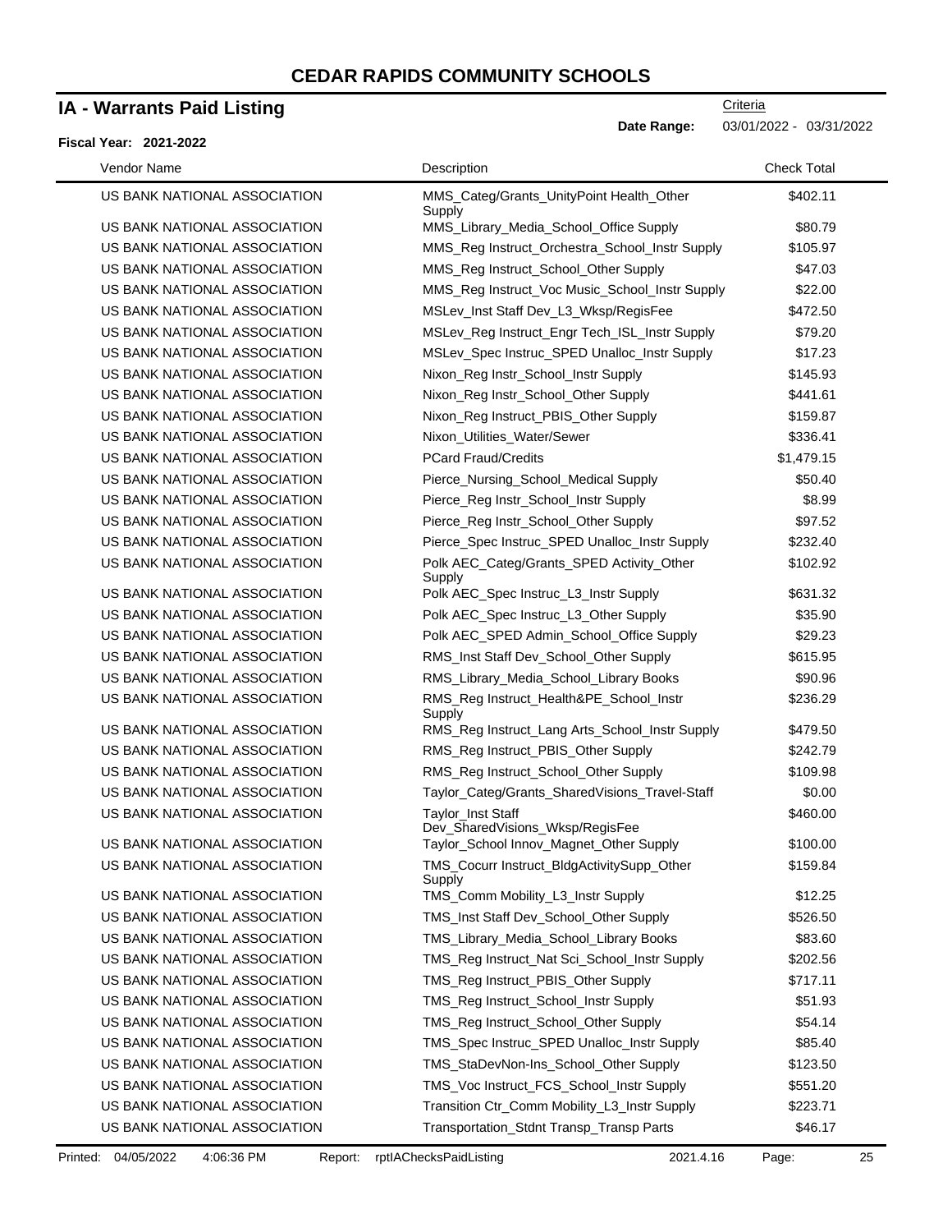# CEDAR RAPIDS COMMUNITY SCHOOLS

## IA - Warrants Paid Listing

**Fiscal Year: 2021-2022**

Criteria

**Date Range:** 03/01/2022 - 03/31/2022

| Vendor Name | Description | Check Total |
|---|---|---|
| US BANK NATIONAL ASSOCIATION | MMS_Categ/Grants_UnityPoint Health_Other Supply | $402.11 |
| US BANK NATIONAL ASSOCIATION | MMS_Library_Media_School_Office Supply | $80.79 |
| US BANK NATIONAL ASSOCIATION | MMS_Reg Instruct_Orchestra_School_Instr Supply | $105.97 |
| US BANK NATIONAL ASSOCIATION | MMS_Reg Instruct_School_Other Supply | $47.03 |
| US BANK NATIONAL ASSOCIATION | MMS_Reg Instruct_Voc Music_School_Instr Supply | $22.00 |
| US BANK NATIONAL ASSOCIATION | MSLev_Inst Staff Dev_L3_Wksp/RegisFee | $472.50 |
| US BANK NATIONAL ASSOCIATION | MSLev_Reg Instruct_Engr Tech_ISL_Instr Supply | $79.20 |
| US BANK NATIONAL ASSOCIATION | MSLev_Spec Instruc_SPED Unalloc_Instr Supply | $17.23 |
| US BANK NATIONAL ASSOCIATION | Nixon_Reg Instr_School_Instr Supply | $145.93 |
| US BANK NATIONAL ASSOCIATION | Nixon_Reg Instr_School_Other Supply | $441.61 |
| US BANK NATIONAL ASSOCIATION | Nixon_Reg Instruct_PBIS_Other Supply | $159.87 |
| US BANK NATIONAL ASSOCIATION | Nixon_Utilities_Water/Sewer | $336.41 |
| US BANK NATIONAL ASSOCIATION | PCard Fraud/Credits | $1,479.15 |
| US BANK NATIONAL ASSOCIATION | Pierce_Nursing_School_Medical Supply | $50.40 |
| US BANK NATIONAL ASSOCIATION | Pierce_Reg Instr_School_Instr Supply | $8.99 |
| US BANK NATIONAL ASSOCIATION | Pierce_Reg Instr_School_Other Supply | $97.52 |
| US BANK NATIONAL ASSOCIATION | Pierce_Spec Instruc_SPED Unalloc_Instr Supply | $232.40 |
| US BANK NATIONAL ASSOCIATION | Polk AEC_Categ/Grants_SPED Activity_Other Supply | $102.92 |
| US BANK NATIONAL ASSOCIATION | Polk AEC_Spec Instruc_L3_Instr Supply | $631.32 |
| US BANK NATIONAL ASSOCIATION | Polk AEC_Spec Instruc_L3_Other Supply | $35.90 |
| US BANK NATIONAL ASSOCIATION | Polk AEC_SPED Admin_School_Office Supply | $29.23 |
| US BANK NATIONAL ASSOCIATION | RMS_Inst Staff Dev_School_Other Supply | $615.95 |
| US BANK NATIONAL ASSOCIATION | RMS_Library_Media_School_Library Books | $90.96 |
| US BANK NATIONAL ASSOCIATION | RMS_Reg Instruct_Health&PE_School_Instr Supply | $236.29 |
| US BANK NATIONAL ASSOCIATION | RMS_Reg Instruct_Lang Arts_School_Instr Supply | $479.50 |
| US BANK NATIONAL ASSOCIATION | RMS_Reg Instruct_PBIS_Other Supply | $242.79 |
| US BANK NATIONAL ASSOCIATION | RMS_Reg Instruct_School_Other Supply | $109.98 |
| US BANK NATIONAL ASSOCIATION | Taylor_Categ/Grants_SharedVisions_Travel-Staff | $0.00 |
| US BANK NATIONAL ASSOCIATION | Taylor_Inst Staff Dev_SharedVisions_Wksp/RegisFee | $460.00 |
| US BANK NATIONAL ASSOCIATION | Taylor_School Innov_Magnet_Other Supply | $100.00 |
| US BANK NATIONAL ASSOCIATION | TMS_Cocurr Instruct_BldgActivitySupp_Other Supply | $159.84 |
| US BANK NATIONAL ASSOCIATION | TMS_Comm Mobility_L3_Instr Supply | $12.25 |
| US BANK NATIONAL ASSOCIATION | TMS_Inst Staff Dev_School_Other Supply | $526.50 |
| US BANK NATIONAL ASSOCIATION | TMS_Library_Media_School_Library Books | $83.60 |
| US BANK NATIONAL ASSOCIATION | TMS_Reg Instruct_Nat Sci_School_Instr Supply | $202.56 |
| US BANK NATIONAL ASSOCIATION | TMS_Reg Instruct_PBIS_Other Supply | $717.11 |
| US BANK NATIONAL ASSOCIATION | TMS_Reg Instruct_School_Instr Supply | $51.93 |
| US BANK NATIONAL ASSOCIATION | TMS_Reg Instruct_School_Other Supply | $54.14 |
| US BANK NATIONAL ASSOCIATION | TMS_Spec Instruc_SPED Unalloc_Instr Supply | $85.40 |
| US BANK NATIONAL ASSOCIATION | TMS_StaDevNon-Ins_School_Other Supply | $123.50 |
| US BANK NATIONAL ASSOCIATION | TMS_Voc Instruct_FCS_School_Instr Supply | $551.20 |
| US BANK NATIONAL ASSOCIATION | Transition Ctr_Comm Mobility_L3_Instr Supply | $223.71 |
| US BANK NATIONAL ASSOCIATION | Transportation_Stdnt Transp_Transp Parts | $46.17 |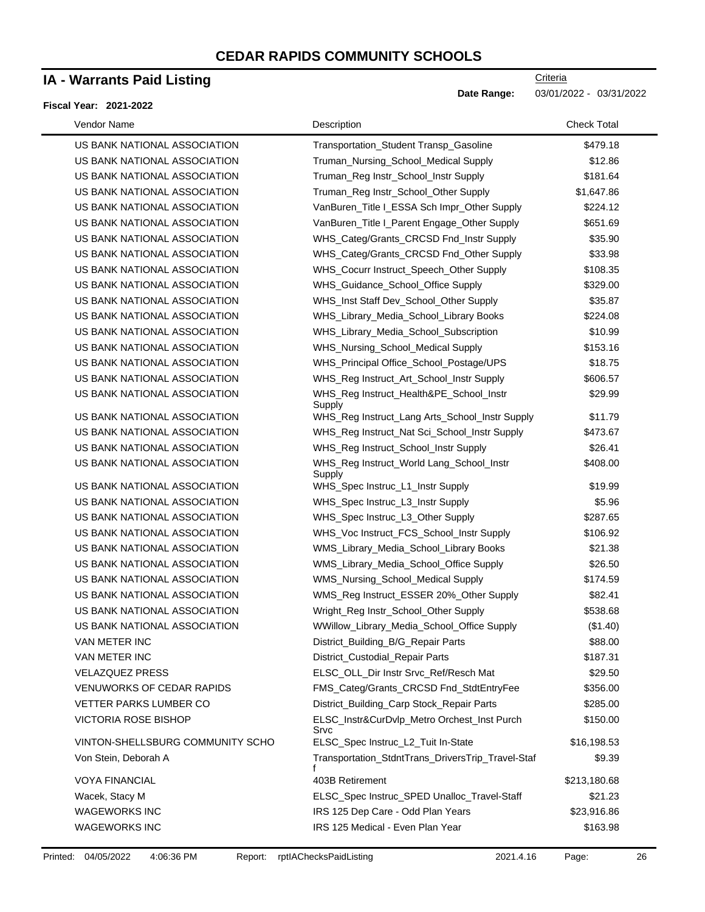# CEDAR RAPIDS COMMUNITY SCHOOLS

## IA - Warrants Paid Listing

Criteria

**Date Range:** 03/01/2022 - 03/31/2022

**Fiscal Year: 2021-2022**

| Vendor Name | Description | Check Total |
|---|---|---|
| US BANK NATIONAL ASSOCIATION | Transportation_Student Transp_Gasoline | $479.18 |
| US BANK NATIONAL ASSOCIATION | Truman_Nursing_School_Medical Supply | $12.86 |
| US BANK NATIONAL ASSOCIATION | Truman_Reg Instr_School_Instr Supply | $181.64 |
| US BANK NATIONAL ASSOCIATION | Truman_Reg Instr_School_Other Supply | $1,647.86 |
| US BANK NATIONAL ASSOCIATION | VanBuren_Title I_ESSA Sch Impr_Other Supply | $224.12 |
| US BANK NATIONAL ASSOCIATION | VanBuren_Title I_Parent Engage_Other Supply | $651.69 |
| US BANK NATIONAL ASSOCIATION | WHS_Categ/Grants_CRCSD Fnd_Instr Supply | $35.90 |
| US BANK NATIONAL ASSOCIATION | WHS_Categ/Grants_CRCSD Fnd_Other Supply | $33.98 |
| US BANK NATIONAL ASSOCIATION | WHS_Cocurr Instruct_Speech_Other Supply | $108.35 |
| US BANK NATIONAL ASSOCIATION | WHS_Guidance_School_Office Supply | $329.00 |
| US BANK NATIONAL ASSOCIATION | WHS_Inst Staff Dev_School_Other Supply | $35.87 |
| US BANK NATIONAL ASSOCIATION | WHS_Library_Media_School_Library Books | $224.08 |
| US BANK NATIONAL ASSOCIATION | WHS_Library_Media_School_Subscription | $10.99 |
| US BANK NATIONAL ASSOCIATION | WHS_Nursing_School_Medical Supply | $153.16 |
| US BANK NATIONAL ASSOCIATION | WHS_Principal Office_School_Postage/UPS | $18.75 |
| US BANK NATIONAL ASSOCIATION | WHS_Reg Instruct_Art_School_Instr Supply | $606.57 |
| US BANK NATIONAL ASSOCIATION | WHS_Reg Instruct_Health&PE_School_Instr Supply | $29.99 |
| US BANK NATIONAL ASSOCIATION | WHS_Reg Instruct_Lang Arts_School_Instr Supply | $11.79 |
| US BANK NATIONAL ASSOCIATION | WHS_Reg Instruct_Nat Sci_School_Instr Supply | $473.67 |
| US BANK NATIONAL ASSOCIATION | WHS_Reg Instruct_School_Instr Supply | $26.41 |
| US BANK NATIONAL ASSOCIATION | WHS_Reg Instruct_World Lang_School_Instr Supply | $408.00 |
| US BANK NATIONAL ASSOCIATION | WHS_Spec Instruc_L1_Instr Supply | $19.99 |
| US BANK NATIONAL ASSOCIATION | WHS_Spec Instruc_L3_Instr Supply | $5.96 |
| US BANK NATIONAL ASSOCIATION | WHS_Spec Instruc_L3_Other Supply | $287.65 |
| US BANK NATIONAL ASSOCIATION | WHS_Voc Instruct_FCS_School_Instr Supply | $106.92 |
| US BANK NATIONAL ASSOCIATION | WMS_Library_Media_School_Library Books | $21.38 |
| US BANK NATIONAL ASSOCIATION | WMS_Library_Media_School_Office Supply | $26.50 |
| US BANK NATIONAL ASSOCIATION | WMS_Nursing_School_Medical Supply | $174.59 |
| US BANK NATIONAL ASSOCIATION | WMS_Reg Instruct_ESSER 20%_Other Supply | $82.41 |
| US BANK NATIONAL ASSOCIATION | Wright_Reg Instr_School_Other Supply | $538.68 |
| US BANK NATIONAL ASSOCIATION | WWillow_Library_Media_School_Office Supply | ($1.40) |
| VAN METER INC | District_Building_B/G_Repair Parts | $88.00 |
| VAN METER INC | District_Custodial_Repair Parts | $187.31 |
| VELAZQUEZ PRESS | ELSC_OLL_Dir Instr Srvc_Ref/Resch Mat | $29.50 |
| VENUWORKS OF CEDAR RAPIDS | FMS_Categ/Grants_CRCSD Fnd_StdtEntryFee | $356.00 |
| VETTER PARKS LUMBER CO | District_Building_Carp Stock_Repair Parts | $285.00 |
| VICTORIA ROSE BISHOP | ELSC_Instr&CurDvlp_Metro Orchest_Inst Purch Srvc | $150.00 |
| VINTON-SHELLSBURG COMMUNITY SCHO | ELSC_Spec Instruc_L2_Tuit In-State | $16,198.53 |
| Von Stein, Deborah A | Transportation_StdntTrans_DriversTrip_Travel-Staff | $9.39 |
| VOYA FINANCIAL | 403B Retirement | $213,180.68 |
| Wacek, Stacy M | ELSC_Spec Instruc_SPED Unalloc_Travel-Staff | $21.23 |
| WAGEWORKS INC | IRS 125 Dep Care - Odd Plan Years | $23,916.86 |
| WAGEWORKS INC | IRS 125 Medical - Even Plan Year | $163.98 |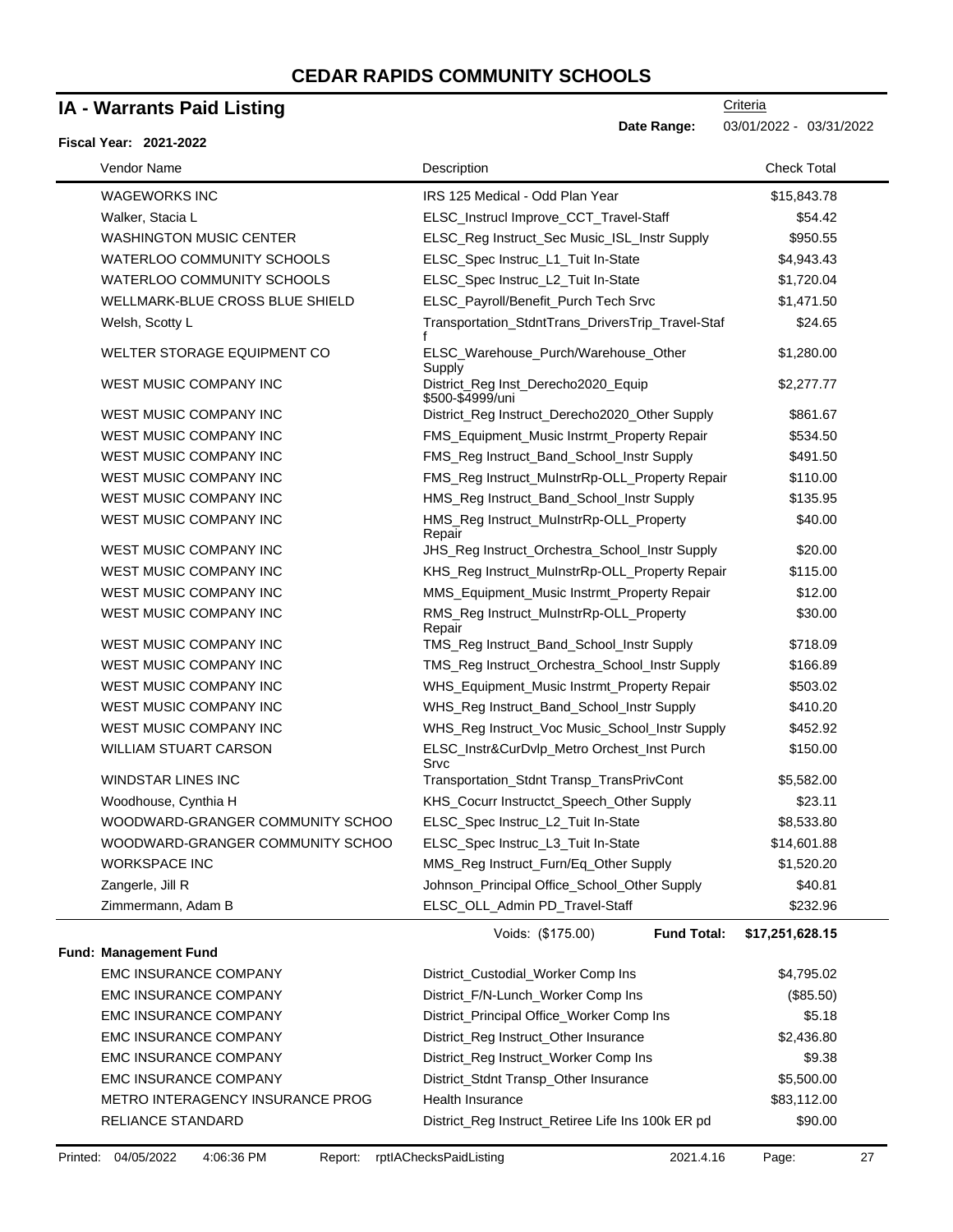# CEDAR RAPIDS COMMUNITY SCHOOLS

## IA - Warrants Paid Listing

Criteria

**Date Range:** 03/01/2022 - 03/31/2022

**Fiscal Year: 2021-2022**

| Vendor Name | Description | Check Total |
|---|---|---|
| WAGEWORKS INC | IRS 125 Medical - Odd Plan Year | $15,843.78 |
| Walker, Stacia L | ELSC_Instrucl Improve_CCT_Travel-Staff | $54.42 |
| WASHINGTON MUSIC CENTER | ELSC_Reg Instruct_Sec Music_ISL_Instr Supply | $950.55 |
| WATERLOO COMMUNITY SCHOOLS | ELSC_Spec Instruc_L1_Tuit In-State | $4,943.43 |
| WATERLOO COMMUNITY SCHOOLS | ELSC_Spec Instruc_L2_Tuit In-State | $1,720.04 |
| WELLMARK-BLUE CROSS BLUE SHIELD | ELSC_Payroll/Benefit_Purch Tech Srvc | $1,471.50 |
| Welsh, Scotty L | Transportation_StdntTrans_DriversTrip_Travel-Staff | $24.65 |
| WELTER STORAGE EQUIPMENT CO | ELSC_Warehouse_Purch/Warehouse_Other Supply | $1,280.00 |
| WEST MUSIC COMPANY INC | District_Reg Inst_Derecho2020_Equip $500-$4999/uni | $2,277.77 |
| WEST MUSIC COMPANY INC | District_Reg Instruct_Derecho2020_Other Supply | $861.67 |
| WEST MUSIC COMPANY INC | FMS_Equipment_Music Instrmt_Property Repair | $534.50 |
| WEST MUSIC COMPANY INC | FMS_Reg Instruct_Band_School_Instr Supply | $491.50 |
| WEST MUSIC COMPANY INC | FMS_Reg Instruct_MuInstrRp-OLL_Property Repair | $110.00 |
| WEST MUSIC COMPANY INC | HMS_Reg Instruct_Band_School_Instr Supply | $135.95 |
| WEST MUSIC COMPANY INC | HMS_Reg Instruct_MuInstrRp-OLL_Property Repair | $40.00 |
| WEST MUSIC COMPANY INC | JHS_Reg Instruct_Orchestra_School_Instr Supply | $20.00 |
| WEST MUSIC COMPANY INC | KHS_Reg Instruct_MuInstrRp-OLL_Property Repair | $115.00 |
| WEST MUSIC COMPANY INC | MMS_Equipment_Music Instrmt_Property Repair | $12.00 |
| WEST MUSIC COMPANY INC | RMS_Reg Instruct_MuInstrRp-OLL_Property Repair | $30.00 |
| WEST MUSIC COMPANY INC | TMS_Reg Instruct_Band_School_Instr Supply | $718.09 |
| WEST MUSIC COMPANY INC | TMS_Reg Instruct_Orchestra_School_Instr Supply | $166.89 |
| WEST MUSIC COMPANY INC | WHS_Equipment_Music Instrmt_Property Repair | $503.02 |
| WEST MUSIC COMPANY INC | WHS_Reg Instruct_Band_School_Instr Supply | $410.20 |
| WEST MUSIC COMPANY INC | WHS_Reg Instruct_Voc Music_School_Instr Supply | $452.92 |
| WILLIAM STUART CARSON | ELSC_Instr&CurDvlp_Metro Orchest_Inst Purch Srvc | $150.00 |
| WINDSTAR LINES INC | Transportation_Stdnt Transp_TransPrivCont | $5,582.00 |
| Woodhouse, Cynthia H | KHS_Cocurr Instructct_Speech_Other Supply | $23.11 |
| WOODWARD-GRANGER COMMUNITY SCHOO | ELSC_Spec Instruc_L2_Tuit In-State | $8,533.80 |
| WOODWARD-GRANGER COMMUNITY SCHOO | ELSC_Spec Instruc_L3_Tuit In-State | $14,601.88 |
| WORKSPACE INC | MMS_Reg Instruct_Furn/Eq_Other Supply | $1,520.20 |
| Zangerle, Jill R | Johnson_Principal Office_School_Other Supply | $40.81 |
| Zimmermann, Adam B | ELSC_OLL_Admin PD_Travel-Staff | $232.96 |
| | Voids: ($175.00) **Fund Total:** | **$17,251,628.15** |

**Fund: Management Fund**

| Vendor Name | Description | Check Total |
|---|---|---|
| EMC INSURANCE COMPANY | District_Custodial_Worker Comp Ins | $4,795.02 |
| EMC INSURANCE COMPANY | District_F/N-Lunch_Worker Comp Ins | ($85.50) |
| EMC INSURANCE COMPANY | District_Principal Office_Worker Comp Ins | $5.18 |
| EMC INSURANCE COMPANY | District_Reg Instruct_Other Insurance | $2,436.80 |
| EMC INSURANCE COMPANY | District_Reg Instruct_Worker Comp Ins | $9.38 |
| EMC INSURANCE COMPANY | District_Stdnt Transp_Other Insurance | $5,500.00 |
| METRO INTERAGENCY INSURANCE PROG | Health Insurance | $83,112.00 |
| RELIANCE STANDARD | District_Reg Instruct_Retiree Life Ins 100k ER pd | $90.00 |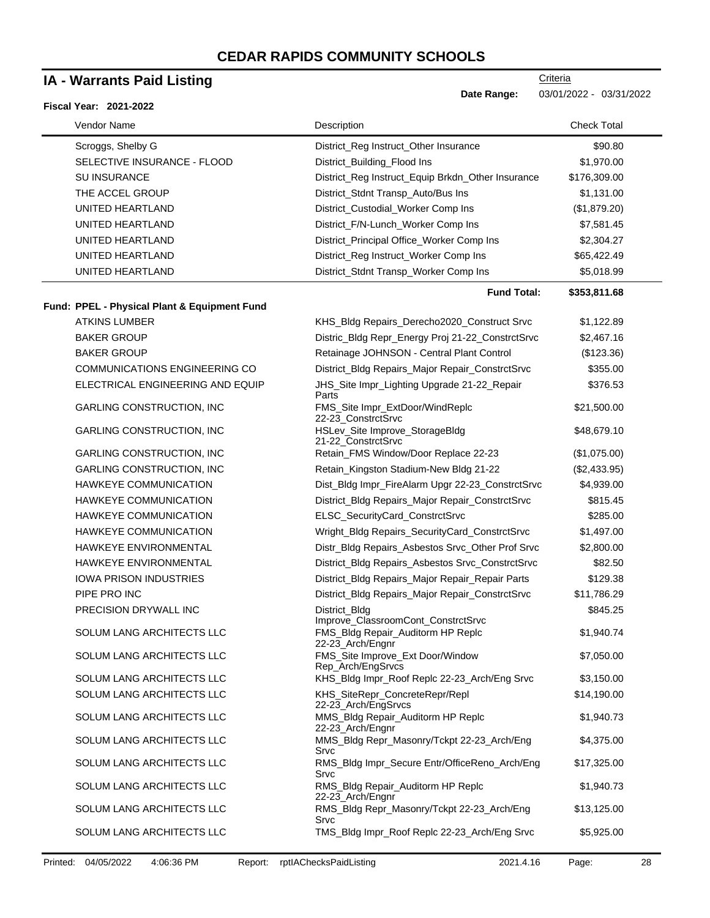# CEDAR RAPIDS COMMUNITY SCHOOLS

## IA - Warrants Paid Listing

Criteria

**Date Range:** 03/01/2022 - 03/31/2022

**Fiscal Year: 2021-2022**

| Vendor Name | Description | Check Total |
|---|---|---|
| Scroggs, Shelby G | District_Reg Instruct_Other Insurance | $90.80 |
| SELECTIVE INSURANCE - FLOOD | District_Building_Flood Ins | $1,970.00 |
| SU INSURANCE | District_Reg Instruct_Equip Brkdn_Other Insurance | $176,309.00 |
| THE ACCEL GROUP | District_Stdnt Transp_Auto/Bus Ins | $1,131.00 |
| UNITED HEARTLAND | District_Custodial_Worker Comp Ins | ($1,879.20) |
| UNITED HEARTLAND | District_F/N-Lunch_Worker Comp Ins | $7,581.45 |
| UNITED HEARTLAND | District_Principal Office_Worker Comp Ins | $2,304.27 |
| UNITED HEARTLAND | District_Reg Instruct_Worker Comp Ins | $65,422.49 |
| UNITED HEARTLAND | District_Stdnt Transp_Worker Comp Ins | $5,018.99 |
| | **Fund Total:** | **$353,811.68** |

**Fund: PPEL - Physical Plant & Equipment Fund**

| Vendor Name | Description | Check Total |
|---|---|---|
| ATKINS LUMBER | KHS_Bldg Repairs_Derecho2020_Construct Srvc | $1,122.89 |
| BAKER GROUP | Distric_Bldg Repr_Energy Proj 21-22_ConstrctSrvc | $2,467.16 |
| BAKER GROUP | Retainage JOHNSON - Central Plant Control | ($123.36) |
| COMMUNICATIONS ENGINEERING CO | District_Bldg Repairs_Major Repair_ConstrctSrvc | $355.00 |
| ELECTRICAL ENGINEERING AND EQUIP | JHS_Site Impr_Lighting Upgrade 21-22_Repair Parts | $376.53 |
| GARLING CONSTRUCTION, INC | FMS_Site Impr_ExtDoor/WindReplc 22-23_ConstrctSrvc | $21,500.00 |
| GARLING CONSTRUCTION, INC | HSLev_Site Improve_StorageBldg 21-22_ConstrctSrvc | $48,679.10 |
| GARLING CONSTRUCTION, INC | Retain_FMS Window/Door Replace 22-23 | ($1,075.00) |
| GARLING CONSTRUCTION, INC | Retain_Kingston Stadium-New Bldg 21-22 | ($2,433.95) |
| HAWKEYE COMMUNICATION | Dist_Bldg Impr_FireAlarm Upgr 22-23_ConstrctSrvc | $4,939.00 |
| HAWKEYE COMMUNICATION | District_Bldg Repairs_Major Repair_ConstrctSrvc | $815.45 |
| HAWKEYE COMMUNICATION | ELSC_SecurityCard_ConstrctSrvc | $285.00 |
| HAWKEYE COMMUNICATION | Wright_Bldg Repairs_SecurityCard_ConstrctSrvc | $1,497.00 |
| HAWKEYE ENVIRONMENTAL | Distr_Bldg Repairs_Asbestos Srvc_Other Prof Srvc | $2,800.00 |
| HAWKEYE ENVIRONMENTAL | District_Bldg Repairs_Asbestos Srvc_ConstrctSrvc | $82.50 |
| IOWA PRISON INDUSTRIES | District_Bldg Repairs_Major Repair_Repair Parts | $129.38 |
| PIPE PRO INC | District_Bldg Repairs_Major Repair_ConstrctSrvc | $11,786.29 |
| PRECISION DRYWALL INC | District_Bldg Improve_ClassroomCont_ConstrctSrvc | $845.25 |
| SOLUM LANG ARCHITECTS LLC | FMS_Bldg Repair_Auditorm HP Replc 22-23_Arch/Engnr | $1,940.74 |
| SOLUM LANG ARCHITECTS LLC | FMS_Site Improve_Ext Door/Window Rep_Arch/EngSrvcs | $7,050.00 |
| SOLUM LANG ARCHITECTS LLC | KHS_Bldg Impr_Roof Replc 22-23_Arch/Eng Srvc | $3,150.00 |
| SOLUM LANG ARCHITECTS LLC | KHS_SiteRepr_ConcreteRepr/Repl 22-23_Arch/EngSrvcs | $14,190.00 |
| SOLUM LANG ARCHITECTS LLC | MMS_Bldg Repair_Auditorm HP Replc 22-23_Arch/Engnr | $1,940.73 |
| SOLUM LANG ARCHITECTS LLC | MMS_Bldg Repr_Masonry/Tckpt 22-23_Arch/Eng Srvc | $4,375.00 |
| SOLUM LANG ARCHITECTS LLC | RMS_Bldg Impr_Secure Entr/OfficeReno_Arch/Eng Srvc | $17,325.00 |
| SOLUM LANG ARCHITECTS LLC | RMS_Bldg Repair_Auditorm HP Replc 22-23_Arch/Engnr | $1,940.73 |
| SOLUM LANG ARCHITECTS LLC | RMS_Bldg Repr_Masonry/Tckpt 22-23_Arch/Eng Srvc | $13,125.00 |
| SOLUM LANG ARCHITECTS LLC | TMS_Bldg Impr_Roof Replc 22-23_Arch/Eng Srvc | $5,925.00 |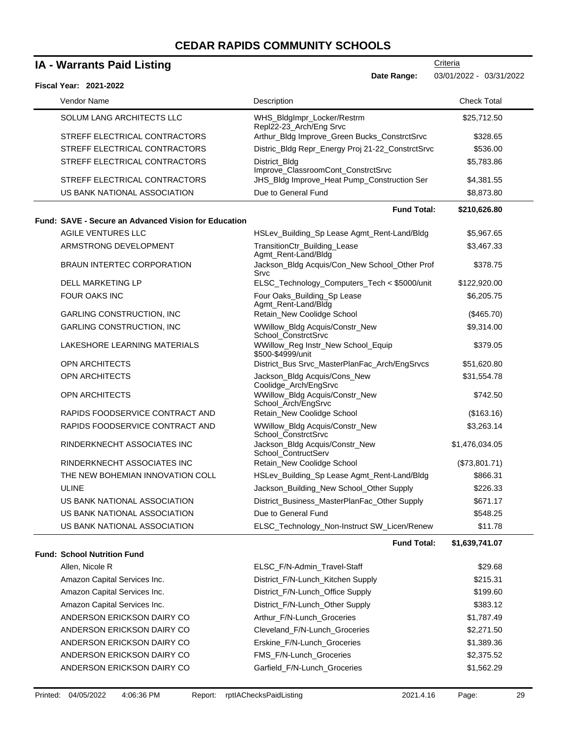# CEDAR RAPIDS COMMUNITY SCHOOLS

## IA - Warrants Paid Listing

Criteria

**Date Range:** 03/01/2022 - 03/31/2022

**Fiscal Year: 2021-2022**

| Vendor Name | Description | Check Total |
|---|---|---|
| SOLUM LANG ARCHITECTS LLC | WHS_BldgImpr_Locker/Restrm Repl22-23_Arch/Eng Srvc | $25,712.50 |
| STREFF ELECTRICAL CONTRACTORS | Arthur_Bldg Improve_Green Bucks_ConstrctSrvc | $328.65 |
| STREFF ELECTRICAL CONTRACTORS | Distric_Bldg Repr_Energy Proj 21-22_ConstrctSrvc | $536.00 |
| STREFF ELECTRICAL CONTRACTORS | District_Bldg Improve_ClassroomCont_ConstrctSrvc | $5,783.86 |
| STREFF ELECTRICAL CONTRACTORS | JHS_Bldg Improve_Heat Pump_Construction Ser | $4,381.55 |
| US BANK NATIONAL ASSOCIATION | Due to General Fund | $8,873.80 |
| | **Fund Total:** | **$210,626.80** |
| **Fund: SAVE - Secure an Advanced Vision for Education** | | |
| AGILE VENTURES LLC | HSLev_Building_Sp Lease Agmt_Rent-Land/Bldg | $5,967.65 |
| ARMSTRONG DEVELOPMENT | TransitionCtr_Building_Lease Agmt_Rent-Land/Bldg | $3,467.33 |
| BRAUN INTERTEC CORPORATION | Jackson_Bldg Acquis/Con_New School_Other Prof Srvc | $378.75 |
| DELL MARKETING LP | ELSC_Technology_Computers_Tech < $5000/unit | $122,920.00 |
| FOUR OAKS INC | Four Oaks_Building_Sp Lease Agmt_Rent-Land/Bldg | $6,205.75 |
| GARLING CONSTRUCTION, INC | Retain_New Coolidge School | ($465.70) |
| GARLING CONSTRUCTION, INC | WWillow_Bldg Acquis/Constr_New School_ConstrctSrvc | $9,314.00 |
| LAKESHORE LEARNING MATERIALS | WWillow_Reg Instr_New School_Equip $500-$4999/unit | $379.05 |
| OPN ARCHITECTS | District_Bus Srvc_MasterPlanFac_Arch/EngSrvcs | $51,620.80 |
| OPN ARCHITECTS | Jackson_Bldg Acquis/Cons_New Coolidge_Arch/EngSrvc | $31,554.78 |
| OPN ARCHITECTS | WWillow_Bldg Acquis/Constr_New School_Arch/EngSrvc | $742.50 |
| RAPIDS FOODSERVICE CONTRACT AND | Retain_New Coolidge School | ($163.16) |
| RAPIDS FOODSERVICE CONTRACT AND | WWillow_Bldg Acquis/Constr_New School_ConstrctSrvc | $3,263.14 |
| RINDERKNECHT ASSOCIATES INC | Jackson_Bldg Acquis/Constr_New School_ContructServ | $1,476,034.05 |
| RINDERKNECHT ASSOCIATES INC | Retain_New Coolidge School | ($73,801.71) |
| THE NEW BOHEMIAN INNOVATION COLL | HSLev_Building_Sp Lease Agmt_Rent-Land/Bldg | $866.31 |
| ULINE | Jackson_Building_New School_Other Supply | $226.33 |
| US BANK NATIONAL ASSOCIATION | District_Business_MasterPlanFac_Other Supply | $671.17 |
| US BANK NATIONAL ASSOCIATION | Due to General Fund | $548.25 |
| US BANK NATIONAL ASSOCIATION | ELSC_Technology_Non-Instruct SW_Licen/Renew | $11.78 |
| | **Fund Total:** | **$1,639,741.07** |
| **Fund: School Nutrition Fund** | | |
| Allen, Nicole R | ELSC_F/N-Admin_Travel-Staff | $29.68 |
| Amazon Capital Services Inc. | District_F/N-Lunch_Kitchen Supply | $215.31 |
| Amazon Capital Services Inc. | District_F/N-Lunch_Office Supply | $199.60 |
| Amazon Capital Services Inc. | District_F/N-Lunch_Other Supply | $383.12 |
| ANDERSON ERICKSON DAIRY CO | Arthur_F/N-Lunch_Groceries | $1,787.49 |
| ANDERSON ERICKSON DAIRY CO | Cleveland_F/N-Lunch_Groceries | $2,271.50 |
| ANDERSON ERICKSON DAIRY CO | Erskine_F/N-Lunch_Groceries | $1,389.36 |
| ANDERSON ERICKSON DAIRY CO | FMS_F/N-Lunch_Groceries | $2,375.52 |
| ANDERSON ERICKSON DAIRY CO | Garfield_F/N-Lunch_Groceries | $1,562.29 |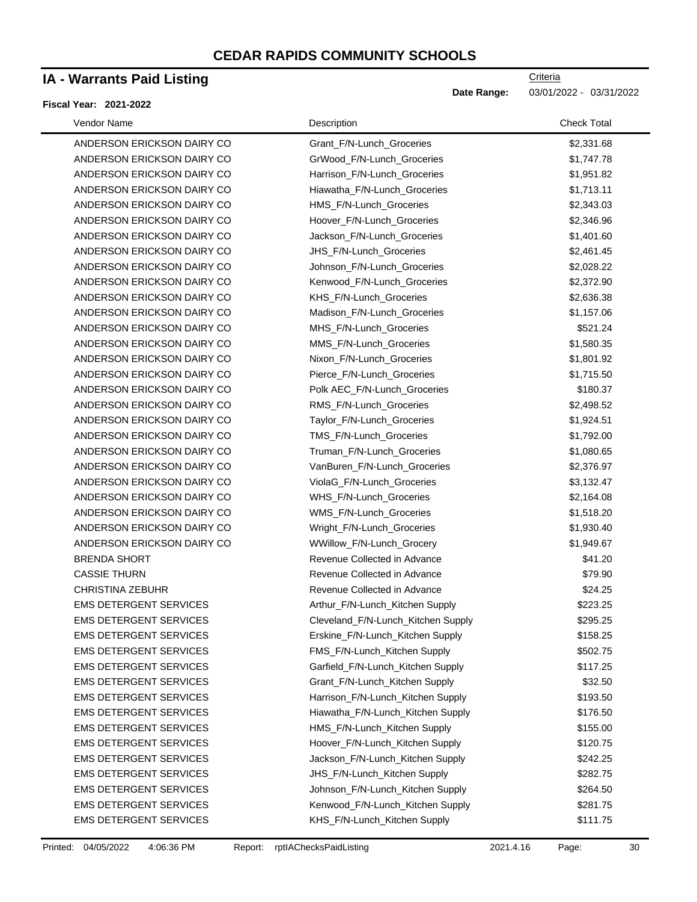# CEDAR RAPIDS COMMUNITY SCHOOLS

## IA - Warrants Paid Listing

**Fiscal Year: 2021-2022**

Criteria

**Date Range:** 03/01/2022 - 03/31/2022

| Vendor Name | Description | Check Total |
|---|---|---|
| ANDERSON ERICKSON DAIRY CO | Grant_F/N-Lunch_Groceries | $2,331.68 |
| ANDERSON ERICKSON DAIRY CO | GrWood_F/N-Lunch_Groceries | $1,747.78 |
| ANDERSON ERICKSON DAIRY CO | Harrison_F/N-Lunch_Groceries | $1,951.82 |
| ANDERSON ERICKSON DAIRY CO | Hiawatha_F/N-Lunch_Groceries | $1,713.11 |
| ANDERSON ERICKSON DAIRY CO | HMS_F/N-Lunch_Groceries | $2,343.03 |
| ANDERSON ERICKSON DAIRY CO | Hoover_F/N-Lunch_Groceries | $2,346.96 |
| ANDERSON ERICKSON DAIRY CO | Jackson_F/N-Lunch_Groceries | $1,401.60 |
| ANDERSON ERICKSON DAIRY CO | JHS_F/N-Lunch_Groceries | $2,461.45 |
| ANDERSON ERICKSON DAIRY CO | Johnson_F/N-Lunch_Groceries | $2,028.22 |
| ANDERSON ERICKSON DAIRY CO | Kenwood_F/N-Lunch_Groceries | $2,372.90 |
| ANDERSON ERICKSON DAIRY CO | KHS_F/N-Lunch_Groceries | $2,636.38 |
| ANDERSON ERICKSON DAIRY CO | Madison_F/N-Lunch_Groceries | $1,157.06 |
| ANDERSON ERICKSON DAIRY CO | MHS_F/N-Lunch_Groceries | $521.24 |
| ANDERSON ERICKSON DAIRY CO | MMS_F/N-Lunch_Groceries | $1,580.35 |
| ANDERSON ERICKSON DAIRY CO | Nixon_F/N-Lunch_Groceries | $1,801.92 |
| ANDERSON ERICKSON DAIRY CO | Pierce_F/N-Lunch_Groceries | $1,715.50 |
| ANDERSON ERICKSON DAIRY CO | Polk AEC_F/N-Lunch_Groceries | $180.37 |
| ANDERSON ERICKSON DAIRY CO | RMS_F/N-Lunch_Groceries | $2,498.52 |
| ANDERSON ERICKSON DAIRY CO | Taylor_F/N-Lunch_Groceries | $1,924.51 |
| ANDERSON ERICKSON DAIRY CO | TMS_F/N-Lunch_Groceries | $1,792.00 |
| ANDERSON ERICKSON DAIRY CO | Truman_F/N-Lunch_Groceries | $1,080.65 |
| ANDERSON ERICKSON DAIRY CO | VanBuren_F/N-Lunch_Groceries | $2,376.97 |
| ANDERSON ERICKSON DAIRY CO | ViolaG_F/N-Lunch_Groceries | $3,132.47 |
| ANDERSON ERICKSON DAIRY CO | WHS_F/N-Lunch_Groceries | $2,164.08 |
| ANDERSON ERICKSON DAIRY CO | WMS_F/N-Lunch_Groceries | $1,518.20 |
| ANDERSON ERICKSON DAIRY CO | Wright_F/N-Lunch_Groceries | $1,930.40 |
| ANDERSON ERICKSON DAIRY CO | WWillow_F/N-Lunch_Grocery | $1,949.67 |
| BRENDA SHORT | Revenue Collected in Advance | $41.20 |
| CASSIE THURN | Revenue Collected in Advance | $79.90 |
| CHRISTINA ZEBUHR | Revenue Collected in Advance | $24.25 |
| EMS DETERGENT SERVICES | Arthur_F/N-Lunch_Kitchen Supply | $223.25 |
| EMS DETERGENT SERVICES | Cleveland_F/N-Lunch_Kitchen Supply | $295.25 |
| EMS DETERGENT SERVICES | Erskine_F/N-Lunch_Kitchen Supply | $158.25 |
| EMS DETERGENT SERVICES | FMS_F/N-Lunch_Kitchen Supply | $502.75 |
| EMS DETERGENT SERVICES | Garfield_F/N-Lunch_Kitchen Supply | $117.25 |
| EMS DETERGENT SERVICES | Grant_F/N-Lunch_Kitchen Supply | $32.50 |
| EMS DETERGENT SERVICES | Harrison_F/N-Lunch_Kitchen Supply | $193.50 |
| EMS DETERGENT SERVICES | Hiawatha_F/N-Lunch_Kitchen Supply | $176.50 |
| EMS DETERGENT SERVICES | HMS_F/N-Lunch_Kitchen Supply | $155.00 |
| EMS DETERGENT SERVICES | Hoover_F/N-Lunch_Kitchen Supply | $120.75 |
| EMS DETERGENT SERVICES | Jackson_F/N-Lunch_Kitchen Supply | $242.25 |
| EMS DETERGENT SERVICES | JHS_F/N-Lunch_Kitchen Supply | $282.75 |
| EMS DETERGENT SERVICES | Johnson_F/N-Lunch_Kitchen Supply | $264.50 |
| EMS DETERGENT SERVICES | Kenwood_F/N-Lunch_Kitchen Supply | $281.75 |
| EMS DETERGENT SERVICES | KHS_F/N-Lunch_Kitchen Supply | $111.75 |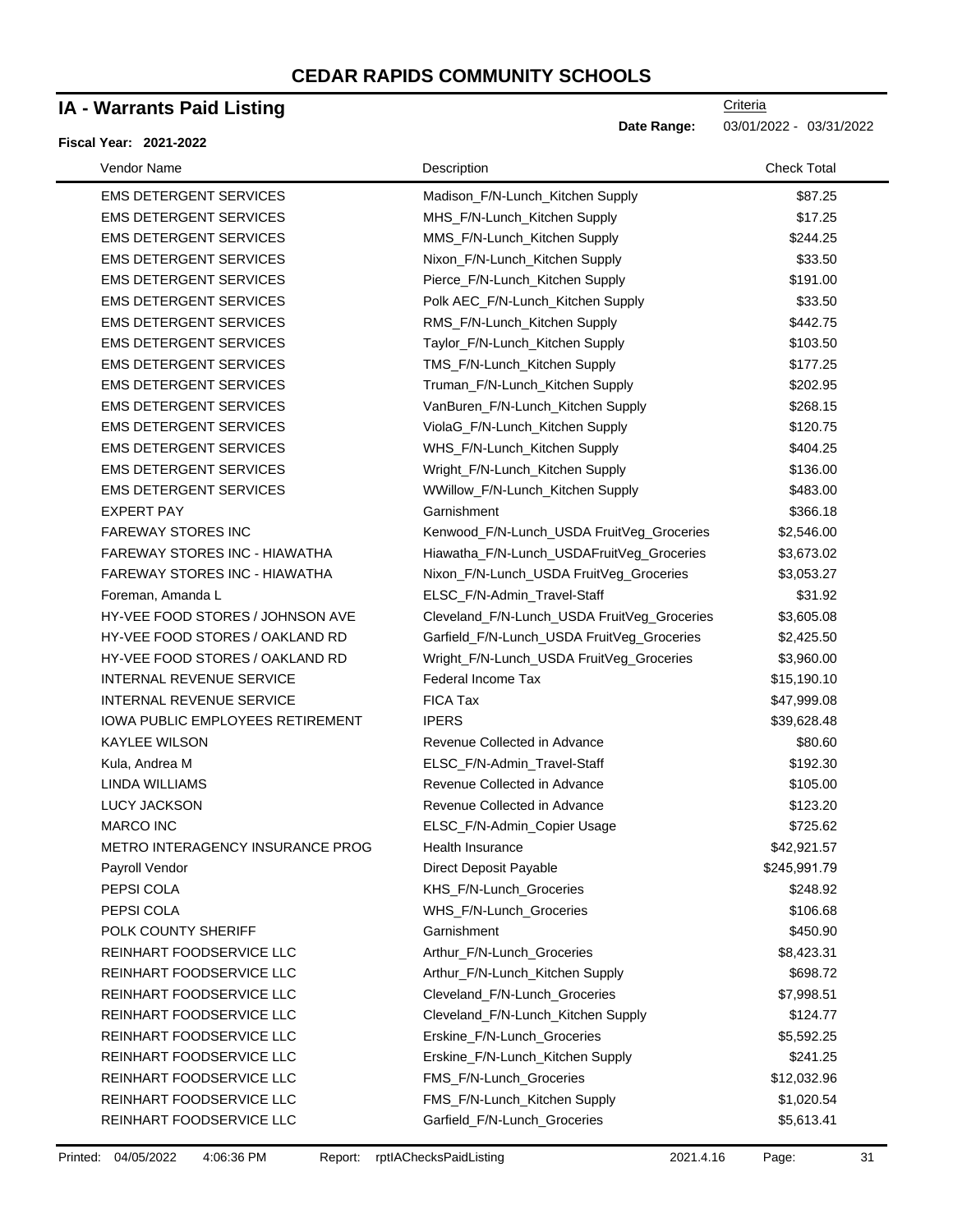# CEDAR RAPIDS COMMUNITY SCHOOLS

## IA - Warrants Paid Listing

Criteria

**Date Range:** 03/01/2022 - 03/31/2022

**Fiscal Year: 2021-2022**

| Vendor Name | Description | Check Total |
|---|---|---|
| EMS DETERGENT SERVICES | Madison_F/N-Lunch_Kitchen Supply | $87.25 |
| EMS DETERGENT SERVICES | MHS_F/N-Lunch_Kitchen Supply | $17.25 |
| EMS DETERGENT SERVICES | MMS_F/N-Lunch_Kitchen Supply | $244.25 |
| EMS DETERGENT SERVICES | Nixon_F/N-Lunch_Kitchen Supply | $33.50 |
| EMS DETERGENT SERVICES | Pierce_F/N-Lunch_Kitchen Supply | $191.00 |
| EMS DETERGENT SERVICES | Polk AEC_F/N-Lunch_Kitchen Supply | $33.50 |
| EMS DETERGENT SERVICES | RMS_F/N-Lunch_Kitchen Supply | $442.75 |
| EMS DETERGENT SERVICES | Taylor_F/N-Lunch_Kitchen Supply | $103.50 |
| EMS DETERGENT SERVICES | TMS_F/N-Lunch_Kitchen Supply | $177.25 |
| EMS DETERGENT SERVICES | Truman_F/N-Lunch_Kitchen Supply | $202.95 |
| EMS DETERGENT SERVICES | VanBuren_F/N-Lunch_Kitchen Supply | $268.15 |
| EMS DETERGENT SERVICES | ViolaG_F/N-Lunch_Kitchen Supply | $120.75 |
| EMS DETERGENT SERVICES | WHS_F/N-Lunch_Kitchen Supply | $404.25 |
| EMS DETERGENT SERVICES | Wright_F/N-Lunch_Kitchen Supply | $136.00 |
| EMS DETERGENT SERVICES | WWillow_F/N-Lunch_Kitchen Supply | $483.00 |
| EXPERT PAY | Garnishment | $366.18 |
| FAREWAY STORES INC | Kenwood_F/N-Lunch_USDA FruitVeg_Groceries | $2,546.00 |
| FAREWAY STORES INC - HIAWATHA | Hiawatha_F/N-Lunch_USDAFruitVeg_Groceries | $3,673.02 |
| FAREWAY STORES INC - HIAWATHA | Nixon_F/N-Lunch_USDA FruitVeg_Groceries | $3,053.27 |
| Foreman, Amanda L | ELSC_F/N-Admin_Travel-Staff | $31.92 |
| HY-VEE FOOD STORES / JOHNSON AVE | Cleveland_F/N-Lunch_USDA FruitVeg_Groceries | $3,605.08 |
| HY-VEE FOOD STORES / OAKLAND RD | Garfield_F/N-Lunch_USDA FruitVeg_Groceries | $2,425.50 |
| HY-VEE FOOD STORES / OAKLAND RD | Wright_F/N-Lunch_USDA FruitVeg_Groceries | $3,960.00 |
| INTERNAL REVENUE SERVICE | Federal Income Tax | $15,190.10 |
| INTERNAL REVENUE SERVICE | FICA Tax | $47,999.08 |
| IOWA PUBLIC EMPLOYEES RETIREMENT | IPERS | $39,628.48 |
| KAYLEE WILSON | Revenue Collected in Advance | $80.60 |
| Kula, Andrea M | ELSC_F/N-Admin_Travel-Staff | $192.30 |
| LINDA WILLIAMS | Revenue Collected in Advance | $105.00 |
| LUCY JACKSON | Revenue Collected in Advance | $123.20 |
| MARCO INC | ELSC_F/N-Admin_Copier Usage | $725.62 |
| METRO INTERAGENCY INSURANCE PROG | Health Insurance | $42,921.57 |
| Payroll Vendor | Direct Deposit Payable | $245,991.79 |
| PEPSI COLA | KHS_F/N-Lunch_Groceries | $248.92 |
| PEPSI COLA | WHS_F/N-Lunch_Groceries | $106.68 |
| POLK COUNTY SHERIFF | Garnishment | $450.90 |
| REINHART FOODSERVICE LLC | Arthur_F/N-Lunch_Groceries | $8,423.31 |
| REINHART FOODSERVICE LLC | Arthur_F/N-Lunch_Kitchen Supply | $698.72 |
| REINHART FOODSERVICE LLC | Cleveland_F/N-Lunch_Groceries | $7,998.51 |
| REINHART FOODSERVICE LLC | Cleveland_F/N-Lunch_Kitchen Supply | $124.77 |
| REINHART FOODSERVICE LLC | Erskine_F/N-Lunch_Groceries | $5,592.25 |
| REINHART FOODSERVICE LLC | Erskine_F/N-Lunch_Kitchen Supply | $241.25 |
| REINHART FOODSERVICE LLC | FMS_F/N-Lunch_Groceries | $12,032.96 |
| REINHART FOODSERVICE LLC | FMS_F/N-Lunch_Kitchen Supply | $1,020.54 |
| REINHART FOODSERVICE LLC | Garfield_F/N-Lunch_Groceries | $5,613.41 |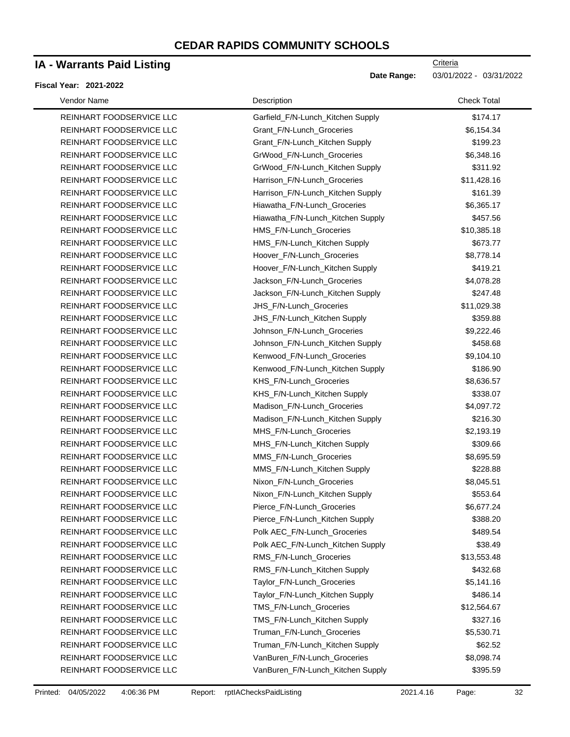# CEDAR RAPIDS COMMUNITY SCHOOLS

## IA - Warrants Paid Listing

Criteria

**Date Range:** 03/01/2022 - 03/31/2022

**Fiscal Year: 2021-2022**

| Vendor Name | Description | Check Total |
|---|---|---|
| REINHART FOODSERVICE LLC | Garfield_F/N-Lunch_Kitchen Supply | $174.17 |
| REINHART FOODSERVICE LLC | Grant_F/N-Lunch_Groceries | $6,154.34 |
| REINHART FOODSERVICE LLC | Grant_F/N-Lunch_Kitchen Supply | $199.23 |
| REINHART FOODSERVICE LLC | GrWood_F/N-Lunch_Groceries | $6,348.16 |
| REINHART FOODSERVICE LLC | GrWood_F/N-Lunch_Kitchen Supply | $311.92 |
| REINHART FOODSERVICE LLC | Harrison_F/N-Lunch_Groceries | $11,428.16 |
| REINHART FOODSERVICE LLC | Harrison_F/N-Lunch_Kitchen Supply | $161.39 |
| REINHART FOODSERVICE LLC | Hiawatha_F/N-Lunch_Groceries | $6,365.17 |
| REINHART FOODSERVICE LLC | Hiawatha_F/N-Lunch_Kitchen Supply | $457.56 |
| REINHART FOODSERVICE LLC | HMS_F/N-Lunch_Groceries | $10,385.18 |
| REINHART FOODSERVICE LLC | HMS_F/N-Lunch_Kitchen Supply | $673.77 |
| REINHART FOODSERVICE LLC | Hoover_F/N-Lunch_Groceries | $8,778.14 |
| REINHART FOODSERVICE LLC | Hoover_F/N-Lunch_Kitchen Supply | $419.21 |
| REINHART FOODSERVICE LLC | Jackson_F/N-Lunch_Groceries | $4,078.28 |
| REINHART FOODSERVICE LLC | Jackson_F/N-Lunch_Kitchen Supply | $247.48 |
| REINHART FOODSERVICE LLC | JHS_F/N-Lunch_Groceries | $11,029.38 |
| REINHART FOODSERVICE LLC | JHS_F/N-Lunch_Kitchen Supply | $359.88 |
| REINHART FOODSERVICE LLC | Johnson_F/N-Lunch_Groceries | $9,222.46 |
| REINHART FOODSERVICE LLC | Johnson_F/N-Lunch_Kitchen Supply | $458.68 |
| REINHART FOODSERVICE LLC | Kenwood_F/N-Lunch_Groceries | $9,104.10 |
| REINHART FOODSERVICE LLC | Kenwood_F/N-Lunch_Kitchen Supply | $186.90 |
| REINHART FOODSERVICE LLC | KHS_F/N-Lunch_Groceries | $8,636.57 |
| REINHART FOODSERVICE LLC | KHS_F/N-Lunch_Kitchen Supply | $338.07 |
| REINHART FOODSERVICE LLC | Madison_F/N-Lunch_Groceries | $4,097.72 |
| REINHART FOODSERVICE LLC | Madison_F/N-Lunch_Kitchen Supply | $216.30 |
| REINHART FOODSERVICE LLC | MHS_F/N-Lunch_Groceries | $2,193.19 |
| REINHART FOODSERVICE LLC | MHS_F/N-Lunch_Kitchen Supply | $309.66 |
| REINHART FOODSERVICE LLC | MMS_F/N-Lunch_Groceries | $8,695.59 |
| REINHART FOODSERVICE LLC | MMS_F/N-Lunch_Kitchen Supply | $228.88 |
| REINHART FOODSERVICE LLC | Nixon_F/N-Lunch_Groceries | $8,045.51 |
| REINHART FOODSERVICE LLC | Nixon_F/N-Lunch_Kitchen Supply | $553.64 |
| REINHART FOODSERVICE LLC | Pierce_F/N-Lunch_Groceries | $6,677.24 |
| REINHART FOODSERVICE LLC | Pierce_F/N-Lunch_Kitchen Supply | $388.20 |
| REINHART FOODSERVICE LLC | Polk AEC_F/N-Lunch_Groceries | $489.54 |
| REINHART FOODSERVICE LLC | Polk AEC_F/N-Lunch_Kitchen Supply | $38.49 |
| REINHART FOODSERVICE LLC | RMS_F/N-Lunch_Groceries | $13,553.48 |
| REINHART FOODSERVICE LLC | RMS_F/N-Lunch_Kitchen Supply | $432.68 |
| REINHART FOODSERVICE LLC | Taylor_F/N-Lunch_Groceries | $5,141.16 |
| REINHART FOODSERVICE LLC | Taylor_F/N-Lunch_Kitchen Supply | $486.14 |
| REINHART FOODSERVICE LLC | TMS_F/N-Lunch_Groceries | $12,564.67 |
| REINHART FOODSERVICE LLC | TMS_F/N-Lunch_Kitchen Supply | $327.16 |
| REINHART FOODSERVICE LLC | Truman_F/N-Lunch_Groceries | $5,530.71 |
| REINHART FOODSERVICE LLC | Truman_F/N-Lunch_Kitchen Supply | $62.52 |
| REINHART FOODSERVICE LLC | VanBuren_F/N-Lunch_Groceries | $8,098.74 |
| REINHART FOODSERVICE LLC | VanBuren_F/N-Lunch_Kitchen Supply | $395.59 |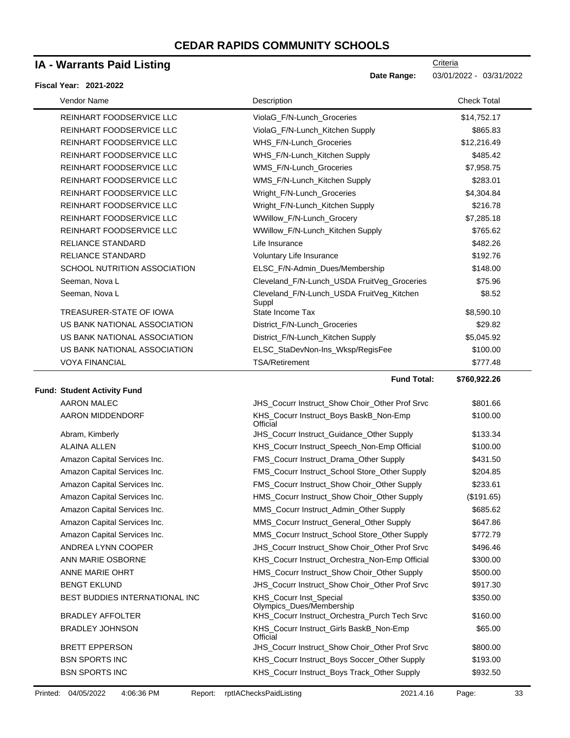# CEDAR RAPIDS COMMUNITY SCHOOLS

## IA - Warrants Paid Listing

Criteria

**Date Range:** 03/01/2022 - 03/31/2022

**Fiscal Year: 2021-2022**

| Vendor Name | Description | Check Total |
|---|---|---|
| REINHART FOODSERVICE LLC | ViolaG_F/N-Lunch_Groceries | $14,752.17 |
| REINHART FOODSERVICE LLC | ViolaG_F/N-Lunch_Kitchen Supply | $865.83 |
| REINHART FOODSERVICE LLC | WHS_F/N-Lunch_Groceries | $12,216.49 |
| REINHART FOODSERVICE LLC | WHS_F/N-Lunch_Kitchen Supply | $485.42 |
| REINHART FOODSERVICE LLC | WMS_F/N-Lunch_Groceries | $7,958.75 |
| REINHART FOODSERVICE LLC | WMS_F/N-Lunch_Kitchen Supply | $283.01 |
| REINHART FOODSERVICE LLC | Wright_F/N-Lunch_Groceries | $4,304.84 |
| REINHART FOODSERVICE LLC | Wright_F/N-Lunch_Kitchen Supply | $216.78 |
| REINHART FOODSERVICE LLC | WWillow_F/N-Lunch_Grocery | $7,285.18 |
| REINHART FOODSERVICE LLC | WWillow_F/N-Lunch_Kitchen Supply | $765.62 |
| RELIANCE STANDARD | Life Insurance | $482.26 |
| RELIANCE STANDARD | Voluntary Life Insurance | $192.76 |
| SCHOOL NUTRITION ASSOCIATION | ELSC_F/N-Admin_Dues/Membership | $148.00 |
| Seeman, Nova L | Cleveland_F/N-Lunch_USDA FruitVeg_Groceries | $75.96 |
| Seeman, Nova L | Cleveland_F/N-Lunch_USDA FruitVeg_Kitchen Suppl | $8.52 |
| TREASURER-STATE OF IOWA | State Income Tax | $8,590.10 |
| US BANK NATIONAL ASSOCIATION | District_F/N-Lunch_Groceries | $29.82 |
| US BANK NATIONAL ASSOCIATION | District_F/N-Lunch_Kitchen Supply | $5,045.92 |
| US BANK NATIONAL ASSOCIATION | ELSC_StaDevNon-Ins_Wksp/RegisFee | $100.00 |
| VOYA FINANCIAL | TSA/Retirement | $777.48 |
| | **Fund Total:** | **$760,922.26** |

**Fund: Student Activity Fund**

| Vendor Name | Description | Check Total |
|---|---|---|
| AARON MALEC | JHS_Cocurr Instruct_Show Choir_Other Prof Srvc | $801.66 |
| AARON MIDDENDORF | KHS_Cocurr Instruct_Boys BaskB_Non-Emp Official | $100.00 |
| Abram, Kimberly | JHS_Cocurr Instruct_Guidance_Other Supply | $133.34 |
| ALAINA ALLEN | KHS_Cocurr Instruct_Speech_Non-Emp Official | $100.00 |
| Amazon Capital Services Inc. | FMS_Cocurr Instruct_Drama_Other Supply | $431.50 |
| Amazon Capital Services Inc. | FMS_Cocurr Instruct_School Store_Other Supply | $204.85 |
| Amazon Capital Services Inc. | FMS_Cocurr Instruct_Show Choir_Other Supply | $233.61 |
| Amazon Capital Services Inc. | HMS_Cocurr Instruct_Show Choir_Other Supply | ($191.65) |
| Amazon Capital Services Inc. | MMS_Cocurr Instruct_Admin_Other Supply | $685.62 |
| Amazon Capital Services Inc. | MMS_Cocurr Instruct_General_Other Supply | $647.86 |
| Amazon Capital Services Inc. | MMS_Cocurr Instruct_School Store_Other Supply | $772.79 |
| ANDREA LYNN COOPER | JHS_Cocurr Instruct_Show Choir_Other Prof Srvc | $496.46 |
| ANN MARIE OSBORNE | KHS_Cocurr Instruct_Orchestra_Non-Emp Official | $300.00 |
| ANNE MARIE OHRT | HMS_Cocurr Instruct_Show Choir_Other Supply | $500.00 |
| BENGT EKLUND | JHS_Cocurr Instruct_Show Choir_Other Prof Srvc | $917.30 |
| BEST BUDDIES INTERNATIONAL INC | KHS_Cocurr Inst_Special Olympics_Dues/Membership | $350.00 |
| BRADLEY AFFOLTER | KHS_Cocurr Instruct_Orchestra_Purch Tech Srvc | $160.00 |
| BRADLEY JOHNSON | KHS_Cocurr Instruct_Girls BaskB_Non-Emp Official | $65.00 |
| BRETT EPPERSON | JHS_Cocurr Instruct_Show Choir_Other Prof Srvc | $800.00 |
| BSN SPORTS INC | KHS_Cocurr Instruct_Boys Soccer_Other Supply | $193.00 |
| BSN SPORTS INC | KHS_Cocurr Instruct_Boys Track_Other Supply | $932.50 |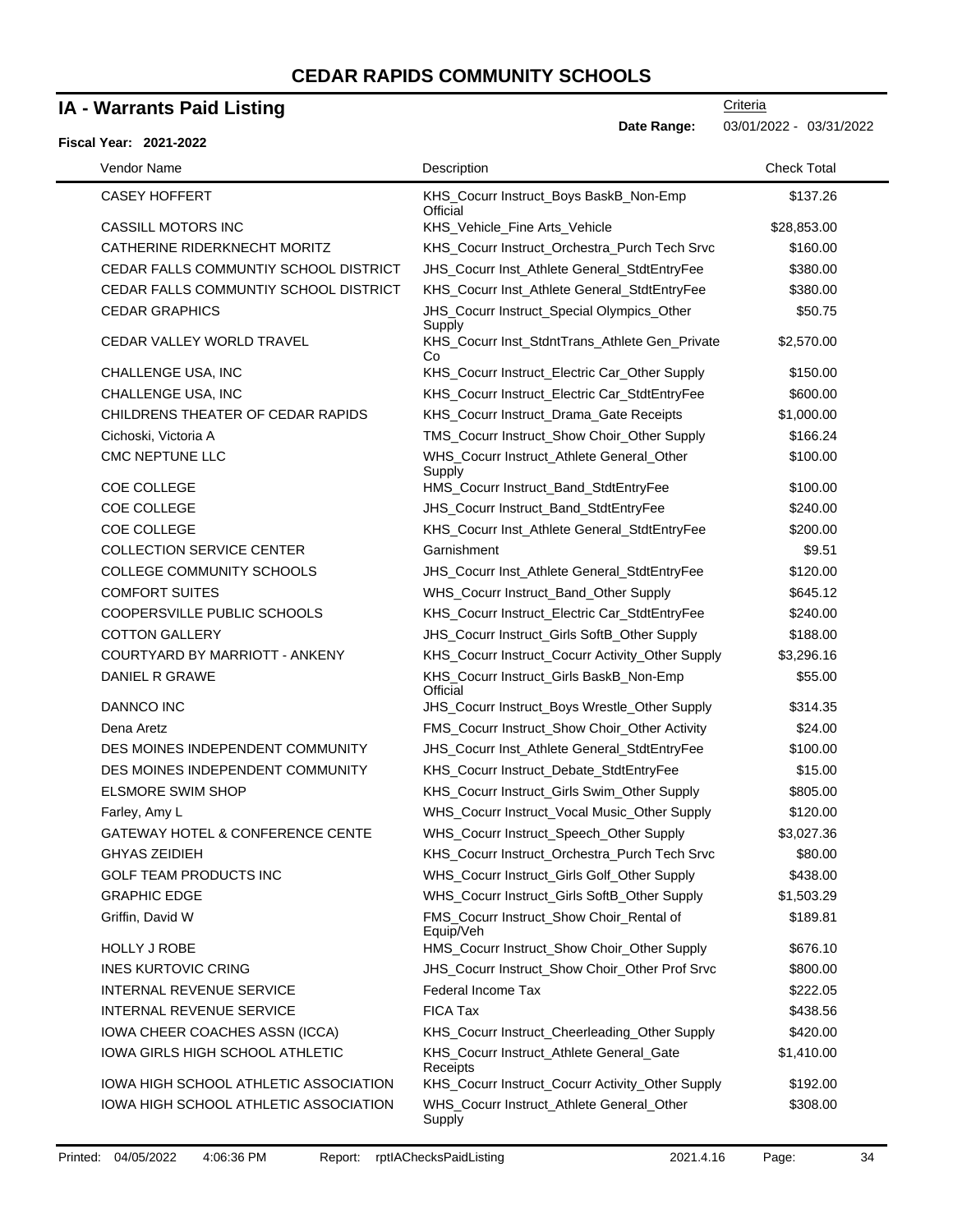# CEDAR RAPIDS COMMUNITY SCHOOLS

## IA - Warrants Paid Listing

Criteria

**Date Range:** 03/01/2022 - 03/31/2022

**Fiscal Year: 2021-2022**

| Vendor Name | Description | Check Total |
|---|---|---|
| CASEY HOFFERT | KHS_Cocurr Instruct_Boys BaskB_Non-Emp Official | $137.26 |
| CASSILL MOTORS INC | KHS_Vehicle_Fine Arts_Vehicle | $28,853.00 |
| CATHERINE RIDERKNECHT MORITZ | KHS_Cocurr Instruct_Orchestra_Purch Tech Srvc | $160.00 |
| CEDAR FALLS COMMUNTIY SCHOOL DISTRICT | JHS_Cocurr Inst_Athlete General_StdtEntryFee | $380.00 |
| CEDAR FALLS COMMUNTIY SCHOOL DISTRICT | KHS_Cocurr Inst_Athlete General_StdtEntryFee | $380.00 |
| CEDAR GRAPHICS | JHS_Cocurr Instruct_Special Olympics_Other Supply | $50.75 |
| CEDAR VALLEY WORLD TRAVEL | KHS_Cocurr Inst_StdntTrans_Athlete Gen_Private Co | $2,570.00 |
| CHALLENGE USA, INC | KHS_Cocurr Instruct_Electric Car_Other Supply | $150.00 |
| CHALLENGE USA, INC | KHS_Cocurr Instruct_Electric Car_StdtEntryFee | $600.00 |
| CHILDRENS THEATER OF CEDAR RAPIDS | KHS_Cocurr Instruct_Drama_Gate Receipts | $1,000.00 |
| Cichoski, Victoria A | TMS_Cocurr Instruct_Show Choir_Other Supply | $166.24 |
| CMC NEPTUNE LLC | WHS_Cocurr Instruct_Athlete General_Other Supply | $100.00 |
| COE COLLEGE | HMS_Cocurr Instruct_Band_StdtEntryFee | $100.00 |
| COE COLLEGE | JHS_Cocurr Instruct_Band_StdtEntryFee | $240.00 |
| COE COLLEGE | KHS_Cocurr Inst_Athlete General_StdtEntryFee | $200.00 |
| COLLECTION SERVICE CENTER | Garnishment | $9.51 |
| COLLEGE COMMUNITY SCHOOLS | JHS_Cocurr Inst_Athlete General_StdtEntryFee | $120.00 |
| COMFORT SUITES | WHS_Cocurr Instruct_Band_Other Supply | $645.12 |
| COOPERSVILLE PUBLIC SCHOOLS | KHS_Cocurr Instruct_Electric Car_StdtEntryFee | $240.00 |
| COTTON GALLERY | JHS_Cocurr Instruct_Girls SoftB_Other Supply | $188.00 |
| COURTYARD BY MARRIOTT - ANKENY | KHS_Cocurr Instruct_Cocurr Activity_Other Supply | $3,296.16 |
| DANIEL R GRAWE | KHS_Cocurr Instruct_Girls BaskB_Non-Emp Official | $55.00 |
| DANNCO INC | JHS_Cocurr Instruct_Boys Wrestle_Other Supply | $314.35 |
| Dena Aretz | FMS_Cocurr Instruct_Show Choir_Other Activity | $24.00 |
| DES MOINES INDEPENDENT COMMUNITY | JHS_Cocurr Inst_Athlete General_StdtEntryFee | $100.00 |
| DES MOINES INDEPENDENT COMMUNITY | KHS_Cocurr Instruct_Debate_StdtEntryFee | $15.00 |
| ELSMORE SWIM SHOP | KHS_Cocurr Instruct_Girls Swim_Other Supply | $805.00 |
| Farley, Amy L | WHS_Cocurr Instruct_Vocal Music_Other Supply | $120.00 |
| GATEWAY HOTEL & CONFERENCE CENTE | WHS_Cocurr Instruct_Speech_Other Supply | $3,027.36 |
| GHYAS ZEIDIEH | KHS_Cocurr Instruct_Orchestra_Purch Tech Srvc | $80.00 |
| GOLF TEAM PRODUCTS INC | WHS_Cocurr Instruct_Girls Golf_Other Supply | $438.00 |
| GRAPHIC EDGE | WHS_Cocurr Instruct_Girls SoftB_Other Supply | $1,503.29 |
| Griffin, David W | FMS_Cocurr Instruct_Show Choir_Rental of Equip/Veh | $189.81 |
| HOLLY J ROBE | HMS_Cocurr Instruct_Show Choir_Other Supply | $676.10 |
| INES KURTOVIC CRING | JHS_Cocurr Instruct_Show Choir_Other Prof Srvc | $800.00 |
| INTERNAL REVENUE SERVICE | Federal Income Tax | $222.05 |
| INTERNAL REVENUE SERVICE | FICA Tax | $438.56 |
| IOWA CHEER COACHES ASSN (ICCA) | KHS_Cocurr Instruct_Cheerleading_Other Supply | $420.00 |
| IOWA GIRLS HIGH SCHOOL ATHLETIC | KHS_Cocurr Instruct_Athlete General_Gate Receipts | $1,410.00 |
| IOWA HIGH SCHOOL ATHLETIC ASSOCIATION | KHS_Cocurr Instruct_Cocurr Activity_Other Supply | $192.00 |
| IOWA HIGH SCHOOL ATHLETIC ASSOCIATION | WHS_Cocurr Instruct_Athlete General_Other Supply | $308.00 |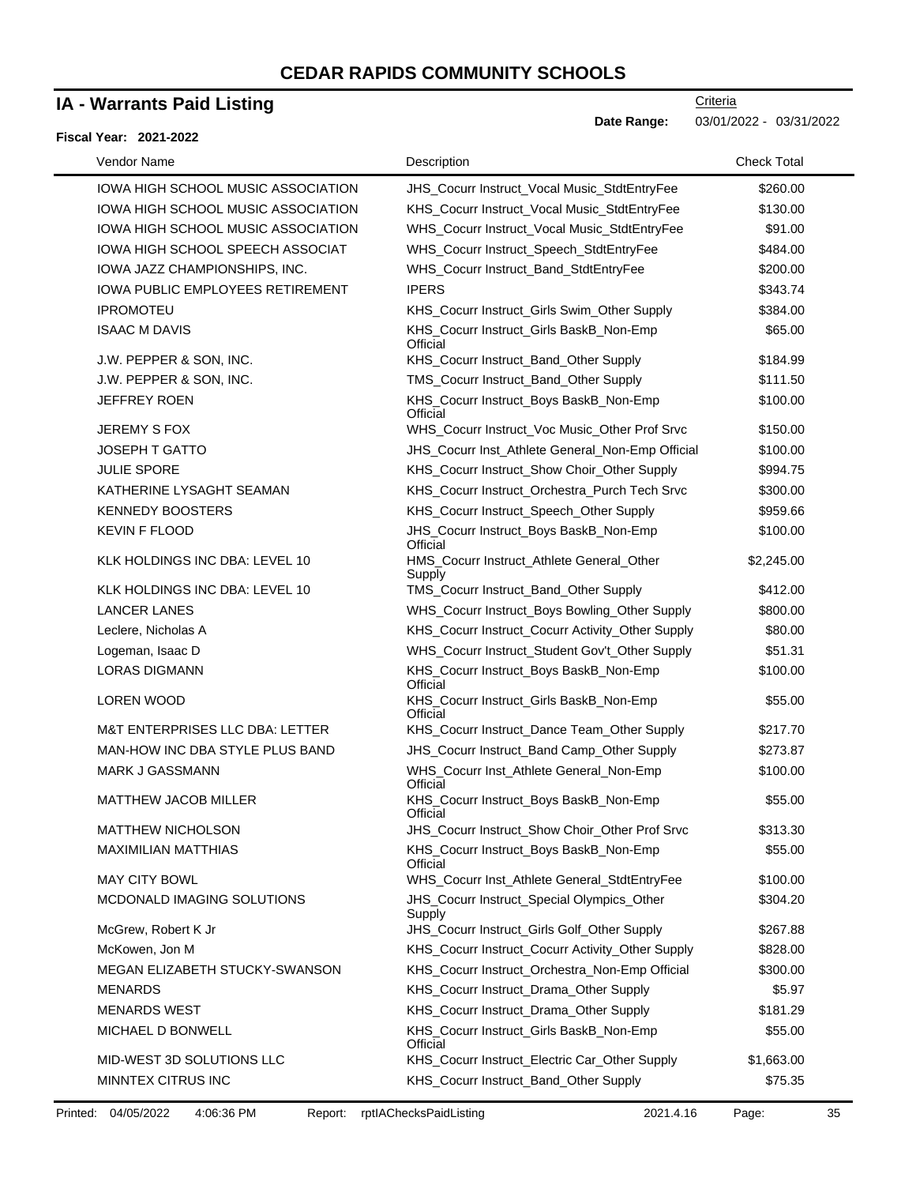# CEDAR RAPIDS COMMUNITY SCHOOLS

## IA - Warrants Paid Listing

Criteria

**Date Range:** 03/01/2022 - 03/31/2022

**Fiscal Year: 2021-2022**

| Vendor Name | Description | Check Total |
|---|---|---|
| IOWA HIGH SCHOOL MUSIC ASSOCIATION | JHS_Cocurr Instruct_Vocal Music_StdtEntryFee | $260.00 |
| IOWA HIGH SCHOOL MUSIC ASSOCIATION | KHS_Cocurr Instruct_Vocal Music_StdtEntryFee | $130.00 |
| IOWA HIGH SCHOOL MUSIC ASSOCIATION | WHS_Cocurr Instruct_Vocal Music_StdtEntryFee | $91.00 |
| IOWA HIGH SCHOOL SPEECH ASSOCIAT | WHS_Cocurr Instruct_Speech_StdtEntryFee | $484.00 |
| IOWA JAZZ CHAMPIONSHIPS, INC. | WHS_Cocurr Instruct_Band_StdtEntryFee | $200.00 |
| IOWA PUBLIC EMPLOYEES RETIREMENT | IPERS | $343.74 |
| IPROMOTEU | KHS_Cocurr Instruct_Girls Swim_Other Supply | $384.00 |
| ISAAC M DAVIS | KHS_Cocurr Instruct_Girls BaskB_Non-Emp Official | $65.00 |
| J.W. PEPPER & SON, INC. | KHS_Cocurr Instruct_Band_Other Supply | $184.99 |
| J.W. PEPPER & SON, INC. | TMS_Cocurr Instruct_Band_Other Supply | $111.50 |
| JEFFREY ROEN | KHS_Cocurr Instruct_Boys BaskB_Non-Emp Official | $100.00 |
| JEREMY S FOX | WHS_Cocurr Instruct_Voc Music_Other Prof Srvc | $150.00 |
| JOSEPH T GATTO | JHS_Cocurr Inst_Athlete General_Non-Emp Official | $100.00 |
| JULIE SPORE | KHS_Cocurr Instruct_Show Choir_Other Supply | $994.75 |
| KATHERINE LYSAGHT SEAMAN | KHS_Cocurr Instruct_Orchestra_Purch Tech Srvc | $300.00 |
| KENNEDY BOOSTERS | KHS_Cocurr Instruct_Speech_Other Supply | $959.66 |
| KEVIN F FLOOD | JHS_Cocurr Instruct_Boys BaskB_Non-Emp Official | $100.00 |
| KLK HOLDINGS INC DBA: LEVEL 10 | HMS_Cocurr Instruct_Athlete General_Other Supply | $2,245.00 |
| KLK HOLDINGS INC DBA: LEVEL 10 | TMS_Cocurr Instruct_Band_Other Supply | $412.00 |
| LANCER LANES | WHS_Cocurr Instruct_Boys Bowling_Other Supply | $800.00 |
| Leclere, Nicholas A | KHS_Cocurr Instruct_Cocurr Activity_Other Supply | $80.00 |
| Logeman, Isaac D | WHS_Cocurr Instruct_Student Gov't_Other Supply | $51.31 |
| LORAS DIGMANN | KHS_Cocurr Instruct_Boys BaskB_Non-Emp Official | $100.00 |
| LOREN WOOD | KHS_Cocurr Instruct_Girls BaskB_Non-Emp Official | $55.00 |
| M&T ENTERPRISES LLC DBA: LETTER | KHS_Cocurr Instruct_Dance Team_Other Supply | $217.70 |
| MAN-HOW INC DBA STYLE PLUS BAND | JHS_Cocurr Instruct_Band Camp_Other Supply | $273.87 |
| MARK J GASSMANN | WHS_Cocurr Inst_Athlete General_Non-Emp Official | $100.00 |
| MATTHEW JACOB MILLER | KHS_Cocurr Instruct_Boys BaskB_Non-Emp Official | $55.00 |
| MATTHEW NICHOLSON | JHS_Cocurr Instruct_Show Choir_Other Prof Srvc | $313.30 |
| MAXIMILIAN MATTHIAS | KHS_Cocurr Instruct_Boys BaskB_Non-Emp Official | $55.00 |
| MAY CITY BOWL | WHS_Cocurr Inst_Athlete General_StdtEntryFee | $100.00 |
| MCDONALD IMAGING SOLUTIONS | JHS_Cocurr Instruct_Special Olympics_Other Supply | $304.20 |
| McGrew, Robert K Jr | JHS_Cocurr Instruct_Girls Golf_Other Supply | $267.88 |
| McKowen, Jon M | KHS_Cocurr Instruct_Cocurr Activity_Other Supply | $828.00 |
| MEGAN ELIZABETH STUCKY-SWANSON | KHS_Cocurr Instruct_Orchestra_Non-Emp Official | $300.00 |
| MENARDS | KHS_Cocurr Instruct_Drama_Other Supply | $5.97 |
| MENARDS WEST | KHS_Cocurr Instruct_Drama_Other Supply | $181.29 |
| MICHAEL D BONWELL | KHS_Cocurr Instruct_Girls BaskB_Non-Emp Official | $55.00 |
| MID-WEST 3D SOLUTIONS LLC | KHS_Cocurr Instruct_Electric Car_Other Supply | $1,663.00 |
| MINNTEX CITRUS INC | KHS_Cocurr Instruct_Band_Other Supply | $75.35 |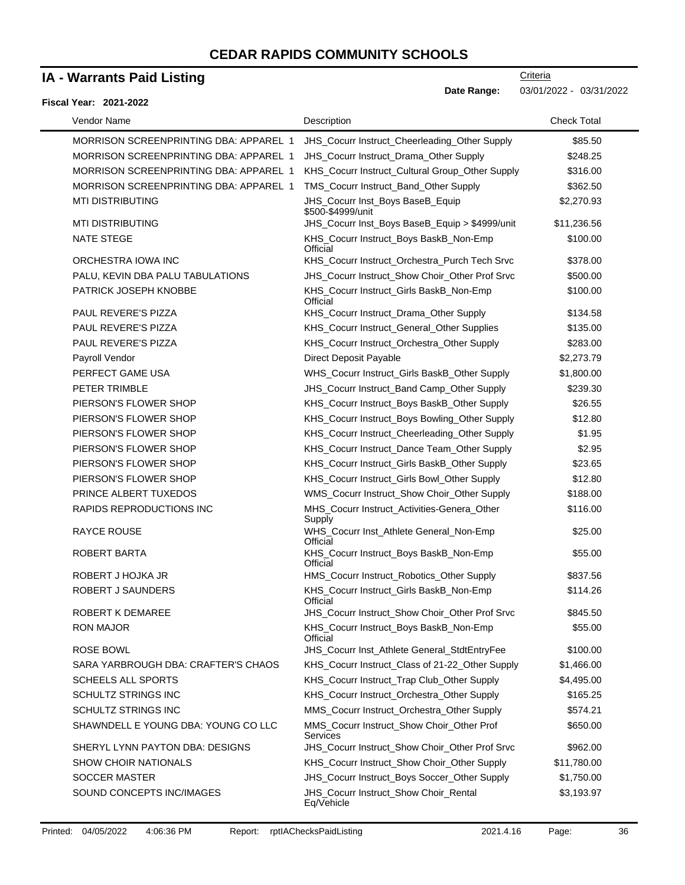# CEDAR RAPIDS COMMUNITY SCHOOLS

## IA - Warrants Paid Listing

Criteria

**Date Range:** 03/01/2022 - 03/31/2022

**Fiscal Year: 2021-2022**

| Vendor Name | Description | Check Total |
|---|---|---|
| MORRISON SCREENPRINTING DBA: APPAREL 1 | JHS_Cocurr Instruct_Cheerleading_Other Supply | $85.50 |
| MORRISON SCREENPRINTING DBA: APPAREL 1 | JHS_Cocurr Instruct_Drama_Other Supply | $248.25 |
| MORRISON SCREENPRINTING DBA: APPAREL 1 | KHS_Cocurr Instruct_Cultural Group_Other Supply | $316.00 |
| MORRISON SCREENPRINTING DBA: APPAREL 1 | TMS_Cocurr Instruct_Band_Other Supply | $362.50 |
| MTI DISTRIBUTING | JHS_Cocurr Inst_Boys BaseB_Equip $500-$4999/unit | $2,270.93 |
| MTI DISTRIBUTING | JHS_Cocurr Inst_Boys BaseB_Equip > $4999/unit | $11,236.56 |
| NATE STEGE | KHS_Cocurr Instruct_Boys BaskB_Non-Emp Official | $100.00 |
| ORCHESTRA IOWA INC | KHS_Cocurr Instruct_Orchestra_Purch Tech Srvc | $378.00 |
| PALU, KEVIN DBA PALU TABULATIONS | JHS_Cocurr Instruct_Show Choir_Other Prof Srvc | $500.00 |
| PATRICK JOSEPH KNOBBE | KHS_Cocurr Instruct_Girls BaskB_Non-Emp Official | $100.00 |
| PAUL REVERE'S PIZZA | KHS_Cocurr Instruct_Drama_Other Supply | $134.58 |
| PAUL REVERE'S PIZZA | KHS_Cocurr Instruct_General_Other Supplies | $135.00 |
| PAUL REVERE'S PIZZA | KHS_Cocurr Instruct_Orchestra_Other Supply | $283.00 |
| Payroll Vendor | Direct Deposit Payable | $2,273.79 |
| PERFECT GAME USA | WHS_Cocurr Instruct_Girls BaskB_Other Supply | $1,800.00 |
| PETER TRIMBLE | JHS_Cocurr Instruct_Band Camp_Other Supply | $239.30 |
| PIERSON'S FLOWER SHOP | KHS_Cocurr Instruct_Boys BaskB_Other Supply | $26.55 |
| PIERSON'S FLOWER SHOP | KHS_Cocurr Instruct_Boys Bowling_Other Supply | $12.80 |
| PIERSON'S FLOWER SHOP | KHS_Cocurr Instruct_Cheerleading_Other Supply | $1.95 |
| PIERSON'S FLOWER SHOP | KHS_Cocurr Instruct_Dance Team_Other Supply | $2.95 |
| PIERSON'S FLOWER SHOP | KHS_Cocurr Instruct_Girls BaskB_Other Supply | $23.65 |
| PIERSON'S FLOWER SHOP | KHS_Cocurr Instruct_Girls Bowl_Other Supply | $12.80 |
| PRINCE ALBERT TUXEDOS | WMS_Cocurr Instruct_Show Choir_Other Supply | $188.00 |
| RAPIDS REPRODUCTIONS INC | MHS_Cocurr Instruct_Activities-Genera_Other Supply | $116.00 |
| RAYCE ROUSE | WHS_Cocurr Inst_Athlete General_Non-Emp Official | $25.00 |
| ROBERT BARTA | KHS_Cocurr Instruct_Boys BaskB_Non-Emp Official | $55.00 |
| ROBERT J HOJKA JR | HMS_Cocurr Instruct_Robotics_Other Supply | $837.56 |
| ROBERT J SAUNDERS | KHS_Cocurr Instruct_Girls BaskB_Non-Emp Official | $114.26 |
| ROBERT K DEMAREE | JHS_Cocurr Instruct_Show Choir_Other Prof Srvc | $845.50 |
| RON MAJOR | KHS_Cocurr Instruct_Boys BaskB_Non-Emp Official | $55.00 |
| ROSE BOWL | JHS_Cocurr Inst_Athlete General_StdtEntryFee | $100.00 |
| SARA YARBROUGH DBA: CRAFTER'S CHAOS | KHS_Cocurr Instruct_Class of 21-22_Other Supply | $1,466.00 |
| SCHEELS ALL SPORTS | KHS_Cocurr Instruct_Trap Club_Other Supply | $4,495.00 |
| SCHULTZ STRINGS INC | KHS_Cocurr Instruct_Orchestra_Other Supply | $165.25 |
| SCHULTZ STRINGS INC | MMS_Cocurr Instruct_Orchestra_Other Supply | $574.21 |
| SHAWNDELL E YOUNG DBA: YOUNG CO LLC | MMS_Cocurr Instruct_Show Choir_Other Prof Services | $650.00 |
| SHERYL LYNN PAYTON DBA: DESIGNS | JHS_Cocurr Instruct_Show Choir_Other Prof Srvc | $962.00 |
| SHOW CHOIR NATIONALS | KHS_Cocurr Instruct_Show Choir_Other Supply | $11,780.00 |
| SOCCER MASTER | JHS_Cocurr Instruct_Boys Soccer_Other Supply | $1,750.00 |
| SOUND CONCEPTS INC/IMAGES | JHS_Cocurr Instruct_Show Choir_Rental Eq/Vehicle | $3,193.97 |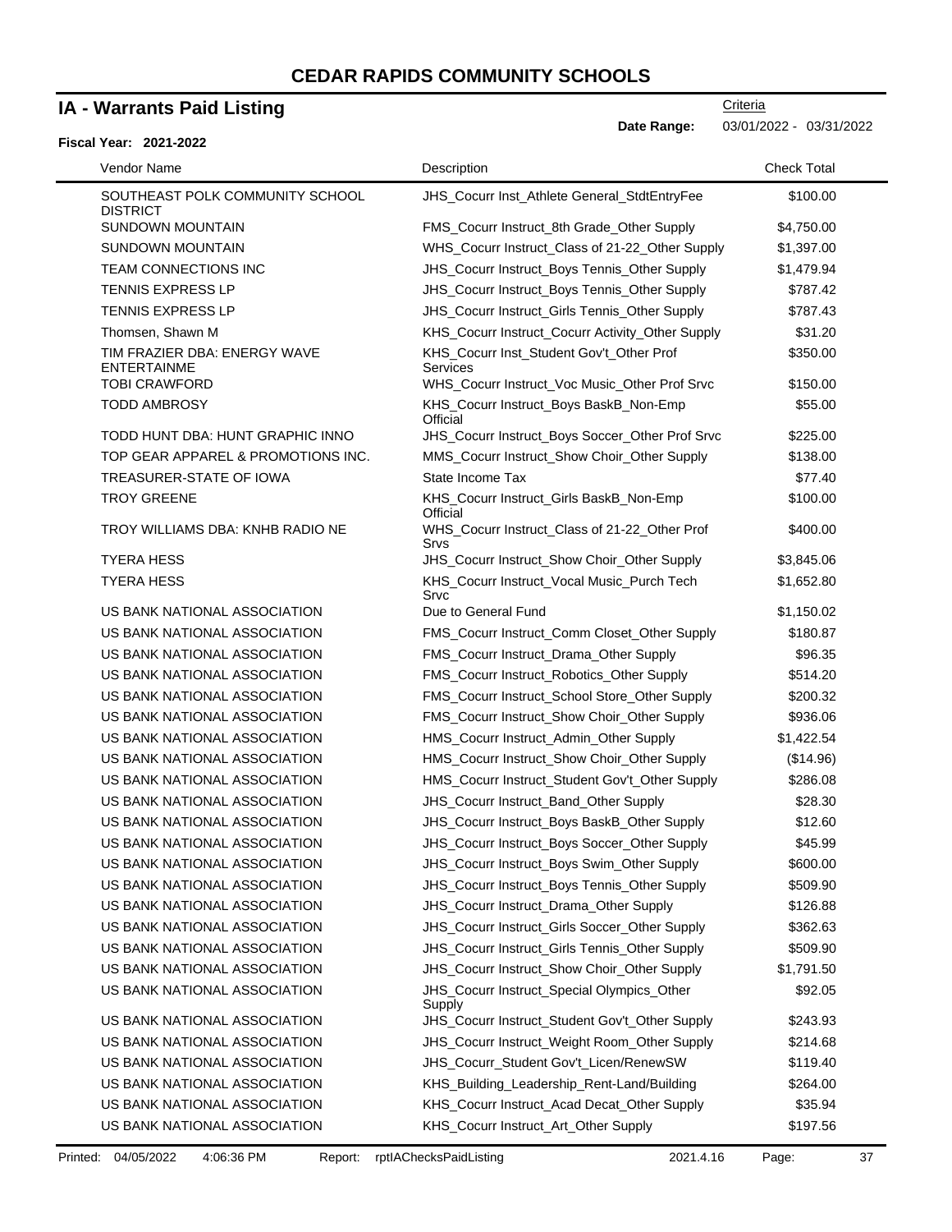# CEDAR RAPIDS COMMUNITY SCHOOLS

## IA - Warrants Paid Listing

Criteria

**Date Range:** 03/01/2022 - 03/31/2022

**Fiscal Year: 2021-2022**

| Vendor Name | Description | Check Total |
|---|---|---|
| SOUTHEAST POLK COMMUNITY SCHOOL DISTRICT | JHS_Cocurr Inst_Athlete General_StdtEntryFee | $100.00 |
| SUNDOWN MOUNTAIN | FMS_Cocurr Instruct_8th Grade_Other Supply | $4,750.00 |
| SUNDOWN MOUNTAIN | WHS_Cocurr Instruct_Class of 21-22_Other Supply | $1,397.00 |
| TEAM CONNECTIONS INC | JHS_Cocurr Instruct_Boys Tennis_Other Supply | $1,479.94 |
| TENNIS EXPRESS LP | JHS_Cocurr Instruct_Boys Tennis_Other Supply | $787.42 |
| TENNIS EXPRESS LP | JHS_Cocurr Instruct_Girls Tennis_Other Supply | $787.43 |
| Thomsen, Shawn M | KHS_Cocurr Instruct_Cocurr Activity_Other Supply | $31.20 |
| TIM FRAZIER DBA: ENERGY WAVE ENTERTAINME | KHS_Cocurr Inst_Student Gov't_Other Prof Services | $350.00 |
| TOBI CRAWFORD | WHS_Cocurr Instruct_Voc Music_Other Prof Srvc | $150.00 |
| TODD AMBROSY | KHS_Cocurr Instruct_Boys BaskB_Non-Emp Official | $55.00 |
| TODD HUNT DBA: HUNT GRAPHIC INNO | JHS_Cocurr Instruct_Boys Soccer_Other Prof Srvc | $225.00 |
| TOP GEAR APPAREL & PROMOTIONS INC. | MMS_Cocurr Instruct_Show Choir_Other Supply | $138.00 |
| TREASURER-STATE OF IOWA | State Income Tax | $77.40 |
| TROY GREENE | KHS_Cocurr Instruct_Girls BaskB_Non-Emp Official | $100.00 |
| TROY WILLIAMS DBA: KNHB RADIO NE | WHS_Cocurr Instruct_Class of 21-22_Other Prof Srvs | $400.00 |
| TYERA HESS | JHS_Cocurr Instruct_Show Choir_Other Supply | $3,845.06 |
| TYERA HESS | KHS_Cocurr Instruct_Vocal Music_Purch Tech Srvc | $1,652.80 |
| US BANK NATIONAL ASSOCIATION | Due to General Fund | $1,150.02 |
| US BANK NATIONAL ASSOCIATION | FMS_Cocurr Instruct_Comm Closet_Other Supply | $180.87 |
| US BANK NATIONAL ASSOCIATION | FMS_Cocurr Instruct_Drama_Other Supply | $96.35 |
| US BANK NATIONAL ASSOCIATION | FMS_Cocurr Instruct_Robotics_Other Supply | $514.20 |
| US BANK NATIONAL ASSOCIATION | FMS_Cocurr Instruct_School Store_Other Supply | $200.32 |
| US BANK NATIONAL ASSOCIATION | FMS_Cocurr Instruct_Show Choir_Other Supply | $936.06 |
| US BANK NATIONAL ASSOCIATION | HMS_Cocurr Instruct_Admin_Other Supply | $1,422.54 |
| US BANK NATIONAL ASSOCIATION | HMS_Cocurr Instruct_Show Choir_Other Supply | ($14.96) |
| US BANK NATIONAL ASSOCIATION | HMS_Cocurr Instruct_Student Gov't_Other Supply | $286.08 |
| US BANK NATIONAL ASSOCIATION | JHS_Cocurr Instruct_Band_Other Supply | $28.30 |
| US BANK NATIONAL ASSOCIATION | JHS_Cocurr Instruct_Boys BaskB_Other Supply | $12.60 |
| US BANK NATIONAL ASSOCIATION | JHS_Cocurr Instruct_Boys Soccer_Other Supply | $45.99 |
| US BANK NATIONAL ASSOCIATION | JHS_Cocurr Instruct_Boys Swim_Other Supply | $600.00 |
| US BANK NATIONAL ASSOCIATION | JHS_Cocurr Instruct_Boys Tennis_Other Supply | $509.90 |
| US BANK NATIONAL ASSOCIATION | JHS_Cocurr Instruct_Drama_Other Supply | $126.88 |
| US BANK NATIONAL ASSOCIATION | JHS_Cocurr Instruct_Girls Soccer_Other Supply | $362.63 |
| US BANK NATIONAL ASSOCIATION | JHS_Cocurr Instruct_Girls Tennis_Other Supply | $509.90 |
| US BANK NATIONAL ASSOCIATION | JHS_Cocurr Instruct_Show Choir_Other Supply | $1,791.50 |
| US BANK NATIONAL ASSOCIATION | JHS_Cocurr Instruct_Special Olympics_Other Supply | $92.05 |
| US BANK NATIONAL ASSOCIATION | JHS_Cocurr Instruct_Student Gov't_Other Supply | $243.93 |
| US BANK NATIONAL ASSOCIATION | JHS_Cocurr Instruct_Weight Room_Other Supply | $214.68 |
| US BANK NATIONAL ASSOCIATION | JHS_Cocurr_Student Gov't_Licen/RenewSW | $119.40 |
| US BANK NATIONAL ASSOCIATION | KHS_Building_Leadership_Rent-Land/Building | $264.00 |
| US BANK NATIONAL ASSOCIATION | KHS_Cocurr Instruct_Acad Decat_Other Supply | $35.94 |
| US BANK NATIONAL ASSOCIATION | KHS_Cocurr Instruct_Art_Other Supply | $197.56 |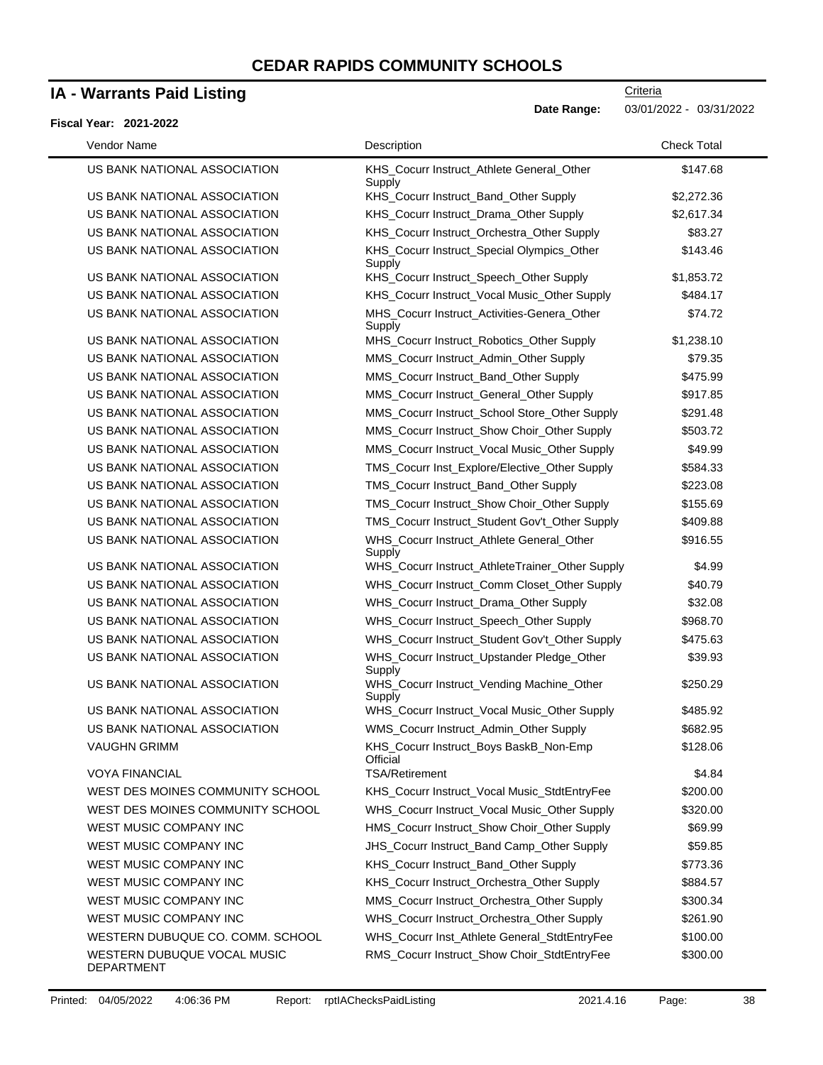# CEDAR RAPIDS COMMUNITY SCHOOLS

## IA - Warrants Paid Listing

Criteria

**Date Range:** 03/01/2022 - 03/31/2022

**Fiscal Year: 2021-2022**

| Vendor Name | Description | Check Total |
|---|---|---|
| US BANK NATIONAL ASSOCIATION | KHS_Cocurr Instruct_Athlete General_Other Supply | $147.68 |
| US BANK NATIONAL ASSOCIATION | KHS_Cocurr Instruct_Band_Other Supply | $2,272.36 |
| US BANK NATIONAL ASSOCIATION | KHS_Cocurr Instruct_Drama_Other Supply | $2,617.34 |
| US BANK NATIONAL ASSOCIATION | KHS_Cocurr Instruct_Orchestra_Other Supply | $83.27 |
| US BANK NATIONAL ASSOCIATION | KHS_Cocurr Instruct_Special Olympics_Other Supply | $143.46 |
| US BANK NATIONAL ASSOCIATION | KHS_Cocurr Instruct_Speech_Other Supply | $1,853.72 |
| US BANK NATIONAL ASSOCIATION | KHS_Cocurr Instruct_Vocal Music_Other Supply | $484.17 |
| US BANK NATIONAL ASSOCIATION | MHS_Cocurr Instruct_Activities-Genera_Other Supply | $74.72 |
| US BANK NATIONAL ASSOCIATION | MHS_Cocurr Instruct_Robotics_Other Supply | $1,238.10 |
| US BANK NATIONAL ASSOCIATION | MMS_Cocurr Instruct_Admin_Other Supply | $79.35 |
| US BANK NATIONAL ASSOCIATION | MMS_Cocurr Instruct_Band_Other Supply | $475.99 |
| US BANK NATIONAL ASSOCIATION | MMS_Cocurr Instruct_General_Other Supply | $917.85 |
| US BANK NATIONAL ASSOCIATION | MMS_Cocurr Instruct_School Store_Other Supply | $291.48 |
| US BANK NATIONAL ASSOCIATION | MMS_Cocurr Instruct_Show Choir_Other Supply | $503.72 |
| US BANK NATIONAL ASSOCIATION | MMS_Cocurr Instruct_Vocal Music_Other Supply | $49.99 |
| US BANK NATIONAL ASSOCIATION | TMS_Cocurr Inst_Explore/Elective_Other Supply | $584.33 |
| US BANK NATIONAL ASSOCIATION | TMS_Cocurr Instruct_Band_Other Supply | $223.08 |
| US BANK NATIONAL ASSOCIATION | TMS_Cocurr Instruct_Show Choir_Other Supply | $155.69 |
| US BANK NATIONAL ASSOCIATION | TMS_Cocurr Instruct_Student Gov't_Other Supply | $409.88 |
| US BANK NATIONAL ASSOCIATION | WHS_Cocurr Instruct_Athlete General_Other Supply | $916.55 |
| US BANK NATIONAL ASSOCIATION | WHS_Cocurr Instruct_AthleteTrainer_Other Supply | $4.99 |
| US BANK NATIONAL ASSOCIATION | WHS_Cocurr Instruct_Comm Closet_Other Supply | $40.79 |
| US BANK NATIONAL ASSOCIATION | WHS_Cocurr Instruct_Drama_Other Supply | $32.08 |
| US BANK NATIONAL ASSOCIATION | WHS_Cocurr Instruct_Speech_Other Supply | $968.70 |
| US BANK NATIONAL ASSOCIATION | WHS_Cocurr Instruct_Student Gov't_Other Supply | $475.63 |
| US BANK NATIONAL ASSOCIATION | WHS_Cocurr Instruct_Upstander Pledge_Other Supply | $39.93 |
| US BANK NATIONAL ASSOCIATION | WHS_Cocurr Instruct_Vending Machine_Other Supply | $250.29 |
| US BANK NATIONAL ASSOCIATION | WHS_Cocurr Instruct_Vocal Music_Other Supply | $485.92 |
| US BANK NATIONAL ASSOCIATION | WMS_Cocurr Instruct_Admin_Other Supply | $682.95 |
| VAUGHN GRIMM | KHS_Cocurr Instruct_Boys BaskB_Non-Emp Official | $128.06 |
| VOYA FINANCIAL | TSA/Retirement | $4.84 |
| WEST DES MOINES COMMUNITY SCHOOL | KHS_Cocurr Instruct_Vocal Music_StdtEntryFee | $200.00 |
| WEST DES MOINES COMMUNITY SCHOOL | WHS_Cocurr Instruct_Vocal Music_Other Supply | $320.00 |
| WEST MUSIC COMPANY INC | HMS_Cocurr Instruct_Show Choir_Other Supply | $69.99 |
| WEST MUSIC COMPANY INC | JHS_Cocurr Instruct_Band Camp_Other Supply | $59.85 |
| WEST MUSIC COMPANY INC | KHS_Cocurr Instruct_Band_Other Supply | $773.36 |
| WEST MUSIC COMPANY INC | KHS_Cocurr Instruct_Orchestra_Other Supply | $884.57 |
| WEST MUSIC COMPANY INC | MMS_Cocurr Instruct_Orchestra_Other Supply | $300.34 |
| WEST MUSIC COMPANY INC | WHS_Cocurr Instruct_Orchestra_Other Supply | $261.90 |
| WESTERN DUBUQUE CO. COMM. SCHOOL | WHS_Cocurr Inst_Athlete General_StdtEntryFee | $100.00 |
| WESTERN DUBUQUE VOCAL MUSIC DEPARTMENT | RMS_Cocurr Instruct_Show Choir_StdtEntryFee | $300.00 |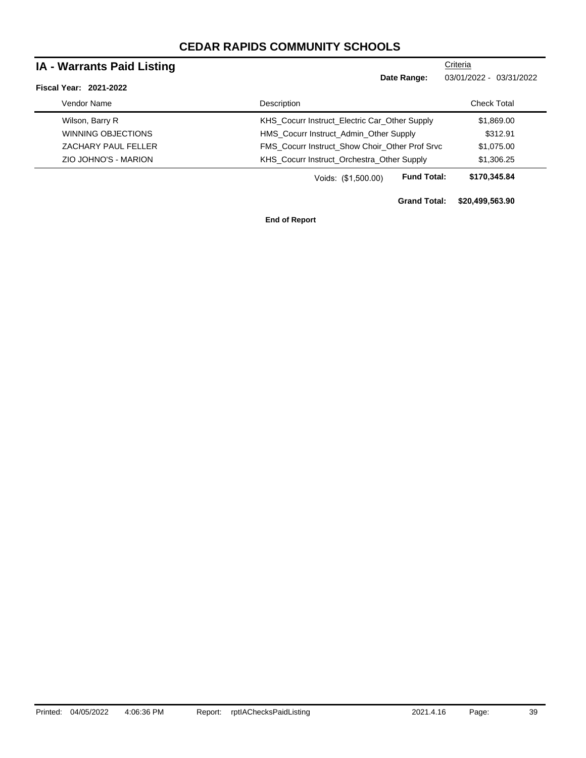# CEDAR RAPIDS COMMUNITY SCHOOLS

## IA - Warrants Paid Listing

**Fiscal Year: 2021-2022**

Criteria

**Date Range:** 03/01/2022 - 03/31/2022

| Vendor Name | Description | Check Total |
|---|---|---|
| Wilson, Barry R | KHS_Cocurr Instruct_Electric Car_Other Supply | $1,869.00 |
| WINNING OBJECTIONS | HMS_Cocurr Instruct_Admin_Other Supply | $312.91 |
| ZACHARY PAUL FELLER | FMS_Cocurr Instruct_Show Choir_Other Prof Srvc | $1,075.00 |
| ZIO JOHNO'S - MARION | KHS_Cocurr Instruct_Orchestra_Other Supply | $1,306.25 |

Voids: ($1,500.00) **Fund Total:** **$170,345.84**

**Grand Total:** **$20,499,563.90**

**End of Report**